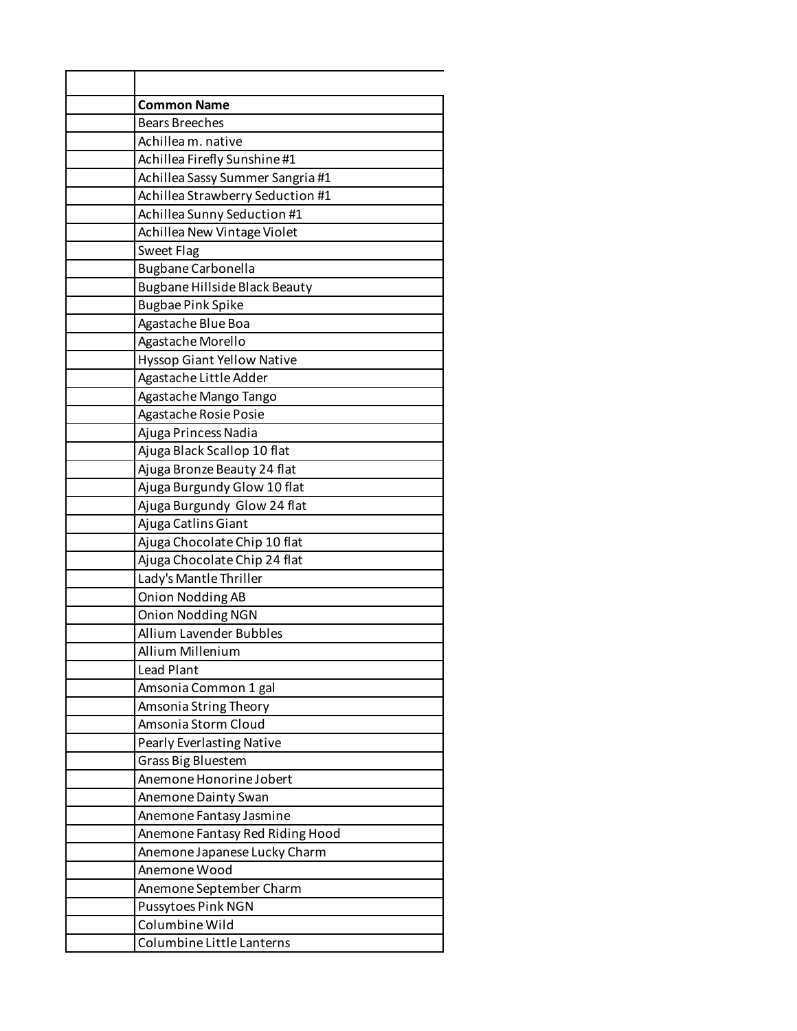| | |
|---|---|
| | |
| | **Common Name** |
| | Bears Breeches |
| | Achillea m. native |
| | Achillea Firefly Sunshine #1 |
| | Achillea Sassy Summer Sangria #1 |
| | Achillea Strawberry Seduction #1 |
| | Achillea Sunny Seduction #1 |
| | Achillea New Vintage Violet |
| | Sweet Flag |
| | Bugbane Carbonella |
| | Bugbane Hillside Black Beauty |
| | Bugbae Pink Spike |
| | Agastache Blue Boa |
| | Agastache Morello |
| | Hyssop Giant Yellow Native |
| | Agastache Little Adder |
| | Agastache Mango Tango |
| | Agastache Rosie Posie |
| | Ajuga Princess Nadia |
| | Ajuga Black Scallop 10 flat |
| | Ajuga Bronze Beauty 24 flat |
| | Ajuga Burgundy Glow 10 flat |
| | Ajuga Burgundy Glow 24 flat |
| | Ajuga Catlins Giant |
| | Ajuga Chocolate Chip 10 flat |
| | Ajuga Chocolate Chip 24 flat |
| | Lady's Mantle Thriller |
| | Onion Nodding AB |
| | Onion Nodding NGN |
| | Allium Lavender Bubbles |
| | Allium Millenium |
| | Lead Plant |
| | Amsonia Common 1 gal |
| | Amsonia String Theory |
| | Amsonia Storm Cloud |
| | Pearly Everlasting Native |
| | Grass Big Bluestem |
| | Anemone Honorine Jobert |
| | Anemone Dainty Swan |
| | Anemone Fantasy Jasmine |
| | Anemone Fantasy Red Riding Hood |
| | Anemone Japanese Lucky Charm |
| | Anemone Wood |
| | Anemone September Charm |
| | Pussytoes Pink NGN |
| | Columbine Wild |
| | Columbine Little Lanterns |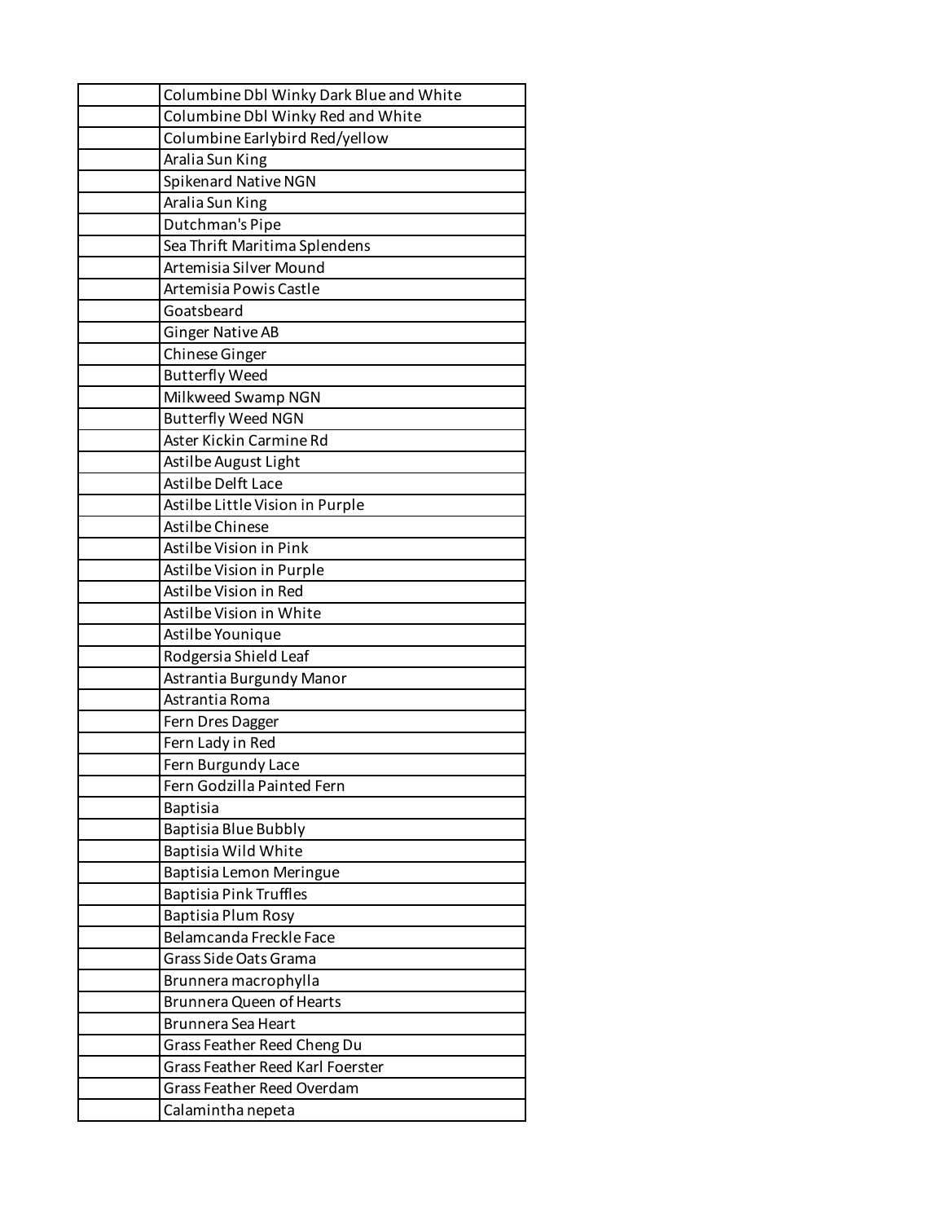| | |
|---|---|
| | Columbine Dbl Winky Dark Blue and White |
| | Columbine Dbl Winky Red and White |
| | Columbine Earlybird Red/yellow |
| | Aralia Sun King |
| | Spikenard Native NGN |
| | Aralia Sun King |
| | Dutchman's Pipe |
| | Sea Thrift Maritima Splendens |
| | Artemisia Silver Mound |
| | Artemisia Powis Castle |
| | Goatsbeard |
| | Ginger Native AB |
| | Chinese Ginger |
| | Butterfly Weed |
| | Milkweed Swamp NGN |
| | Butterfly Weed NGN |
| | Aster Kickin Carmine Rd |
| | Astilbe August Light |
| | Astilbe Delft Lace |
| | Astilbe Little Vision in Purple |
| | Astilbe Chinese |
| | Astilbe Vision in Pink |
| | Astilbe Vision in Purple |
| | Astilbe Vision in Red |
| | Astilbe Vision in White |
| | Astilbe Younique |
| | Rodgersia Shield Leaf |
| | Astrantia Burgundy Manor |
| | Astrantia Roma |
| | Fern Dres Dagger |
| | Fern Lady in Red |
| | Fern Burgundy Lace |
| | Fern Godzilla Painted Fern |
| | Baptisia |
| | Baptisia Blue Bubbly |
| | Baptisia Wild White |
| | Baptisia Lemon Meringue |
| | Baptisia Pink Truffles |
| | Baptisia Plum Rosy |
| | Belamcanda Freckle Face |
| | Grass Side Oats Grama |
| | Brunnera macrophylla |
| | Brunnera Queen of Hearts |
| | Brunnera Sea Heart |
| | Grass Feather Reed Cheng Du |
| | Grass Feather Reed Karl Foerster |
| | Grass Feather Reed Overdam |
| | Calamintha nepeta |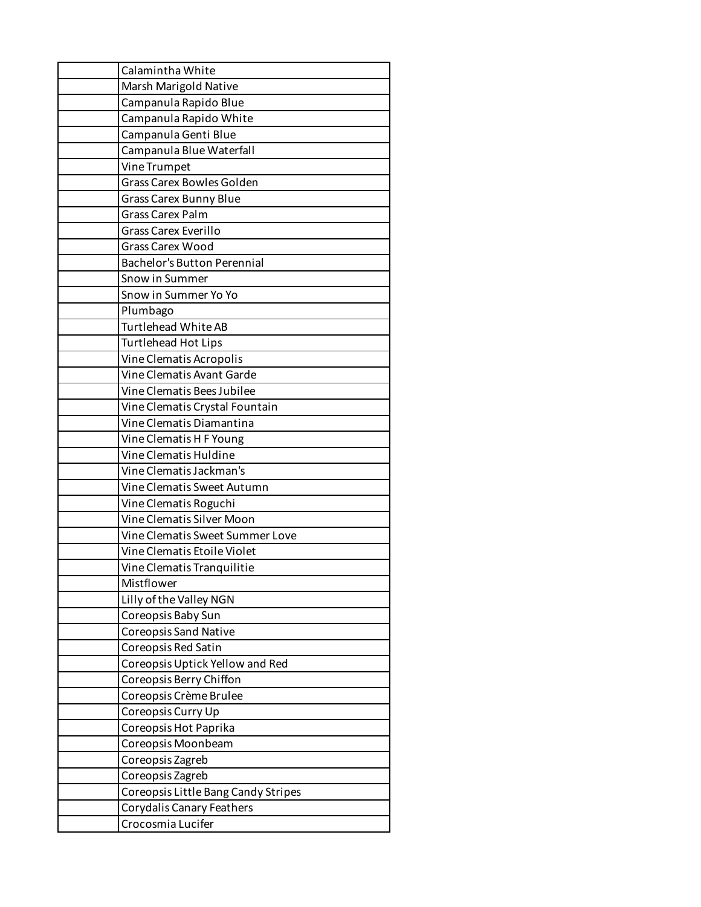| | |
|---|---|
| | Calamintha White |
| | Marsh Marigold Native |
| | Campanula Rapido Blue |
| | Campanula Rapido White |
| | Campanula Genti Blue |
| | Campanula Blue Waterfall |
| | Vine Trumpet |
| | Grass Carex Bowles Golden |
| | Grass Carex Bunny Blue |
| | Grass Carex Palm |
| | Grass Carex Everillo |
| | Grass Carex Wood |
| | Bachelor's Button Perennial |
| | Snow in Summer |
| | Snow in Summer Yo Yo |
| | Plumbago |
| | Turtlehead White AB |
| | Turtlehead Hot Lips |
| | Vine Clematis Acropolis |
| | Vine Clematis Avant Garde |
| | Vine Clematis Bees Jubilee |
| | Vine Clematis Crystal Fountain |
| | Vine Clematis Diamantina |
| | Vine Clematis H F Young |
| | Vine Clematis Huldine |
| | Vine Clematis Jackman's |
| | Vine Clematis Sweet Autumn |
| | Vine Clematis Roguchi |
| | Vine Clematis Silver Moon |
| | Vine Clematis Sweet Summer Love |
| | Vine Clematis Etoile Violet |
| | Vine Clematis Tranquilitie |
| | Mistflower |
| | Lilly of the Valley NGN |
| | Coreopsis Baby Sun |
| | Coreopsis Sand Native |
| | Coreopsis Red Satin |
| | Coreopsis Uptick Yellow and Red |
| | Coreopsis Berry Chiffon |
| | Coreopsis Crème Brulee |
| | Coreopsis Curry Up |
| | Coreopsis Hot Paprika |
| | Coreopsis Moonbeam |
| | Coreopsis Zagreb |
| | Coreopsis Zagreb |
| | Coreopsis Little Bang Candy Stripes |
| | Corydalis Canary Feathers |
| | Crocosmia Lucifer |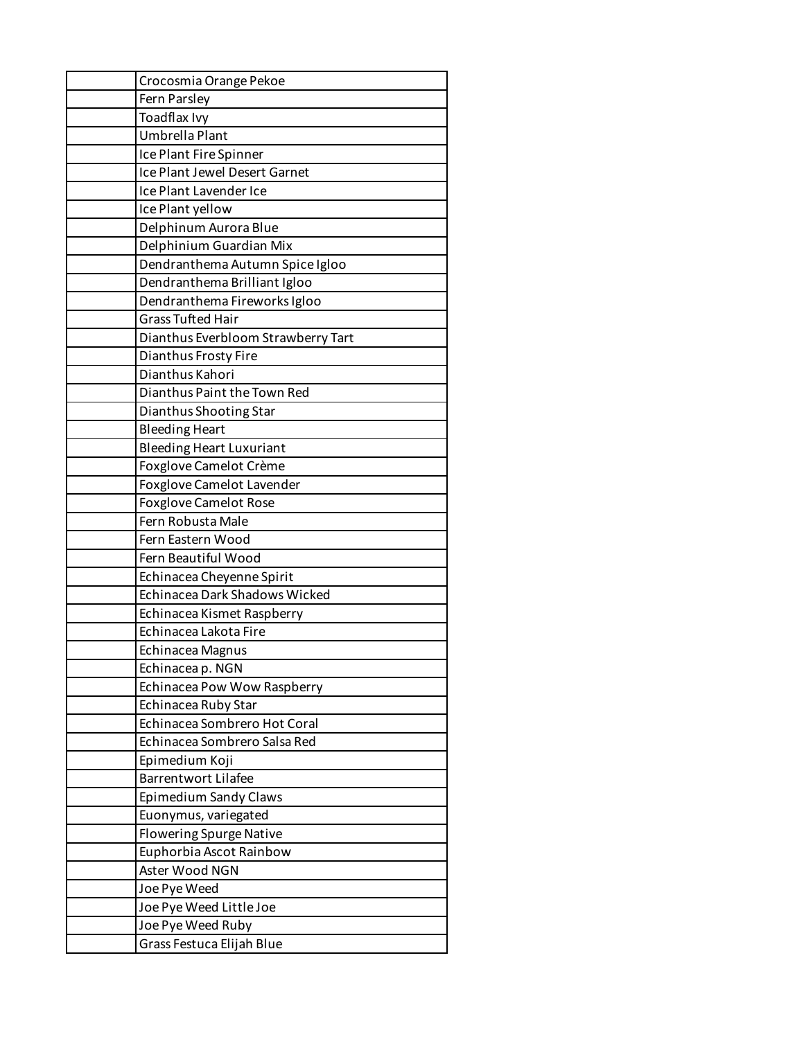| | |
|---|---|
| | Crocosmia Orange Pekoe |
| | Fern Parsley |
| | Toadflax Ivy |
| | Umbrella Plant |
| | Ice Plant Fire Spinner |
| | Ice Plant Jewel Desert Garnet |
| | Ice Plant Lavender Ice |
| | Ice Plant yellow |
| | Delphinum Aurora Blue |
| | Delphinium Guardian Mix |
| | Dendranthema Autumn Spice Igloo |
| | Dendranthema Brilliant Igloo |
| | Dendranthema Fireworks Igloo |
| | Grass Tufted Hair |
| | Dianthus Everbloom Strawberry Tart |
| | Dianthus Frosty Fire |
| | Dianthus Kahori |
| | Dianthus Paint the Town Red |
| | Dianthus Shooting Star |
| | Bleeding Heart |
| | Bleeding Heart Luxuriant |
| | Foxglove Camelot Crème |
| | Foxglove Camelot Lavender |
| | Foxglove Camelot Rose |
| | Fern Robusta Male |
| | Fern Eastern Wood |
| | Fern Beautiful Wood |
| | Echinacea Cheyenne Spirit |
| | Echinacea Dark Shadows Wicked |
| | Echinacea Kismet Raspberry |
| | Echinacea Lakota Fire |
| | Echinacea Magnus |
| | Echinacea p. NGN |
| | Echinacea Pow Wow Raspberry |
| | Echinacea Ruby Star |
| | Echinacea Sombrero Hot Coral |
| | Echinacea Sombrero Salsa Red |
| | Epimedium Koji |
| | Barrentwort Lilafee |
| | Epimedium Sandy Claws |
| | Euonymus, variegated |
| | Flowering Spurge Native |
| | Euphorbia Ascot Rainbow |
| | Aster Wood NGN |
| | Joe Pye Weed |
| | Joe Pye Weed Little Joe |
| | Joe Pye Weed Ruby |
| | Grass Festuca Elijah Blue |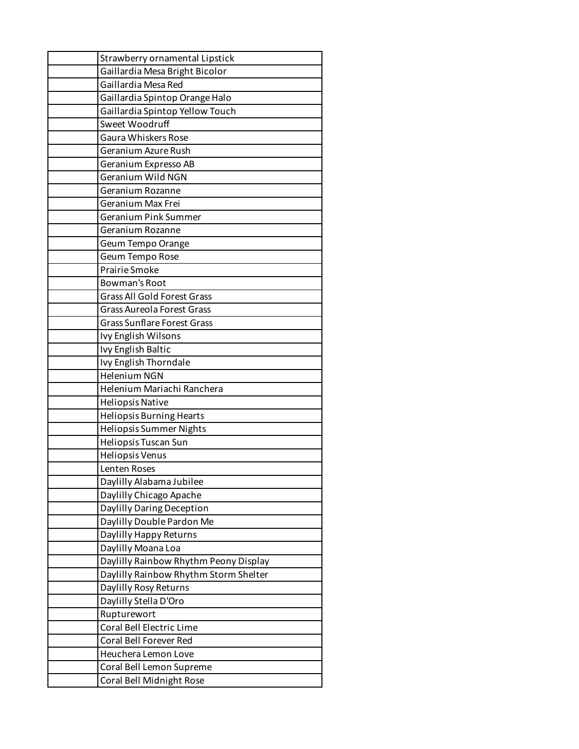| | |
|---|---|
| | Strawberry ornamental Lipstick |
| | Gaillardia Mesa Bright Bicolor |
| | Gaillardia Mesa Red |
| | Gaillardia Spintop Orange Halo |
| | Gaillardia Spintop Yellow Touch |
| | Sweet Woodruff |
| | Gaura Whiskers Rose |
| | Geranium Azure Rush |
| | Geranium Expresso AB |
| | Geranium Wild NGN |
| | Geranium Rozanne |
| | Geranium Max Frei |
| | Geranium Pink Summer |
| | Geranium Rozanne |
| | Geum Tempo Orange |
| | Geum Tempo Rose |
| | Prairie Smoke |
| | Bowman's Root |
| | Grass All Gold Forest Grass |
| | Grass Aureola Forest Grass |
| | Grass Sunflare Forest Grass |
| | Ivy English Wilsons |
| | Ivy English Baltic |
| | Ivy English Thorndale |
| | Helenium NGN |
| | Helenium Mariachi Ranchera |
| | Heliopsis Native |
| | Heliopsis Burning Hearts |
| | Heliopsis Summer Nights |
| | Heliopsis Tuscan Sun |
| | Heliopsis Venus |
| | Lenten Roses |
| | Daylilly Alabama Jubilee |
| | Daylilly Chicago Apache |
| | Daylilly Daring Deception |
| | Daylilly Double Pardon Me |
| | Daylilly Happy Returns |
| | Daylilly Moana Loa |
| | Daylilly Rainbow Rhythm Peony Display |
| | Daylilly Rainbow Rhythm Storm Shelter |
| | Daylilly Rosy Returns |
| | Daylilly Stella D'Oro |
| | Rupturewort |
| | Coral Bell Electric Lime |
| | Coral Bell Forever Red |
| | Heuchera Lemon Love |
| | Coral Bell Lemon Supreme |
| | Coral Bell Midnight Rose |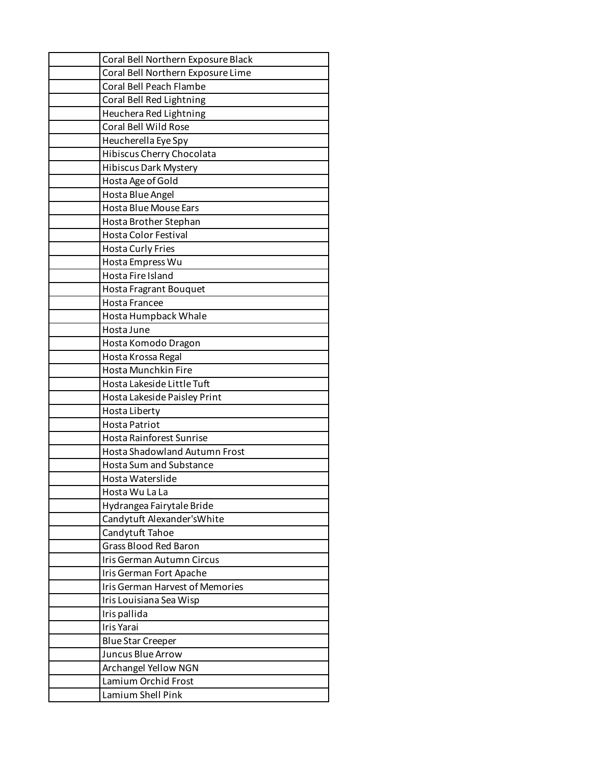| | |
|---|---|
| | Coral Bell Northern Exposure Black |
| | Coral Bell Northern Exposure Lime |
| | Coral Bell Peach Flambe |
| | Coral Bell Red Lightning |
| | Heuchera Red Lightning |
| | Coral Bell Wild Rose |
| | Heucherella Eye Spy |
| | Hibiscus Cherry Chocolata |
| | Hibiscus Dark Mystery |
| | Hosta Age of Gold |
| | Hosta Blue Angel |
| | Hosta Blue Mouse Ears |
| | Hosta Brother Stephan |
| | Hosta Color Festival |
| | Hosta Curly Fries |
| | Hosta Empress Wu |
| | Hosta Fire Island |
| | Hosta Fragrant Bouquet |
| | Hosta Francee |
| | Hosta Humpback Whale |
| | Hosta June |
| | Hosta Komodo Dragon |
| | Hosta Krossa Regal |
| | Hosta Munchkin Fire |
| | Hosta Lakeside Little Tuft |
| | Hosta Lakeside Paisley Print |
| | Hosta Liberty |
| | Hosta Patriot |
| | Hosta Rainforest Sunrise |
| | Hosta Shadowland Autumn Frost |
| | Hosta Sum and Substance |
| | Hosta Waterslide |
| | Hosta Wu La La |
| | Hydrangea Fairytale Bride |
| | Candytuft Alexander'sWhite |
| | Candytuft Tahoe |
| | Grass Blood Red Baron |
| | Iris German Autumn Circus |
| | Iris German Fort Apache |
| | Iris German Harvest of Memories |
| | Iris Louisiana Sea Wisp |
| | Iris pallida |
| | Iris Yarai |
| | Blue Star Creeper |
| | Juncus Blue Arrow |
| | Archangel Yellow NGN |
| | Lamium Orchid Frost |
| | Lamium Shell Pink |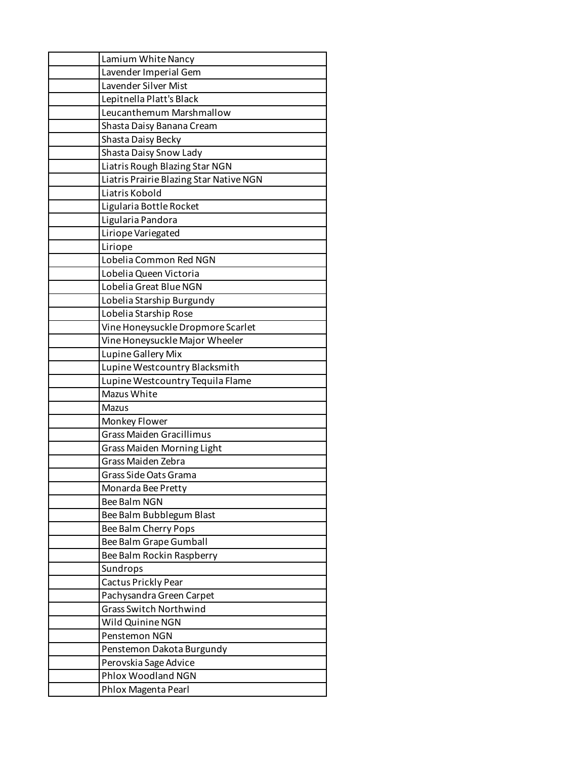| | |
|---|---|
| | Lamium White Nancy |
| | Lavender Imperial Gem |
| | Lavender Silver Mist |
| | Lepitnella Platt's Black |
| | Leucanthemum Marshmallow |
| | Shasta Daisy Banana Cream |
| | Shasta Daisy Becky |
| | Shasta Daisy Snow Lady |
| | Liatris Rough Blazing Star NGN |
| | Liatris Prairie Blazing Star Native NGN |
| | Liatris Kobold |
| | Ligularia Bottle Rocket |
| | Ligularia Pandora |
| | Liriope Variegated |
| | Liriope |
| | Lobelia Common Red NGN |
| | Lobelia Queen Victoria |
| | Lobelia Great Blue NGN |
| | Lobelia Starship Burgundy |
| | Lobelia Starship Rose |
| | Vine Honeysuckle Dropmore Scarlet |
| | Vine Honeysuckle Major Wheeler |
| | Lupine Gallery Mix |
| | Lupine Westcountry Blacksmith |
| | Lupine Westcountry Tequila Flame |
| | Mazus White |
| | Mazus |
| | Monkey Flower |
| | Grass Maiden Gracillimus |
| | Grass Maiden Morning Light |
| | Grass Maiden Zebra |
| | Grass Side Oats Grama |
| | Monarda Bee Pretty |
| | Bee Balm NGN |
| | Bee Balm Bubblegum Blast |
| | Bee Balm Cherry Pops |
| | Bee Balm Grape Gumball |
| | Bee Balm Rockin Raspberry |
| | Sundrops |
| | Cactus Prickly Pear |
| | Pachysandra Green Carpet |
| | Grass Switch Northwind |
| | Wild Quinine NGN |
| | Penstemon NGN |
| | Penstemon Dakota Burgundy |
| | Perovskia Sage Advice |
| | Phlox Woodland NGN |
| | Phlox Magenta Pearl |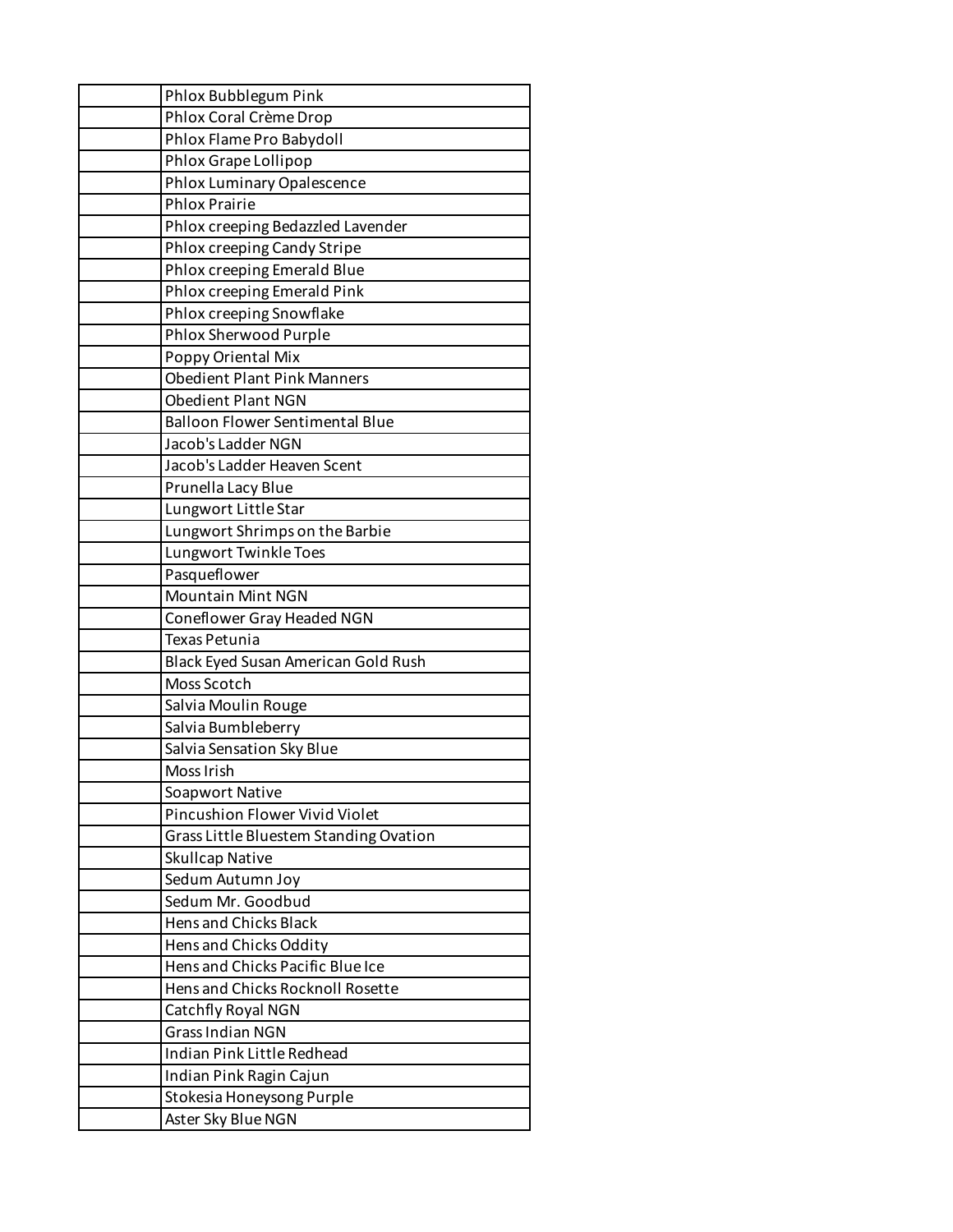| | |
|---|---|
| | Phlox Bubblegum Pink |
| | Phlox Coral Crème Drop |
| | Phlox Flame Pro Babydoll |
| | Phlox Grape Lollipop |
| | Phlox Luminary Opalescence |
| | Phlox Prairie |
| | Phlox creeping Bedazzled Lavender |
| | Phlox creeping Candy Stripe |
| | Phlox creeping Emerald Blue |
| | Phlox creeping Emerald Pink |
| | Phlox creeping Snowflake |
| | Phlox Sherwood Purple |
| | Poppy Oriental Mix |
| | Obedient Plant Pink Manners |
| | Obedient Plant NGN |
| | Balloon Flower Sentimental Blue |
| | Jacob's Ladder NGN |
| | Jacob's Ladder Heaven Scent |
| | Prunella Lacy Blue |
| | Lungwort Little Star |
| | Lungwort Shrimps on the Barbie |
| | Lungwort Twinkle Toes |
| | Pasqueflower |
| | Mountain Mint NGN |
| | Coneflower Gray Headed NGN |
| | Texas Petunia |
| | Black Eyed Susan American Gold Rush |
| | Moss Scotch |
| | Salvia Moulin Rouge |
| | Salvia Bumbleberry |
| | Salvia Sensation Sky Blue |
| | Moss Irish |
| | Soapwort Native |
| | Pincushion Flower Vivid Violet |
| | Grass Little Bluestem Standing Ovation |
| | Skullcap Native |
| | Sedum Autumn Joy |
| | Sedum Mr. Goodbud |
| | Hens and Chicks Black |
| | Hens and Chicks Oddity |
| | Hens and Chicks Pacific Blue Ice |
| | Hens and Chicks Rocknoll Rosette |
| | Catchfly Royal NGN |
| | Grass Indian NGN |
| | Indian Pink Little Redhead |
| | Indian Pink Ragin Cajun |
| | Stokesia Honeysong Purple |
| | Aster Sky Blue NGN |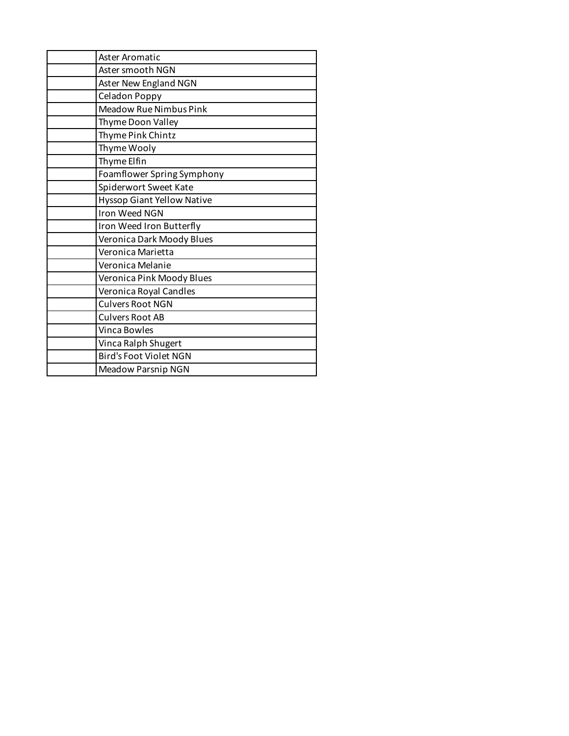| | |
|---|---|
| | Aster Aromatic |
| | Aster smooth NGN |
| | Aster New England NGN |
| | Celadon Poppy |
| | Meadow Rue Nimbus Pink |
| | Thyme Doon Valley |
| | Thyme Pink Chintz |
| | Thyme Wooly |
| | Thyme Elfin |
| | Foamflower Spring Symphony |
| | Spiderwort Sweet Kate |
| | Hyssop Giant Yellow Native |
| | Iron Weed NGN |
| | Iron Weed Iron Butterfly |
| | Veronica Dark Moody Blues |
| | Veronica Marietta |
| | Veronica Melanie |
| | Veronica Pink Moody Blues |
| | Veronica Royal Candles |
| | Culvers Root NGN |
| | Culvers Root AB |
| | Vinca Bowles |
| | Vinca Ralph Shugert |
| | Bird's Foot Violet NGN |
| | Meadow Parsnip NGN |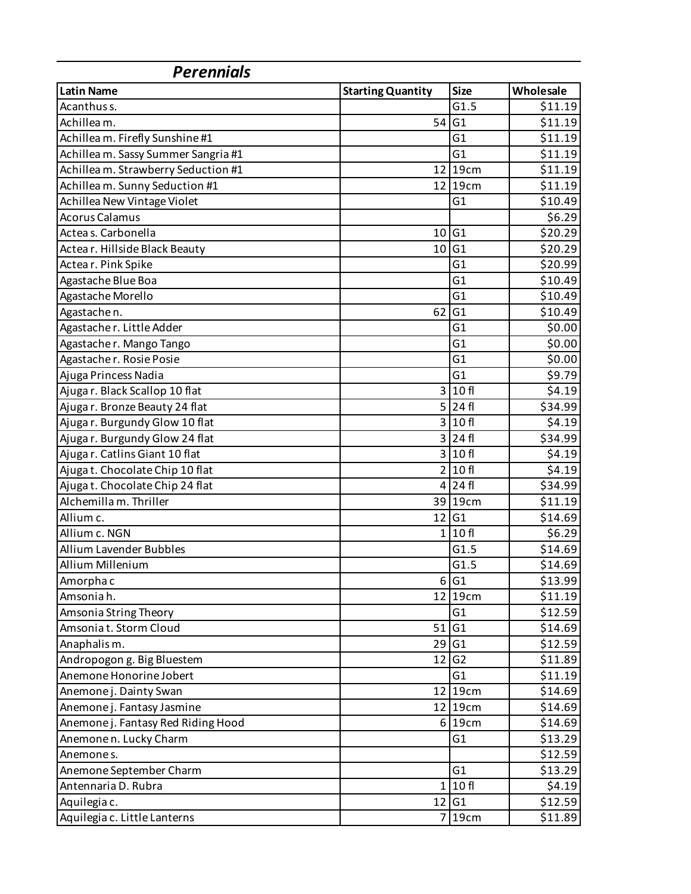## *Perennials*

| Latin Name | Starting Quantity | Size | Wholesale |
|---|---|---|---|
| Acanthus s. | | G1.5 | $11.19 |
| Achillea m. | 54 | G1 | $11.19 |
| Achillea m. Firefly Sunshine #1 | | G1 | $11.19 |
| Achillea m. Sassy Summer Sangria #1 | | G1 | $11.19 |
| Achillea m. Strawberry Seduction #1 | 12 | 19cm | $11.19 |
| Achillea m. Sunny Seduction #1 | 12 | 19cm | $11.19 |
| Achillea New Vintage Violet | | G1 | $10.49 |
| Acorus Calamus | | | $6.29 |
| Actea s. Carbonella | 10 | G1 | $20.29 |
| Actea r. Hillside Black Beauty | 10 | G1 | $20.29 |
| Actea r. Pink Spike | | G1 | $20.99 |
| Agastache Blue Boa | | G1 | $10.49 |
| Agastache Morello | | G1 | $10.49 |
| Agastache n. | 62 | G1 | $10.49 |
| Agastache r. Little Adder | | G1 | $0.00 |
| Agastache r. Mango Tango | | G1 | $0.00 |
| Agastache r. Rosie Posie | | G1 | $0.00 |
| Ajuga Princess Nadia | | G1 | $9.79 |
| Ajuga r. Black Scallop 10 flat | 3 | 10 fl | $4.19 |
| Ajuga r. Bronze Beauty 24 flat | 5 | 24 fl | $34.99 |
| Ajuga r. Burgundy Glow 10 flat | 3 | 10 fl | $4.19 |
| Ajuga r. Burgundy Glow 24 flat | 3 | 24 fl | $34.99 |
| Ajuga r. Catlins Giant 10 flat | 3 | 10 fl | $4.19 |
| Ajuga t. Chocolate Chip 10 flat | 2 | 10 fl | $4.19 |
| Ajuga t. Chocolate Chip 24 flat | 4 | 24 fl | $34.99 |
| Alchemilla m. Thriller | 39 | 19cm | $11.19 |
| Allium c. | 12 | G1 | $14.69 |
| Allium c. NGN | 1 | 10 fl | $6.29 |
| Allium Lavender Bubbles | | G1.5 | $14.69 |
| Allium Millenium | | G1.5 | $14.69 |
| Amorpha c | 6 | G1 | $13.99 |
| Amsonia h. | 12 | 19cm | $11.19 |
| Amsonia String Theory | | G1 | $12.59 |
| Amsonia t. Storm Cloud | 51 | G1 | $14.69 |
| Anaphalis m. | 29 | G1 | $12.59 |
| Andropogon g. Big Bluestem | 12 | G2 | $11.89 |
| Anemone Honorine Jobert | | G1 | $11.19 |
| Anemone j. Dainty Swan | 12 | 19cm | $14.69 |
| Anemone j. Fantasy Jasmine | 12 | 19cm | $14.69 |
| Anemone j. Fantasy Red Riding Hood | 6 | 19cm | $14.69 |
| Anemone n. Lucky Charm | | G1 | $13.29 |
| Anemone s. | | | $12.59 |
| Anemone September Charm | | G1 | $13.29 |
| Antennaria D. Rubra | 1 | 10 fl | $4.19 |
| Aquilegia c. | 12 | G1 | $12.59 |
| Aquilegia c. Little Lanterns | 7 | 19cm | $11.89 |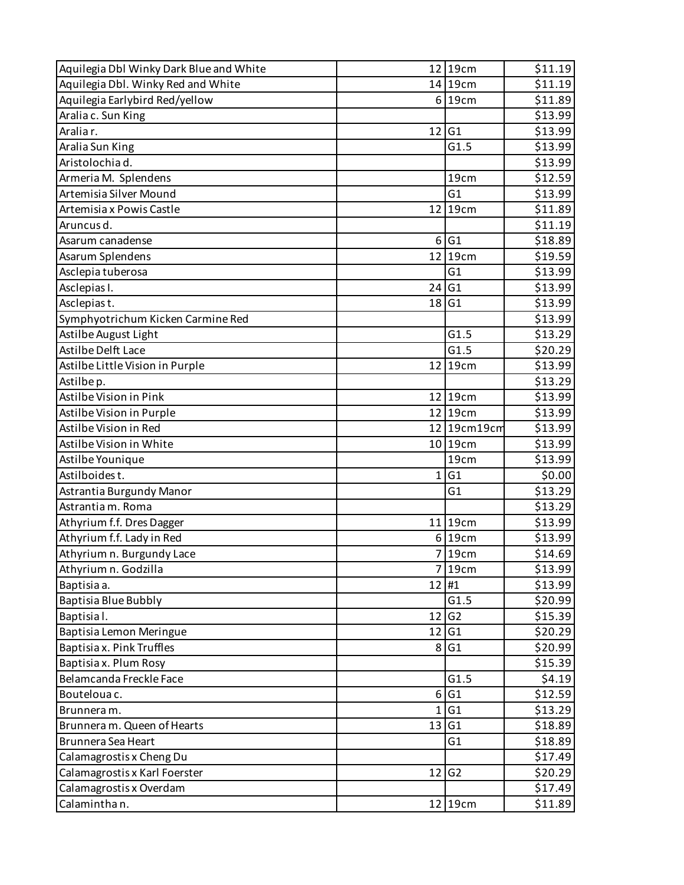| | | | |
|---|---|---|---|
| Aquilegia Dbl Winky Dark Blue and White | 12 | 19cm | $11.19 |
| Aquilegia Dbl. Winky Red and White | 14 | 19cm | $11.19 |
| Aquilegia Earlybird Red/yellow | 6 | 19cm | $11.89 |
| Aralia c. Sun King | | | $13.99 |
| Aralia r. | 12 | G1 | $13.99 |
| Aralia Sun King | | G1.5 | $13.99 |
| Aristolochia d. | | | $13.99 |
| Armeria M. Splendens | | 19cm | $12.59 |
| Artemisia Silver Mound | | G1 | $13.99 |
| Artemisia x Powis Castle | 12 | 19cm | $11.89 |
| Aruncus d. | | | $11.19 |
| Asarum canadense | 6 | G1 | $18.89 |
| Asarum Splendens | 12 | 19cm | $19.59 |
| Asclepia tuberosa | | G1 | $13.99 |
| Asclepias I. | 24 | G1 | $13.99 |
| Asclepias t. | 18 | G1 | $13.99 |
| Symphyotrichum Kicken Carmine Red | | | $13.99 |
| Astilbe August Light | | G1.5 | $13.29 |
| Astilbe Delft Lace | | G1.5 | $20.29 |
| Astilbe Little Vision in Purple | 12 | 19cm | $13.99 |
| Astilbe p. | | | $13.29 |
| Astilbe Vision in Pink | 12 | 19cm | $13.99 |
| Astilbe Vision in Purple | 12 | 19cm | $13.99 |
| Astilbe Vision in Red | 12 | 19cm19cm | $13.99 |
| Astilbe Vision in White | 10 | 19cm | $13.99 |
| Astilbe Younique | | 19cm | $13.99 |
| Astilboides t. | 1 | G1 | $0.00 |
| Astrantia Burgundy Manor | | G1 | $13.29 |
| Astrantia m. Roma | | | $13.29 |
| Athyrium f.f. Dres Dagger | 11 | 19cm | $13.99 |
| Athyrium f.f. Lady in Red | 6 | 19cm | $13.99 |
| Athyrium n. Burgundy Lace | 7 | 19cm | $14.69 |
| Athyrium n. Godzilla | 7 | 19cm | $13.99 |
| Baptisia a. | 12 | #1 | $13.99 |
| Baptisia Blue Bubbly | | G1.5 | $20.99 |
| Baptisia l. | 12 | G2 | $15.39 |
| Baptisia Lemon Meringue | 12 | G1 | $20.29 |
| Baptisia x. Pink Truffles | 8 | G1 | $20.99 |
| Baptisia x. Plum Rosy | | | $15.39 |
| Belamcanda Freckle Face | | G1.5 | $4.19 |
| Bouteloua c. | 6 | G1 | $12.59 |
| Brunnera m. | 1 | G1 | $13.29 |
| Brunnera m. Queen of Hearts | 13 | G1 | $18.89 |
| Brunnera Sea Heart | | G1 | $18.89 |
| Calamagrostis x Cheng Du | | | $17.49 |
| Calamagrostis x Karl Foerster | 12 | G2 | $20.29 |
| Calamagrostis x Overdam | | | $17.49 |
| Calamintha n. | 12 | 19cm | $11.89 |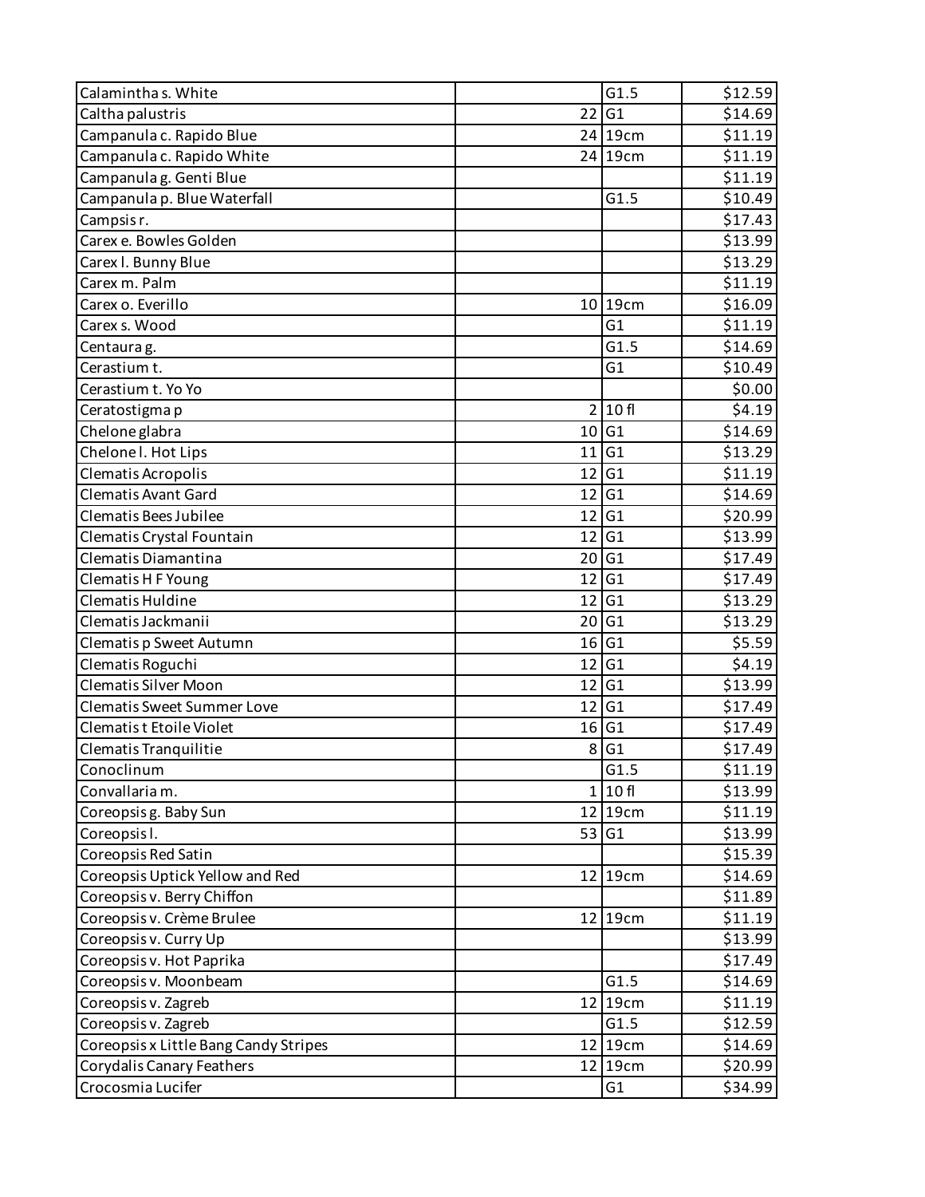| | | | |
|---|---|---|---|
| Calamintha s. White | | G1.5 | $12.59 |
| Caltha palustris | 22 | G1 | $14.69 |
| Campanula c. Rapido Blue | 24 | 19cm | $11.19 |
| Campanula c. Rapido White | 24 | 19cm | $11.19 |
| Campanula g. Genti Blue | | | $11.19 |
| Campanula p. Blue Waterfall | | G1.5 | $10.49 |
| Campsis r. | | | $17.43 |
| Carex e. Bowles Golden | | | $13.99 |
| Carex l. Bunny Blue | | | $13.29 |
| Carex m. Palm | | | $11.19 |
| Carex o. Everillo | 10 | 19cm | $16.09 |
| Carex s. Wood | | G1 | $11.19 |
| Centaura g. | | G1.5 | $14.69 |
| Cerastium t. | | G1 | $10.49 |
| Cerastium t. Yo Yo | | | $0.00 |
| Ceratostigma p | 2 | 10 fl | $4.19 |
| Chelone glabra | 10 | G1 | $14.69 |
| Chelone l. Hot Lips | 11 | G1 | $13.29 |
| Clematis Acropolis | 12 | G1 | $11.19 |
| Clematis Avant Gard | 12 | G1 | $14.69 |
| Clematis Bees Jubilee | 12 | G1 | $20.99 |
| Clematis Crystal Fountain | 12 | G1 | $13.99 |
| Clematis Diamantina | 20 | G1 | $17.49 |
| Clematis H F Young | 12 | G1 | $17.49 |
| Clematis Huldine | 12 | G1 | $13.29 |
| Clematis Jackmanii | 20 | G1 | $13.29 |
| Clematis p Sweet Autumn | 16 | G1 | $5.59 |
| Clematis Roguchi | 12 | G1 | $4.19 |
| Clematis Silver Moon | 12 | G1 | $13.99 |
| Clematis Sweet Summer Love | 12 | G1 | $17.49 |
| Clematis t Etoile Violet | 16 | G1 | $17.49 |
| Clematis Tranquilitie | 8 | G1 | $17.49 |
| Conoclinum | | G1.5 | $11.19 |
| Convallaria m. | 1 | 10 fl | $13.99 |
| Coreopsis g. Baby Sun | 12 | 19cm | $11.19 |
| Coreopsis l. | 53 | G1 | $13.99 |
| Coreopsis Red Satin | | | $15.39 |
| Coreopsis Uptick Yellow and Red | 12 | 19cm | $14.69 |
| Coreopsis v. Berry Chiffon | | | $11.89 |
| Coreopsis v. Crème Brulee | 12 | 19cm | $11.19 |
| Coreopsis v. Curry Up | | | $13.99 |
| Coreopsis v. Hot Paprika | | | $17.49 |
| Coreopsis v. Moonbeam | | G1.5 | $14.69 |
| Coreopsis v. Zagreb | 12 | 19cm | $11.19 |
| Coreopsis v. Zagreb | | G1.5 | $12.59 |
| Coreopsis x Little Bang Candy Stripes | 12 | 19cm | $14.69 |
| Corydalis Canary Feathers | 12 | 19cm | $20.99 |
| Crocosmia Lucifer | | G1 | $34.99 |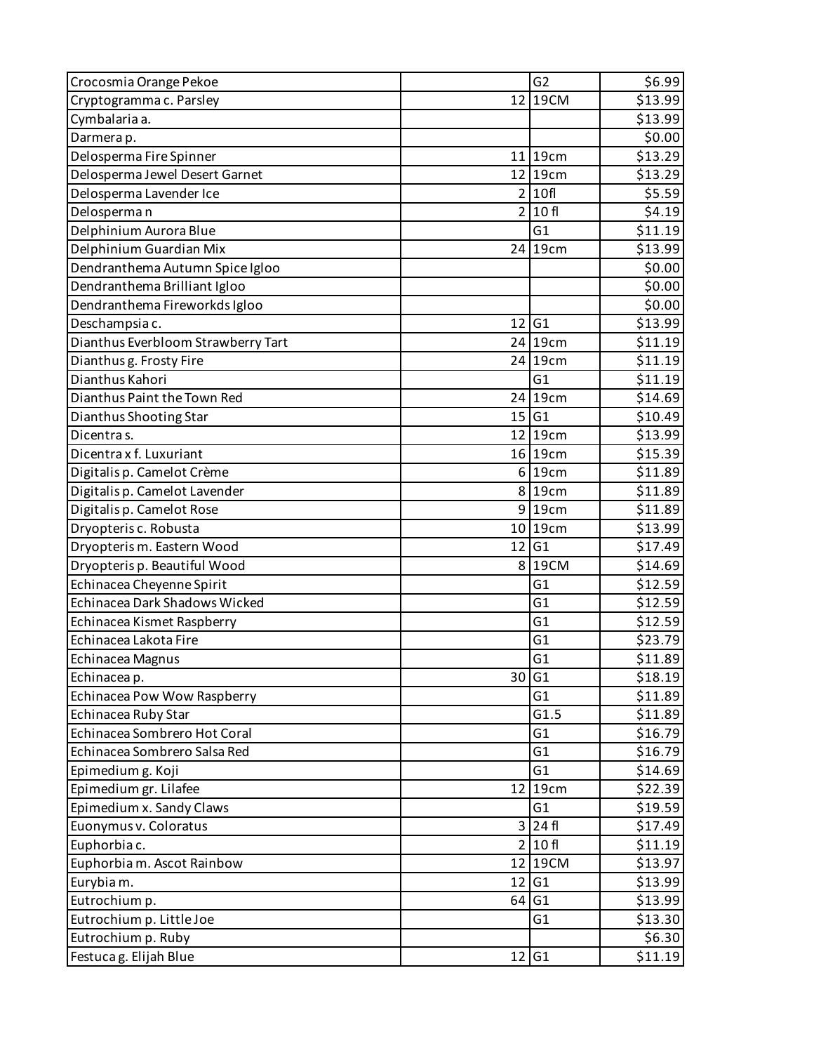| | | | |
|---|---|---|---|
| Crocosmia Orange Pekoe | | G2 | $6.99 |
| Cryptogramma c. Parsley | 12 | 19CM | $13.99 |
| Cymbalaria a. | | | $13.99 |
| Darmera p. | | | $0.00 |
| Delosperma Fire Spinner | 11 | 19cm | $13.29 |
| Delosperma Jewel Desert Garnet | 12 | 19cm | $13.29 |
| Delosperma Lavender Ice | 2 | 10fl | $5.59 |
| Delosperma n | 2 | 10 fl | $4.19 |
| Delphinium Aurora Blue | | G1 | $11.19 |
| Delphinium Guardian Mix | 24 | 19cm | $13.99 |
| Dendranthema Autumn Spice Igloo | | | $0.00 |
| Dendranthema Brilliant Igloo | | | $0.00 |
| Dendranthema Fireworkds Igloo | | | $0.00 |
| Deschampsia c. | 12 | G1 | $13.99 |
| Dianthus Everbloom Strawberry Tart | 24 | 19cm | $11.19 |
| Dianthus g. Frosty Fire | 24 | 19cm | $11.19 |
| Dianthus Kahori | | G1 | $11.19 |
| Dianthus Paint the Town Red | 24 | 19cm | $14.69 |
| Dianthus Shooting Star | 15 | G1 | $10.49 |
| Dicentra s. | 12 | 19cm | $13.99 |
| Dicentra x f. Luxuriant | 16 | 19cm | $15.39 |
| Digitalis p. Camelot Crème | 6 | 19cm | $11.89 |
| Digitalis p. Camelot Lavender | 8 | 19cm | $11.89 |
| Digitalis p. Camelot Rose | 9 | 19cm | $11.89 |
| Dryopteris c. Robusta | 10 | 19cm | $13.99 |
| Dryopteris m. Eastern Wood | 12 | G1 | $17.49 |
| Dryopteris p. Beautiful Wood | 8 | 19CM | $14.69 |
| Echinacea Cheyenne Spirit | | G1 | $12.59 |
| Echinacea Dark Shadows Wicked | | G1 | $12.59 |
| Echinacea Kismet Raspberry | | G1 | $12.59 |
| Echinacea Lakota Fire | | G1 | $23.79 |
| Echinacea Magnus | | G1 | $11.89 |
| Echinacea p. | 30 | G1 | $18.19 |
| Echinacea Pow Wow Raspberry | | G1 | $11.89 |
| Echinacea Ruby Star | | G1.5 | $11.89 |
| Echinacea Sombrero Hot Coral | | G1 | $16.79 |
| Echinacea Sombrero Salsa Red | | G1 | $16.79 |
| Epimedium g. Koji | | G1 | $14.69 |
| Epimedium gr. Lilafee | 12 | 19cm | $22.39 |
| Epimedium x. Sandy Claws | | G1 | $19.59 |
| Euonymus v. Coloratus | 3 | 24 fl | $17.49 |
| Euphorbia c. | 2 | 10 fl | $11.19 |
| Euphorbia m. Ascot Rainbow | 12 | 19CM | $13.97 |
| Eurybia m. | 12 | G1 | $13.99 |
| Eutrochium p. | 64 | G1 | $13.99 |
| Eutrochium p. Little Joe | | G1 | $13.30 |
| Eutrochium p. Ruby | | | $6.30 |
| Festuca g. Elijah Blue | 12 | G1 | $11.19 |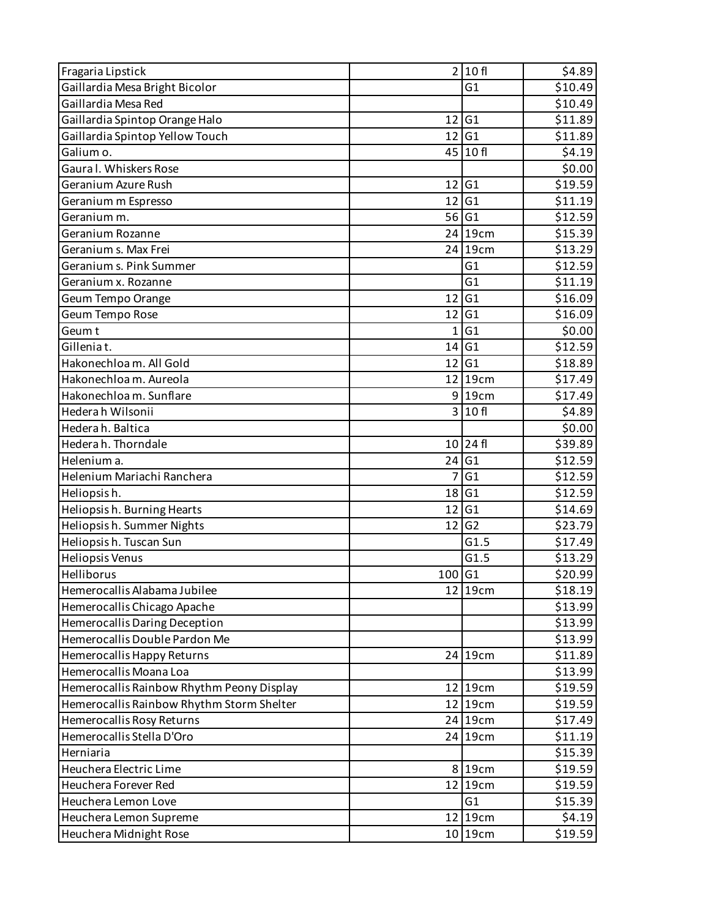| | | | |
|---|---|---|---|
| Fragaria Lipstick | 2 | 10 fl | $4.89 |
| Gaillardia Mesa Bright Bicolor | | G1 | $10.49 |
| Gaillardia Mesa Red | | | $10.49 |
| Gaillardia Spintop Orange Halo | 12 | G1 | $11.89 |
| Gaillardia Spintop Yellow Touch | 12 | G1 | $11.89 |
| Galium o. | 45 | 10 fl | $4.19 |
| Gaura l. Whiskers Rose | | | $0.00 |
| Geranium Azure Rush | 12 | G1 | $19.59 |
| Geranium m Espresso | 12 | G1 | $11.19 |
| Geranium m. | 56 | G1 | $12.59 |
| Geranium Rozanne | 24 | 19cm | $15.39 |
| Geranium s. Max Frei | 24 | 19cm | $13.29 |
| Geranium s. Pink Summer | | G1 | $12.59 |
| Geranium x. Rozanne | | G1 | $11.19 |
| Geum Tempo Orange | 12 | G1 | $16.09 |
| Geum Tempo Rose | 12 | G1 | $16.09 |
| Geum t | 1 | G1 | $0.00 |
| Gillenia t. | 14 | G1 | $12.59 |
| Hakonechloa m. All Gold | 12 | G1 | $18.89 |
| Hakonechloa m. Aureola | 12 | 19cm | $17.49 |
| Hakonechloa m. Sunflare | 9 | 19cm | $17.49 |
| Hedera h Wilsonii | 3 | 10 fl | $4.89 |
| Hedera h. Baltica | | | $0.00 |
| Hedera h. Thorndale | 10 | 24 fl | $39.89 |
| Helenium a. | 24 | G1 | $12.59 |
| Helenium Mariachi Ranchera | 7 | G1 | $12.59 |
| Heliopsis h. | 18 | G1 | $12.59 |
| Heliopsis h. Burning Hearts | 12 | G1 | $14.69 |
| Heliopsis h. Summer Nights | 12 | G2 | $23.79 |
| Heliopsis h. Tuscan Sun | | G1.5 | $17.49 |
| Heliopsis Venus | | G1.5 | $13.29 |
| Helliborus | 100 | G1 | $20.99 |
| Hemerocallis Alabama Jubilee | 12 | 19cm | $18.19 |
| Hemerocallis Chicago Apache | | | $13.99 |
| Hemerocallis Daring Deception | | | $13.99 |
| Hemerocallis Double Pardon Me | | | $13.99 |
| Hemerocallis Happy Returns | 24 | 19cm | $11.89 |
| Hemerocallis Moana Loa | | | $13.99 |
| Hemerocallis Rainbow Rhythm Peony Display | 12 | 19cm | $19.59 |
| Hemerocallis Rainbow Rhythm Storm Shelter | 12 | 19cm | $19.59 |
| Hemerocallis Rosy Returns | 24 | 19cm | $17.49 |
| Hemerocallis Stella D'Oro | 24 | 19cm | $11.19 |
| Herniaria | | | $15.39 |
| Heuchera Electric Lime | 8 | 19cm | $19.59 |
| Heuchera Forever Red | 12 | 19cm | $19.59 |
| Heuchera Lemon Love | | G1 | $15.39 |
| Heuchera Lemon Supreme | 12 | 19cm | $4.19 |
| Heuchera Midnight Rose | 10 | 19cm | $19.59 |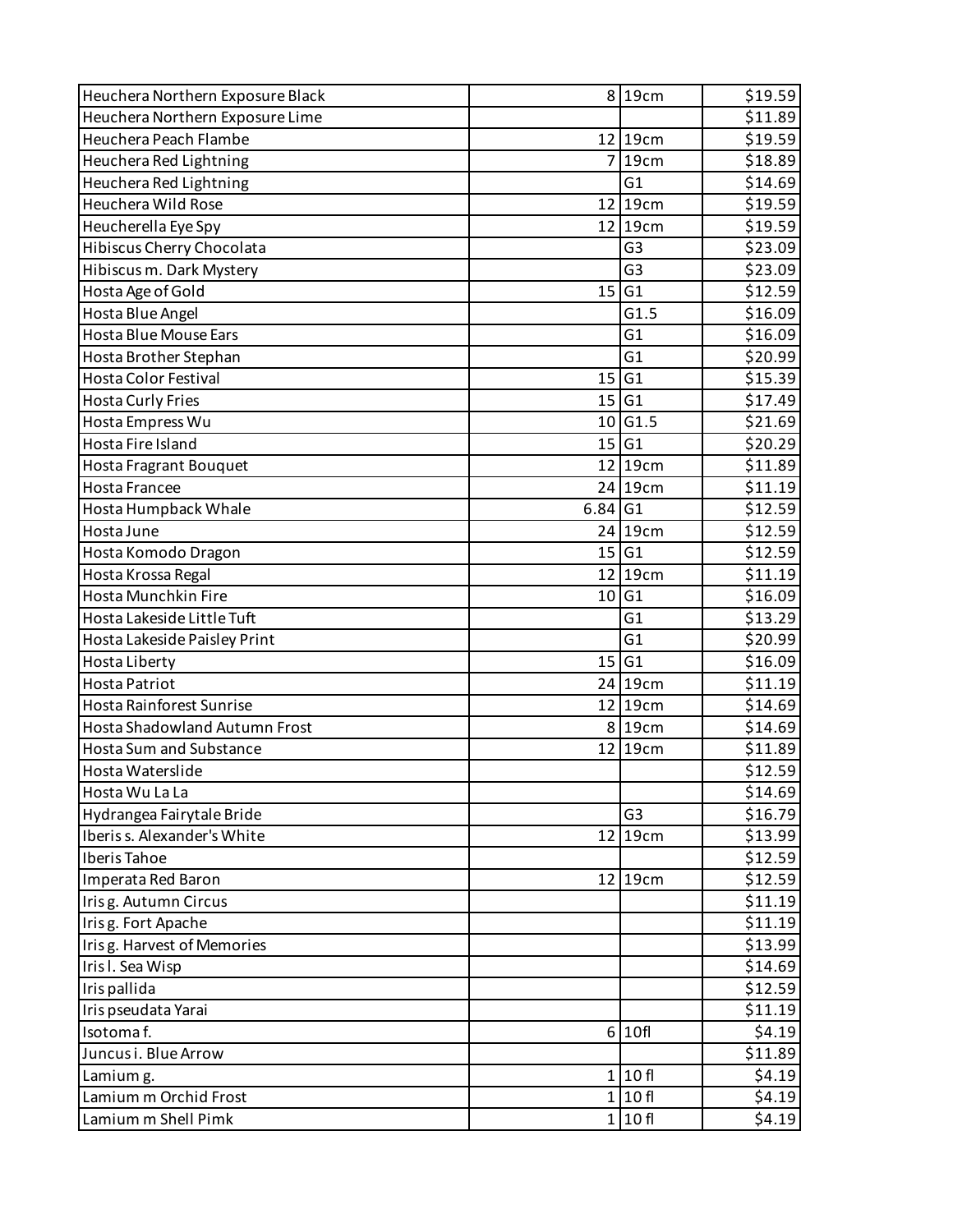| | | | |
|---|---|---|---|
| Heuchera Northern Exposure Black | 8 | 19cm | $19.59 |
| Heuchera Northern Exposure Lime | | | $11.89 |
| Heuchera Peach Flambe | 12 | 19cm | $19.59 |
| Heuchera Red Lightning | 7 | 19cm | $18.89 |
| Heuchera Red Lightning | | G1 | $14.69 |
| Heuchera Wild Rose | 12 | 19cm | $19.59 |
| Heucherella Eye Spy | 12 | 19cm | $19.59 |
| Hibiscus Cherry Chocolata | | G3 | $23.09 |
| Hibiscus m. Dark Mystery | | G3 | $23.09 |
| Hosta Age of Gold | 15 | G1 | $12.59 |
| Hosta Blue Angel | | G1.5 | $16.09 |
| Hosta Blue Mouse Ears | | G1 | $16.09 |
| Hosta Brother Stephan | | G1 | $20.99 |
| Hosta Color Festival | 15 | G1 | $15.39 |
| Hosta Curly Fries | 15 | G1 | $17.49 |
| Hosta Empress Wu | 10 | G1.5 | $21.69 |
| Hosta Fire Island | 15 | G1 | $20.29 |
| Hosta Fragrant Bouquet | 12 | 19cm | $11.89 |
| Hosta Francee | 24 | 19cm | $11.19 |
| Hosta Humpback Whale | 6.84 | G1 | $12.59 |
| Hosta June | 24 | 19cm | $12.59 |
| Hosta Komodo Dragon | 15 | G1 | $12.59 |
| Hosta Krossa Regal | 12 | 19cm | $11.19 |
| Hosta Munchkin Fire | 10 | G1 | $16.09 |
| Hosta Lakeside Little Tuft | | G1 | $13.29 |
| Hosta Lakeside Paisley Print | | G1 | $20.99 |
| Hosta Liberty | 15 | G1 | $16.09 |
| Hosta Patriot | 24 | 19cm | $11.19 |
| Hosta Rainforest Sunrise | 12 | 19cm | $14.69 |
| Hosta Shadowland Autumn Frost | 8 | 19cm | $14.69 |
| Hosta Sum and Substance | 12 | 19cm | $11.89 |
| Hosta Waterslide | | | $12.59 |
| Hosta Wu La La | | | $14.69 |
| Hydrangea Fairytale Bride | | G3 | $16.79 |
| Iberis s. Alexander's White | 12 | 19cm | $13.99 |
| Iberis Tahoe | | | $12.59 |
| Imperata Red Baron | 12 | 19cm | $12.59 |
| Iris g. Autumn Circus | | | $11.19 |
| Iris g. Fort Apache | | | $11.19 |
| Iris g. Harvest of Memories | | | $13.99 |
| Iris l. Sea Wisp | | | $14.69 |
| Iris pallida | | | $12.59 |
| Iris pseudata Yarai | | | $11.19 |
| Isotoma f. | 6 | 10fl | $4.19 |
| Juncus i. Blue Arrow | | | $11.89 |
| Lamium g. | 1 | 10 fl | $4.19 |
| Lamium m Orchid Frost | 1 | 10 fl | $4.19 |
| Lamium m Shell Pimk | 1 | 10 fl | $4.19 |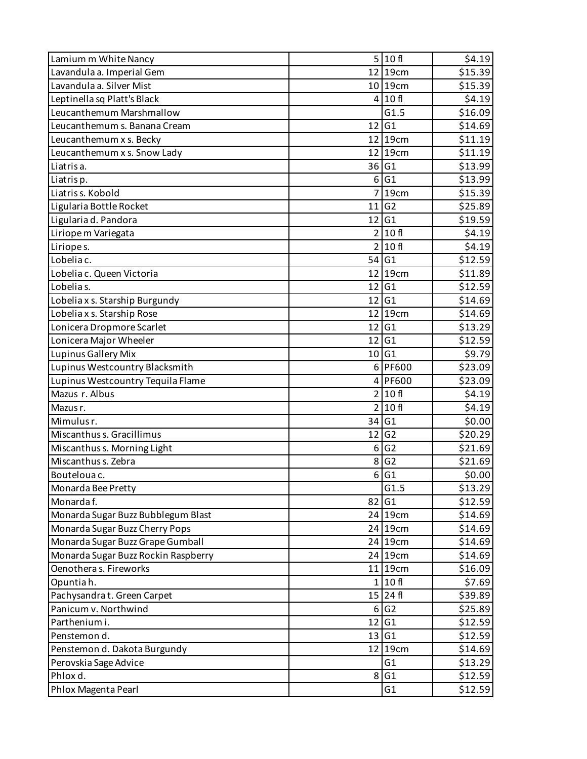| | | | |
|---|---|---|---|
| Lamium m White Nancy | 5 | 10 fl | $4.19 |
| Lavandula a. Imperial Gem | 12 | 19cm | $15.39 |
| Lavandula a. Silver Mist | 10 | 19cm | $15.39 |
| Leptinella sq Platt's Black | 4 | 10 fl | $4.19 |
| Leucanthemum Marshmallow | | G1.5 | $16.09 |
| Leucanthemum s. Banana Cream | 12 | G1 | $14.69 |
| Leucanthemum x s. Becky | 12 | 19cm | $11.19 |
| Leucanthemum x s. Snow Lady | 12 | 19cm | $11.19 |
| Liatris a. | 36 | G1 | $13.99 |
| Liatris p. | 6 | G1 | $13.99 |
| Liatris s. Kobold | 7 | 19cm | $15.39 |
| Ligularia Bottle Rocket | 11 | G2 | $25.89 |
| Ligularia d. Pandora | 12 | G1 | $19.59 |
| Liriope m Variegata | 2 | 10 fl | $4.19 |
| Liriope s. | 2 | 10 fl | $4.19 |
| Lobelia c. | 54 | G1 | $12.59 |
| Lobelia c. Queen Victoria | 12 | 19cm | $11.89 |
| Lobelia s. | 12 | G1 | $12.59 |
| Lobelia x s. Starship Burgundy | 12 | G1 | $14.69 |
| Lobelia x s. Starship Rose | 12 | 19cm | $14.69 |
| Lonicera Dropmore Scarlet | 12 | G1 | $13.29 |
| Lonicera Major Wheeler | 12 | G1 | $12.59 |
| Lupinus Gallery Mix | 10 | G1 | $9.79 |
| Lupinus Westcountry Blacksmith | 6 | PF600 | $23.09 |
| Lupinus Westcountry Tequila Flame | 4 | PF600 | $23.09 |
| Mazus r. Albus | 2 | 10 fl | $4.19 |
| Mazus r. | 2 | 10 fl | $4.19 |
| Mimulus r. | 34 | G1 | $0.00 |
| Miscanthus s. Gracillimus | 12 | G2 | $20.29 |
| Miscanthus s. Morning Light | 6 | G2 | $21.69 |
| Miscanthus s. Zebra | 8 | G2 | $21.69 |
| Bouteloua c. | 6 | G1 | $0.00 |
| Monarda Bee Pretty | | G1.5 | $13.29 |
| Monarda f. | 82 | G1 | $12.59 |
| Monarda Sugar Buzz Bubblegum Blast | 24 | 19cm | $14.69 |
| Monarda Sugar Buzz Cherry Pops | 24 | 19cm | $14.69 |
| Monarda Sugar Buzz Grape Gumball | 24 | 19cm | $14.69 |
| Monarda Sugar Buzz Rockin Raspberry | 24 | 19cm | $14.69 |
| Oenothera s. Fireworks | 11 | 19cm | $16.09 |
| Opuntia h. | 1 | 10 fl | $7.69 |
| Pachysandra t. Green Carpet | 15 | 24 fl | $39.89 |
| Panicum v. Northwind | 6 | G2 | $25.89 |
| Parthenium i. | 12 | G1 | $12.59 |
| Penstemon d. | 13 | G1 | $12.59 |
| Penstemon d. Dakota Burgundy | 12 | 19cm | $14.69 |
| Perovskia Sage Advice | | G1 | $13.29 |
| Phlox d. | 8 | G1 | $12.59 |
| Phlox Magenta Pearl | | G1 | $12.59 |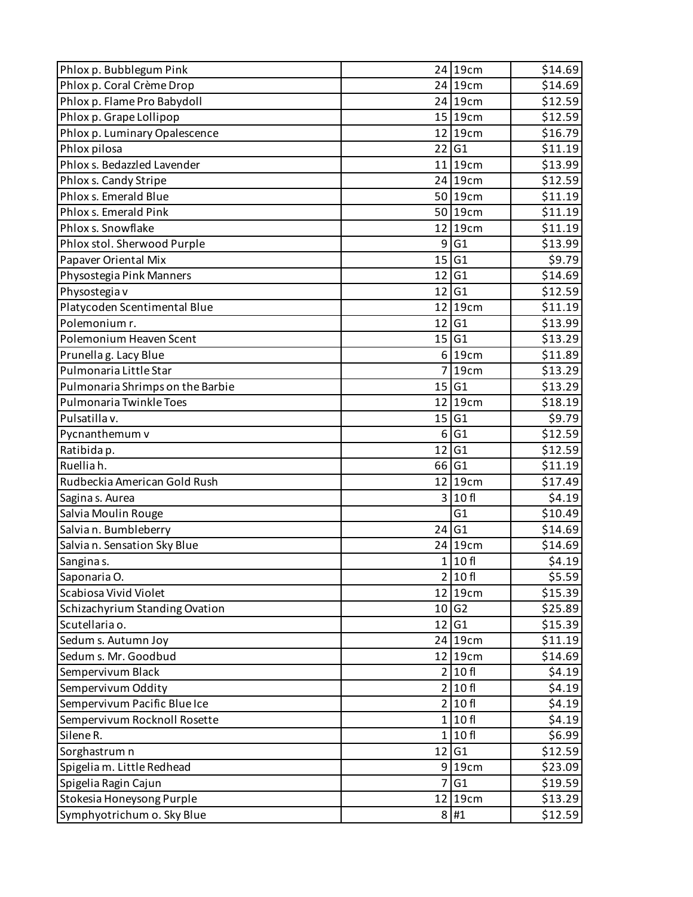| | | | |
|---|---|---|---|
| Phlox p. Bubblegum Pink | 24 | 19cm | $14.69 |
| Phlox p. Coral Crème Drop | 24 | 19cm | $14.69 |
| Phlox p. Flame Pro Babydoll | 24 | 19cm | $12.59 |
| Phlox p. Grape Lollipop | 15 | 19cm | $12.59 |
| Phlox p. Luminary Opalescence | 12 | 19cm | $16.79 |
| Phlox pilosa | 22 | G1 | $11.19 |
| Phlox s. Bedazzled Lavender | 11 | 19cm | $13.99 |
| Phlox s. Candy Stripe | 24 | 19cm | $12.59 |
| Phlox s. Emerald Blue | 50 | 19cm | $11.19 |
| Phlox s. Emerald Pink | 50 | 19cm | $11.19 |
| Phlox s. Snowflake | 12 | 19cm | $11.19 |
| Phlox stol. Sherwood Purple | 9 | G1 | $13.99 |
| Papaver Oriental Mix | 15 | G1 | $9.79 |
| Physostegia Pink Manners | 12 | G1 | $14.69 |
| Physostegia v | 12 | G1 | $12.59 |
| Platycoden Scentimental Blue | 12 | 19cm | $11.19 |
| Polemonium r. | 12 | G1 | $13.99 |
| Polemonium Heaven Scent | 15 | G1 | $13.29 |
| Prunella g. Lacy Blue | 6 | 19cm | $11.89 |
| Pulmonaria Little Star | 7 | 19cm | $13.29 |
| Pulmonaria Shrimps on the Barbie | 15 | G1 | $13.29 |
| Pulmonaria Twinkle Toes | 12 | 19cm | $18.19 |
| Pulsatilla v. | 15 | G1 | $9.79 |
| Pycnanthemum v | 6 | G1 | $12.59 |
| Ratibida p. | 12 | G1 | $12.59 |
| Ruellia h. | 66 | G1 | $11.19 |
| Rudbeckia American Gold Rush | 12 | 19cm | $17.49 |
| Sagina s. Aurea | 3 | 10 fl | $4.19 |
| Salvia Moulin Rouge | | G1 | $10.49 |
| Salvia n. Bumbleberry | 24 | G1 | $14.69 |
| Salvia n. Sensation Sky Blue | 24 | 19cm | $14.69 |
| Sangina s. | 1 | 10 fl | $4.19 |
| Saponaria O. | 2 | 10 fl | $5.59 |
| Scabiosa Vivid Violet | 12 | 19cm | $15.39 |
| Schizachyrium Standing Ovation | 10 | G2 | $25.89 |
| Scutellaria o. | 12 | G1 | $15.39 |
| Sedum s. Autumn Joy | 24 | 19cm | $11.19 |
| Sedum s. Mr. Goodbud | 12 | 19cm | $14.69 |
| Sempervivum Black | 2 | 10 fl | $4.19 |
| Sempervivum Oddity | 2 | 10 fl | $4.19 |
| Sempervivum Pacific Blue Ice | 2 | 10 fl | $4.19 |
| Sempervivum Rocknoll Rosette | 1 | 10 fl | $4.19 |
| Silene R. | 1 | 10 fl | $6.99 |
| Sorghastrum n | 12 | G1 | $12.59 |
| Spigelia m. Little Redhead | 9 | 19cm | $23.09 |
| Spigelia Ragin Cajun | 7 | G1 | $19.59 |
| Stokesia Honeysong Purple | 12 | 19cm | $13.29 |
| Symphyotrichum o. Sky Blue | 8 | #1 | $12.59 |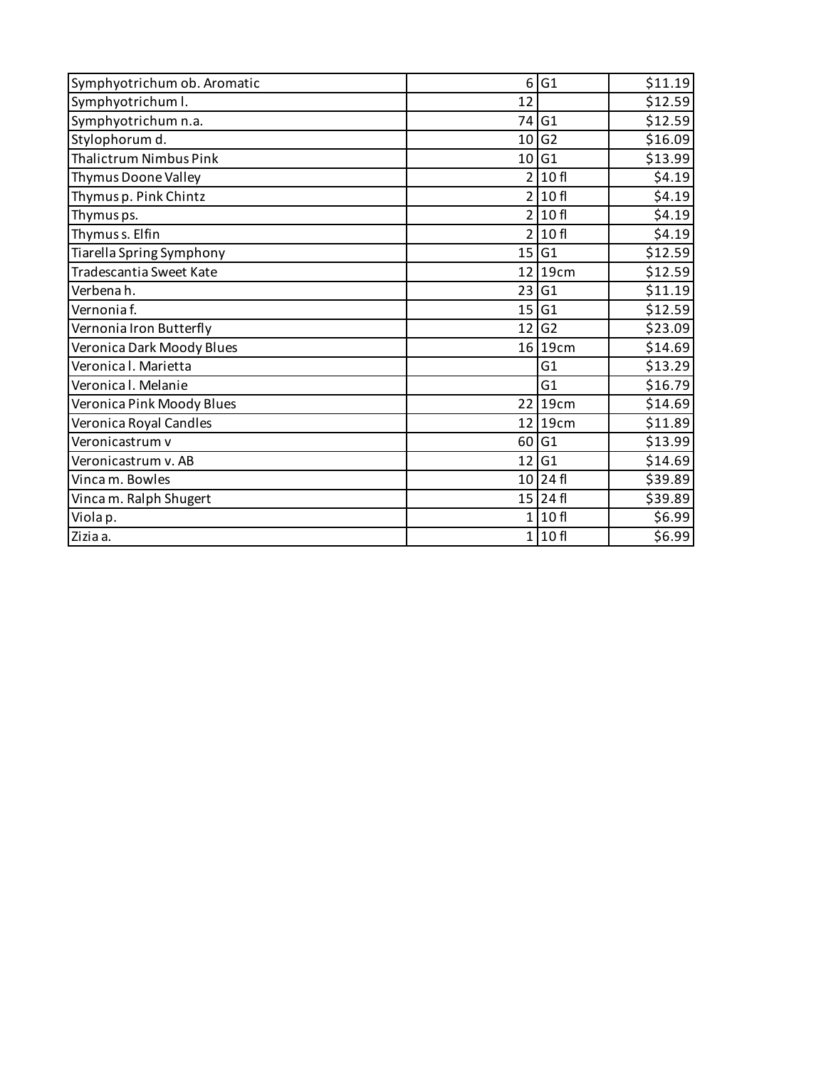| | | | |
|---|---|---|---|
| Symphyotrichum ob. Aromatic | 6 | G1 | $11.19 |
| Symphyotrichum l. | 12 | | $12.59 |
| Symphyotrichum n.a. | 74 | G1 | $12.59 |
| Stylophorum d. | 10 | G2 | $16.09 |
| Thalictrum Nimbus Pink | 10 | G1 | $13.99 |
| Thymus Doone Valley | 2 | 10 fl | $4.19 |
| Thymus p. Pink Chintz | 2 | 10 fl | $4.19 |
| Thymus ps. | 2 | 10 fl | $4.19 |
| Thymus s. Elfin | 2 | 10 fl | $4.19 |
| Tiarella Spring Symphony | 15 | G1 | $12.59 |
| Tradescantia Sweet Kate | 12 | 19cm | $12.59 |
| Verbena h. | 23 | G1 | $11.19 |
| Vernonia f. | 15 | G1 | $12.59 |
| Vernonia Iron Butterfly | 12 | G2 | $23.09 |
| Veronica Dark Moody Blues | 16 | 19cm | $14.69 |
| Veronica l. Marietta | | G1 | $13.29 |
| Veronica l. Melanie | | G1 | $16.79 |
| Veronica Pink Moody Blues | 22 | 19cm | $14.69 |
| Veronica Royal Candles | 12 | 19cm | $11.89 |
| Veronicastrum v | 60 | G1 | $13.99 |
| Veronicastrum v. AB | 12 | G1 | $14.69 |
| Vinca m. Bowles | 10 | 24 fl | $39.89 |
| Vinca m. Ralph Shugert | 15 | 24 fl | $39.89 |
| Viola p. | 1 | 10 fl | $6.99 |
| Zizia a. | 1 | 10 fl | $6.99 |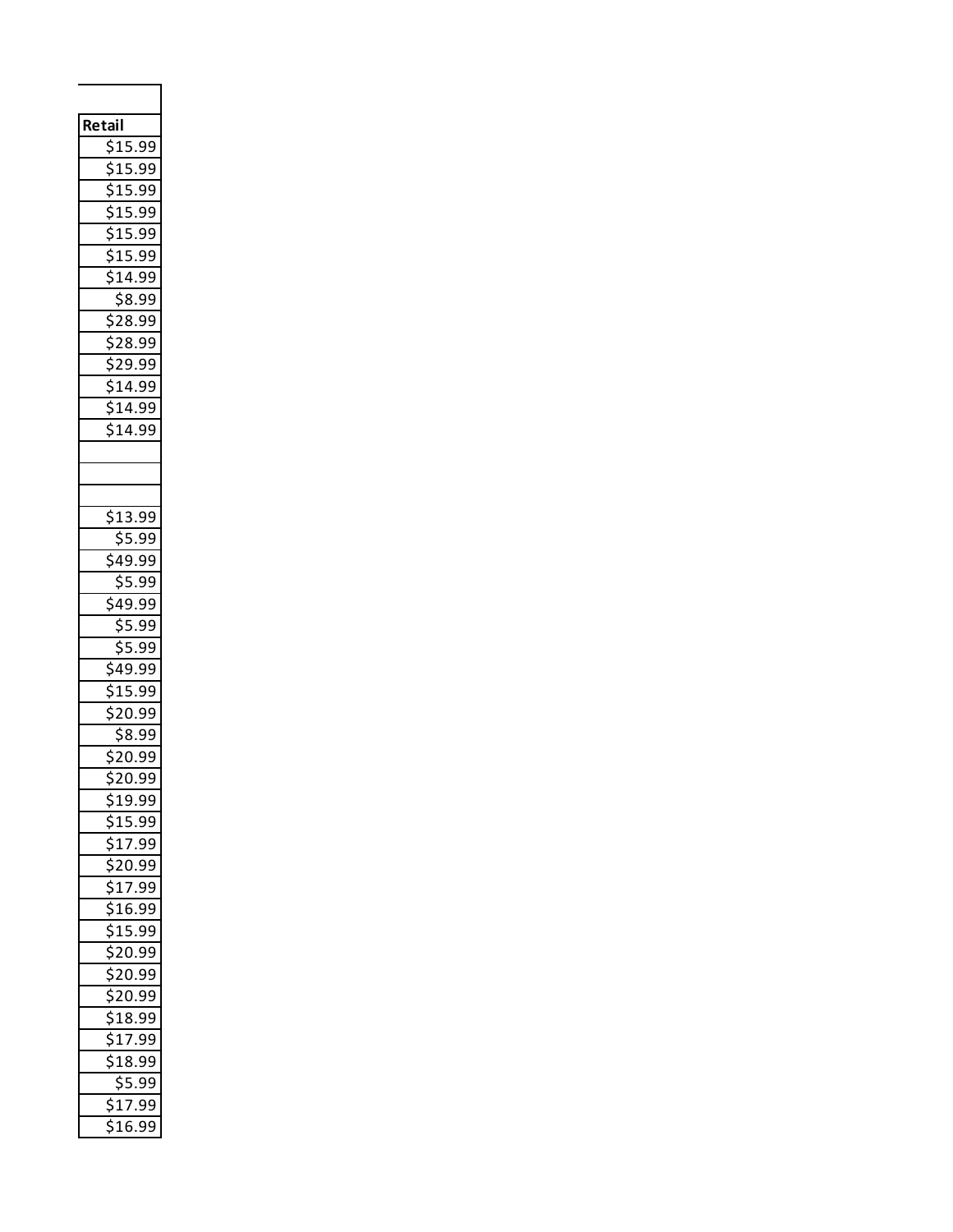| Retail |
| --- |
| $15.99 |
| $15.99 |
| $15.99 |
| $15.99 |
| $15.99 |
| $15.99 |
| $14.99 |
| $8.99 |
| $28.99 |
| $28.99 |
| $29.99 |
| $14.99 |
| $14.99 |
| $14.99 |
| |
| |
| |
| $13.99 |
| $5.99 |
| $49.99 |
| $5.99 |
| $49.99 |
| $5.99 |
| $5.99 |
| $49.99 |
| $15.99 |
| $20.99 |
| $8.99 |
| $20.99 |
| $20.99 |
| $19.99 |
| $15.99 |
| $17.99 |
| $20.99 |
| $17.99 |
| $16.99 |
| $15.99 |
| $20.99 |
| $20.99 |
| $20.99 |
| $18.99 |
| $17.99 |
| $18.99 |
| $5.99 |
| $17.99 |
| $16.99 |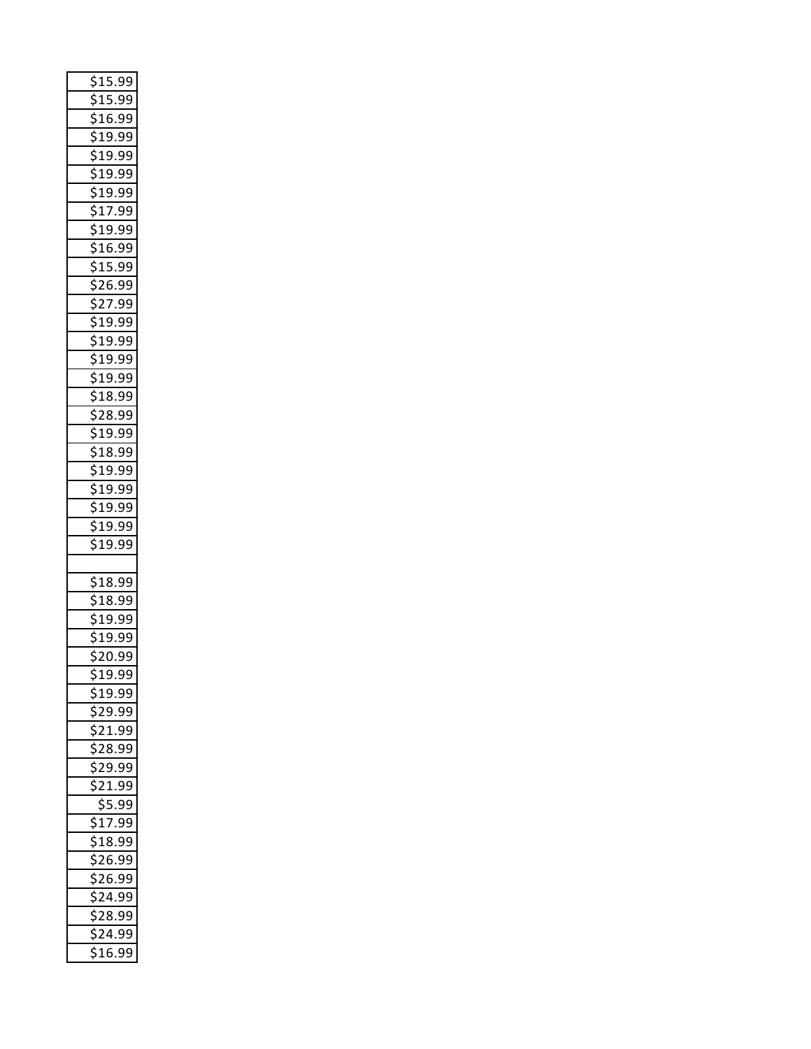| |
|---|
| $15.99 |
| $15.99 |
| $16.99 |
| $19.99 |
| $19.99 |
| $19.99 |
| $19.99 |
| $17.99 |
| $19.99 |
| $16.99 |
| $15.99 |
| $26.99 |
| $27.99 |
| $19.99 |
| $19.99 |
| $19.99 |
| $19.99 |
| $18.99 |
| $28.99 |
| $19.99 |
| $18.99 |
| $19.99 |
| $19.99 |
| $19.99 |
| $19.99 |
| $19.99 |
| |
| $18.99 |
| $18.99 |
| $19.99 |
| $19.99 |
| $20.99 |
| $19.99 |
| $19.99 |
| $29.99 |
| $21.99 |
| $28.99 |
| $29.99 |
| $21.99 |
| $5.99 |
| $17.99 |
| $18.99 |
| $26.99 |
| $26.99 |
| $24.99 |
| $28.99 |
| $24.99 |
| $16.99 |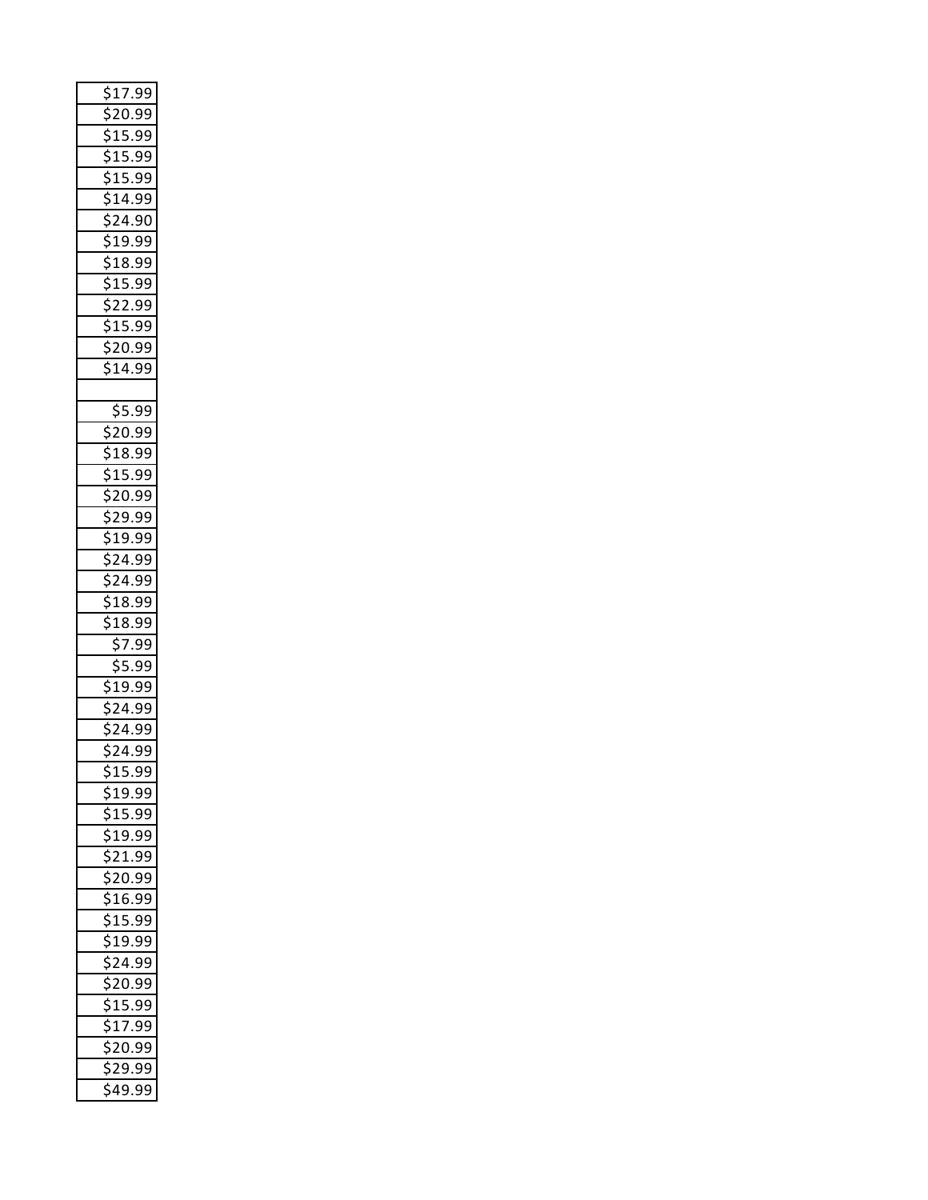| |
|---|
| $17.99 |
| $20.99 |
| $15.99 |
| $15.99 |
| $15.99 |
| $14.99 |
| $24.90 |
| $19.99 |
| $18.99 |
| $15.99 |
| $22.99 |
| $15.99 |
| $20.99 |
| $14.99 |
| |
| $5.99 |
| $20.99 |
| $18.99 |
| $15.99 |
| $20.99 |
| $29.99 |
| $19.99 |
| $24.99 |
| $24.99 |
| $18.99 |
| $18.99 |
| $7.99 |
| $5.99 |
| $19.99 |
| $24.99 |
| $24.99 |
| $24.99 |
| $15.99 |
| $19.99 |
| $15.99 |
| $19.99 |
| $21.99 |
| $20.99 |
| $16.99 |
| $15.99 |
| $19.99 |
| $24.99 |
| $20.99 |
| $15.99 |
| $17.99 |
| $20.99 |
| $29.99 |
| $49.99 |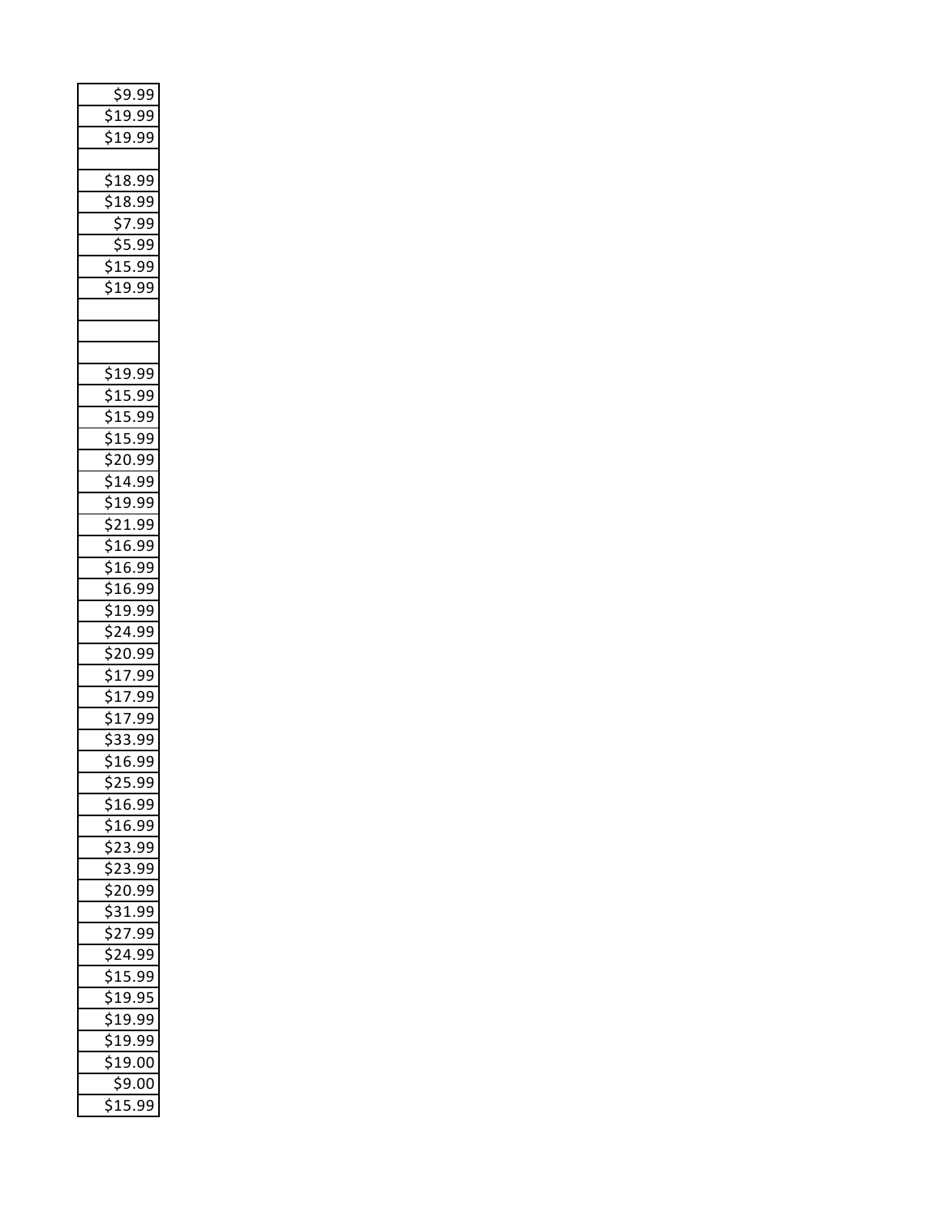| $9.99 |
|---|
| $19.99 |
| $19.99 |
| |
| $18.99 |
| $18.99 |
| $7.99 |
| $5.99 |
| $15.99 |
| $19.99 |
| |
| |
| |
| $19.99 |
| $15.99 |
| $15.99 |
| $15.99 |
| $20.99 |
| $14.99 |
| $19.99 |
| $21.99 |
| $16.99 |
| $16.99 |
| $16.99 |
| $19.99 |
| $24.99 |
| $20.99 |
| $17.99 |
| $17.99 |
| $17.99 |
| $33.99 |
| $16.99 |
| $25.99 |
| $16.99 |
| $16.99 |
| $23.99 |
| $23.99 |
| $20.99 |
| $31.99 |
| $27.99 |
| $24.99 |
| $15.99 |
| $19.95 |
| $19.99 |
| $19.99 |
| $19.00 |
| $9.00 |
| $15.99 |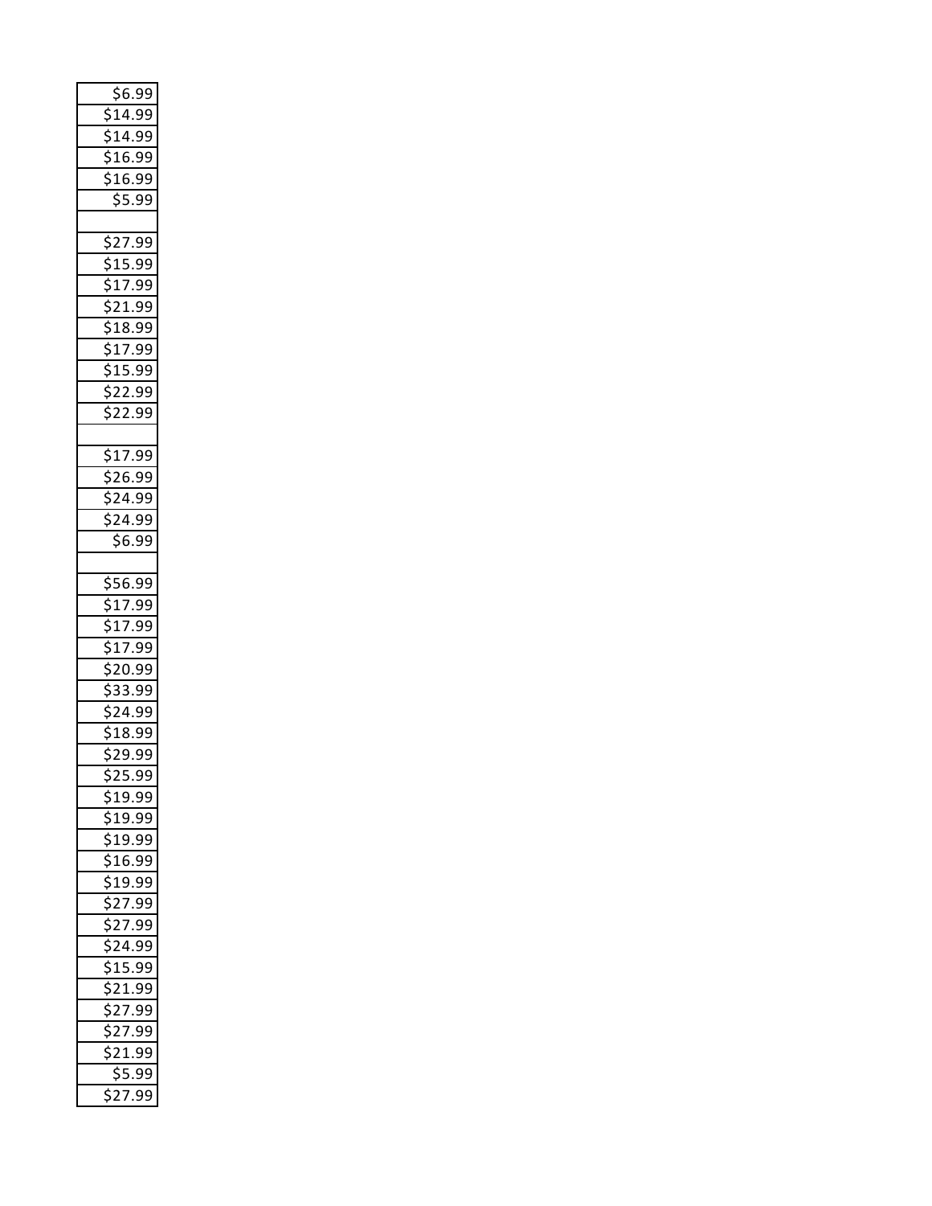| |
|---|
| $6.99 |
| $14.99 |
| $14.99 |
| $16.99 |
| $16.99 |
| $5.99 |
| |
| $27.99 |
| $15.99 |
| $17.99 |
| $21.99 |
| $18.99 |
| $17.99 |
| $15.99 |
| $22.99 |
| $22.99 |
| |
| $17.99 |
| $26.99 |
| $24.99 |
| $24.99 |
| $6.99 |
| |
| $56.99 |
| $17.99 |
| $17.99 |
| $17.99 |
| $20.99 |
| $33.99 |
| $24.99 |
| $18.99 |
| $29.99 |
| $25.99 |
| $19.99 |
| $19.99 |
| $19.99 |
| $16.99 |
| $19.99 |
| $27.99 |
| $27.99 |
| $24.99 |
| $15.99 |
| $21.99 |
| $27.99 |
| $27.99 |
| $21.99 |
| $5.99 |
| $27.99 |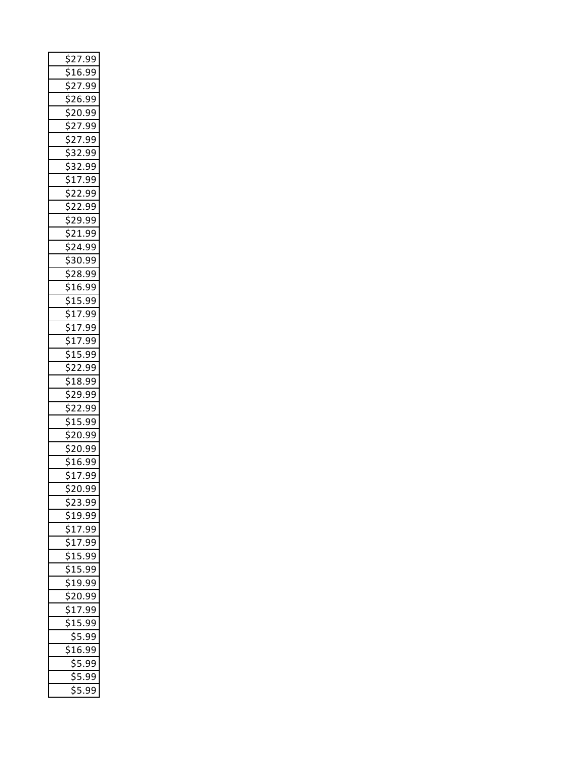| $27.99 |
|---|
| $16.99 |
| $27.99 |
| $26.99 |
| $20.99 |
| $27.99 |
| $27.99 |
| $32.99 |
| $32.99 |
| $17.99 |
| $22.99 |
| $22.99 |
| $29.99 |
| $21.99 |
| $24.99 |
| $30.99 |
| $28.99 |
| $16.99 |
| $15.99 |
| $17.99 |
| $17.99 |
| $17.99 |
| $15.99 |
| $22.99 |
| $18.99 |
| $29.99 |
| $22.99 |
| $15.99 |
| $20.99 |
| $20.99 |
| $16.99 |
| $17.99 |
| $20.99 |
| $23.99 |
| $19.99 |
| $17.99 |
| $17.99 |
| $15.99 |
| $15.99 |
| $19.99 |
| $20.99 |
| $17.99 |
| $15.99 |
| $5.99 |
| $16.99 |
| $5.99 |
| $5.99 |
| $5.99 |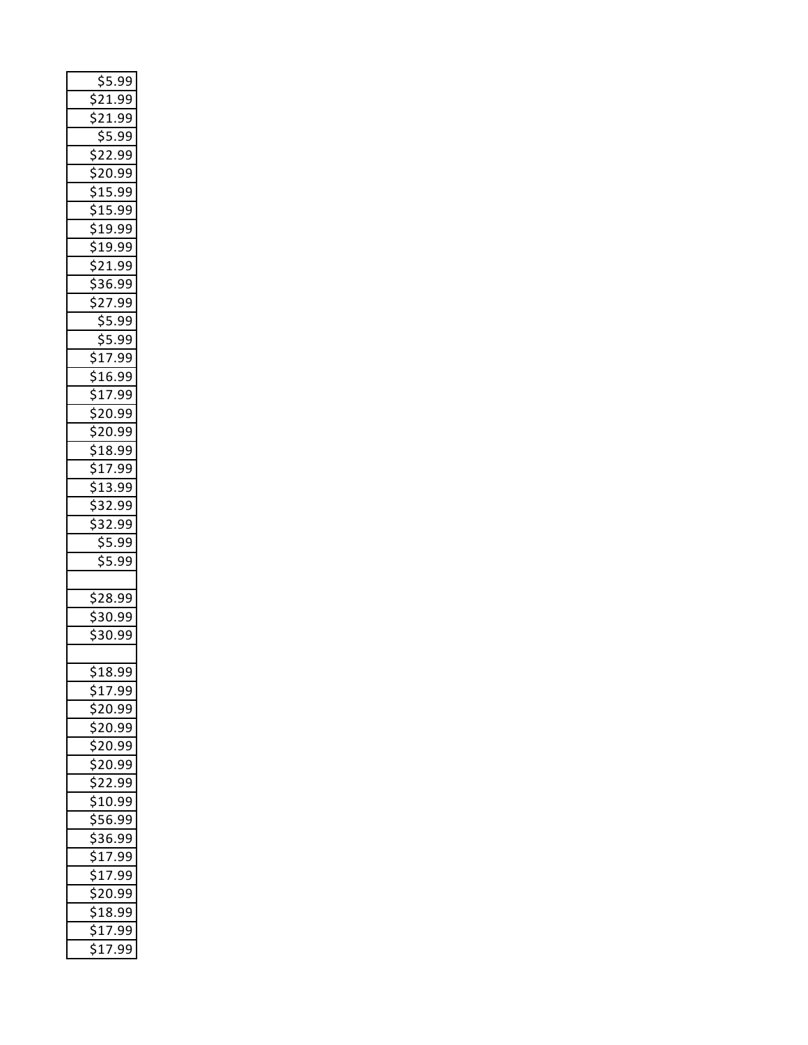| |
|---|
| $5.99 |
| $21.99 |
| $21.99 |
| $5.99 |
| $22.99 |
| $20.99 |
| $15.99 |
| $15.99 |
| $19.99 |
| $19.99 |
| $21.99 |
| $36.99 |
| $27.99 |
| $5.99 |
| $5.99 |
| $17.99 |
| $16.99 |
| $17.99 |
| $20.99 |
| $20.99 |
| $18.99 |
| $17.99 |
| $13.99 |
| $32.99 |
| $32.99 |
| $5.99 |
| $5.99 |
| |
| $28.99 |
| $30.99 |
| $30.99 |
| |
| $18.99 |
| $17.99 |
| $20.99 |
| $20.99 |
| $20.99 |
| $20.99 |
| $22.99 |
| $10.99 |
| $56.99 |
| $36.99 |
| $17.99 |
| $17.99 |
| $20.99 |
| $18.99 |
| $17.99 |
| $17.99 |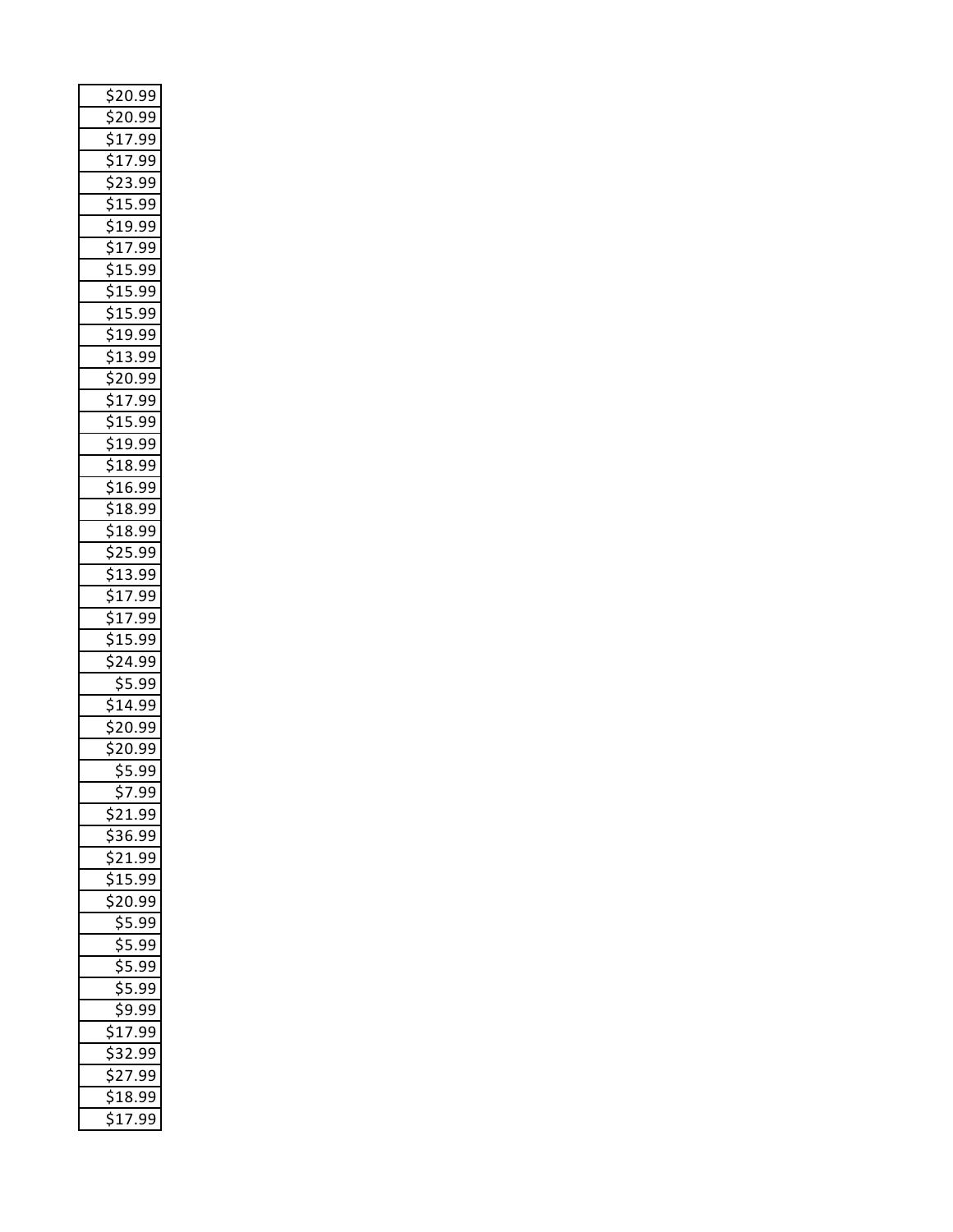| |
|---|
| $20.99 |
| $20.99 |
| $17.99 |
| $17.99 |
| $23.99 |
| $15.99 |
| $19.99 |
| $17.99 |
| $15.99 |
| $15.99 |
| $15.99 |
| $19.99 |
| $13.99 |
| $20.99 |
| $17.99 |
| $15.99 |
| $19.99 |
| $18.99 |
| $16.99 |
| $18.99 |
| $18.99 |
| $25.99 |
| $13.99 |
| $17.99 |
| $17.99 |
| $15.99 |
| $24.99 |
| $5.99 |
| $14.99 |
| $20.99 |
| $20.99 |
| $5.99 |
| $7.99 |
| $21.99 |
| $36.99 |
| $21.99 |
| $15.99 |
| $20.99 |
| $5.99 |
| $5.99 |
| $5.99 |
| $5.99 |
| $9.99 |
| $17.99 |
| $32.99 |
| $27.99 |
| $18.99 |
| $17.99 |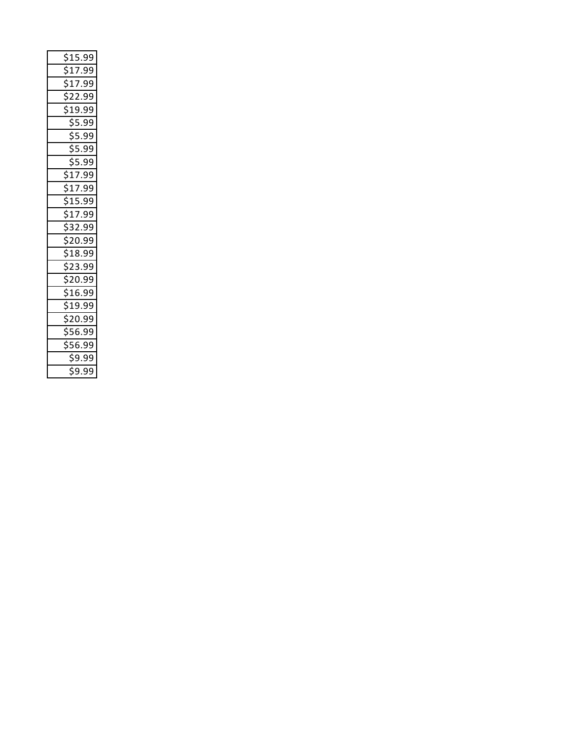| |
|---|
| $15.99 |
| $17.99 |
| $17.99 |
| $22.99 |
| $19.99 |
| $5.99 |
| $5.99 |
| $5.99 |
| $5.99 |
| $17.99 |
| $17.99 |
| $15.99 |
| $17.99 |
| $32.99 |
| $20.99 |
| $18.99 |
| $23.99 |
| $20.99 |
| $16.99 |
| $19.99 |
| $20.99 |
| $56.99 |
| $56.99 |
| $9.99 |
| $9.99 |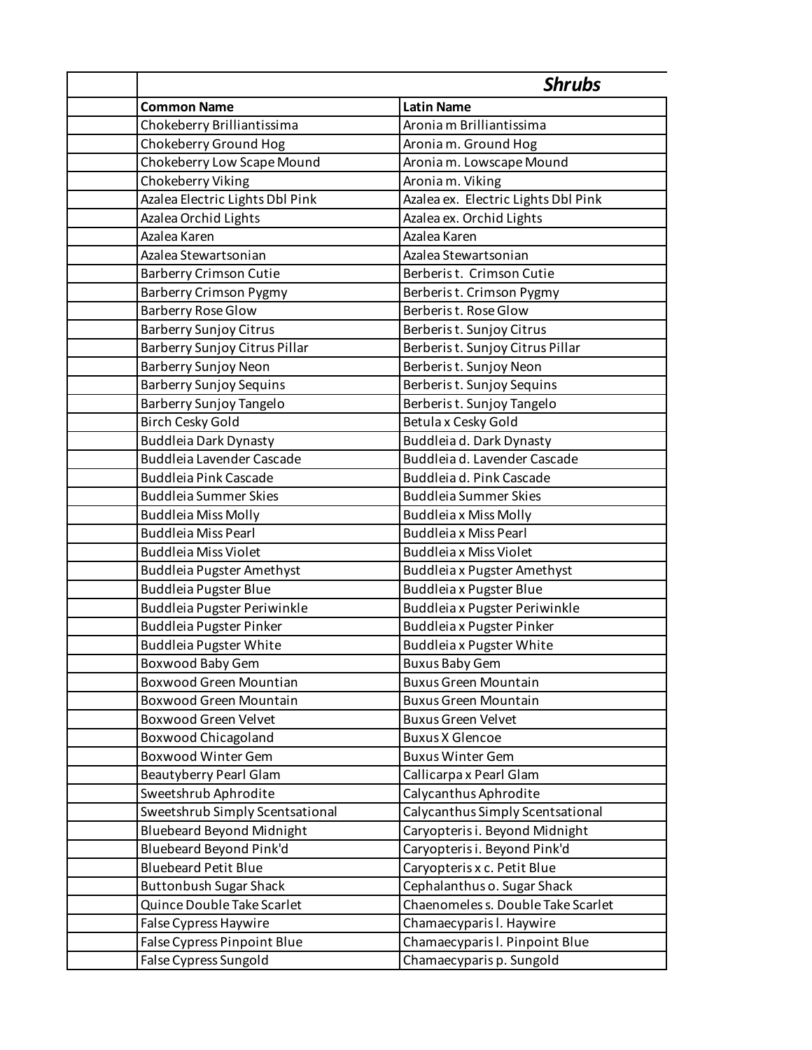| | Shrubs | |
|---|---|---|
| | **Common Name** | **Latin Name** |
| | Chokeberry Brilliantissima | Aronia m Brilliantissima |
| | Chokeberry Ground Hog | Aronia m. Ground Hog |
| | Chokeberry Low Scape Mound | Aronia m. Lowscape Mound |
| | Chokeberry Viking | Aronia m. Viking |
| | Azalea Electric Lights Dbl Pink | Azalea ex. Electric Lights Dbl Pink |
| | Azalea Orchid Lights | Azalea ex. Orchid Lights |
| | Azalea Karen | Azalea Karen |
| | Azalea Stewartsonian | Azalea Stewartsonian |
| | Barberry Crimson Cutie | Berberis t. Crimson Cutie |
| | Barberry Crimson Pygmy | Berberis t. Crimson Pygmy |
| | Barberry Rose Glow | Berberis t. Rose Glow |
| | Barberry Sunjoy Citrus | Berberis t. Sunjoy Citrus |
| | Barberry Sunjoy Citrus Pillar | Berberis t. Sunjoy Citrus Pillar |
| | Barberry Sunjoy Neon | Berberis t. Sunjoy Neon |
| | Barberry Sunjoy Sequins | Berberis t. Sunjoy Sequins |
| | Barberry Sunjoy Tangelo | Berberis t. Sunjoy Tangelo |
| | Birch Cesky Gold | Betula x Cesky Gold |
| | Buddleia Dark Dynasty | Buddleia d. Dark Dynasty |
| | Buddleia Lavender Cascade | Buddleia d. Lavender Cascade |
| | Buddleia Pink Cascade | Buddleia d. Pink Cascade |
| | Buddleia Summer Skies | Buddleia Summer Skies |
| | Buddleia Miss Molly | Buddleia x Miss Molly |
| | Buddleia Miss Pearl | Buddleia x Miss Pearl |
| | Buddleia Miss Violet | Buddleia x Miss Violet |
| | Buddleia Pugster Amethyst | Buddleia x Pugster Amethyst |
| | Buddleia Pugster Blue | Buddleia x Pugster Blue |
| | Buddleia Pugster Periwinkle | Buddleia x Pugster Periwinkle |
| | Buddleia Pugster Pinker | Buddleia x Pugster Pinker |
| | Buddleia Pugster White | Buddleia x Pugster White |
| | Boxwood Baby Gem | Buxus Baby Gem |
| | Boxwood Green Mountian | Buxus Green Mountain |
| | Boxwood Green Mountain | Buxus Green Mountain |
| | Boxwood Green Velvet | Buxus Green Velvet |
| | Boxwood Chicagoland | Buxus X Glencoe |
| | Boxwood Winter Gem | Buxus Winter Gem |
| | Beautyberry Pearl Glam | Callicarpa x Pearl Glam |
| | Sweetshrub Aphrodite | Calycanthus Aphrodite |
| | Sweetshrub Simply Scentsational | Calycanthus Simply Scentsational |
| | Bluebeard Beyond Midnight | Caryopteris i. Beyond Midnight |
| | Bluebeard Beyond Pink'd | Caryopteris i. Beyond Pink'd |
| | Bluebeard Petit Blue | Caryopteris x c. Petit Blue |
| | Buttonbush Sugar Shack | Cephalanthus o. Sugar Shack |
| | Quince Double Take Scarlet | Chaenomeles s. Double Take Scarlet |
| | False Cypress Haywire | Chamaecyparis l. Haywire |
| | False Cypress Pinpoint Blue | Chamaecyparis l. Pinpoint Blue |
| | False Cypress Sungold | Chamaecyparis p. Sungold |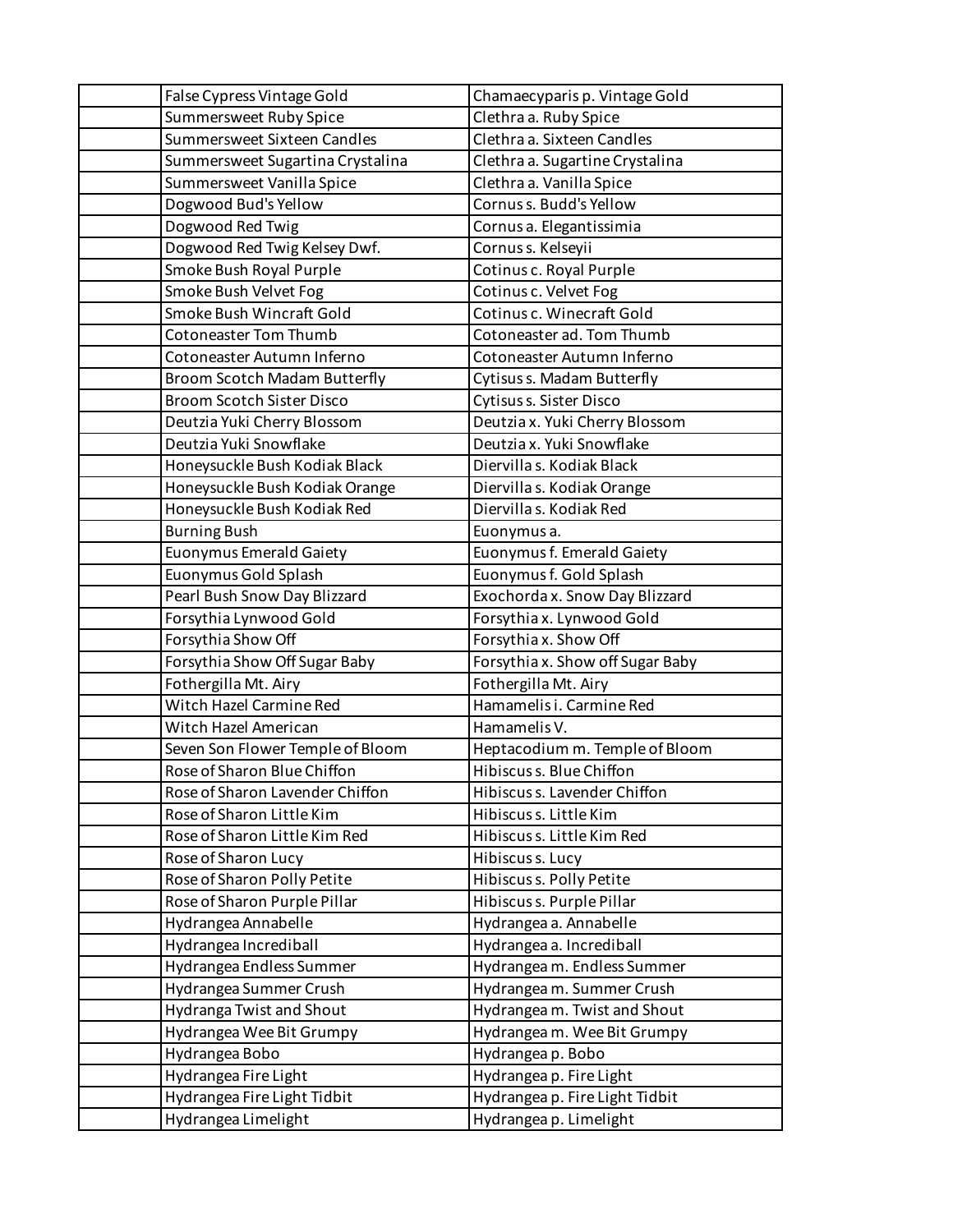| | | |
|---|---|---|
| | False Cypress Vintage Gold | Chamaecyparis p. Vintage Gold |
| | Summersweet Ruby Spice | Clethra a. Ruby Spice |
| | Summersweet Sixteen Candles | Clethra a. Sixteen Candles |
| | Summersweet Sugartina Crystalina | Clethra a. Sugartine Crystalina |
| | Summersweet Vanilla Spice | Clethra a. Vanilla Spice |
| | Dogwood Bud's Yellow | Cornus s. Budd's Yellow |
| | Dogwood Red Twig | Cornus a. Elegantissimia |
| | Dogwood Red Twig Kelsey Dwf. | Cornus s. Kelseyii |
| | Smoke Bush Royal Purple | Cotinus c. Royal Purple |
| | Smoke Bush Velvet Fog | Cotinus c. Velvet Fog |
| | Smoke Bush Wincraft Gold | Cotinus c. Winecraft Gold |
| | Cotoneaster Tom Thumb | Cotoneaster ad. Tom Thumb |
| | Cotoneaster Autumn Inferno | Cotoneaster Autumn Inferno |
| | Broom Scotch Madam Butterfly | Cytisus s. Madam Butterfly |
| | Broom Scotch Sister Disco | Cytisus s. Sister Disco |
| | Deutzia Yuki Cherry Blossom | Deutzia x. Yuki Cherry Blossom |
| | Deutzia Yuki Snowflake | Deutzia x. Yuki Snowflake |
| | Honeysuckle Bush Kodiak Black | Diervilla s. Kodiak Black |
| | Honeysuckle Bush Kodiak Orange | Diervilla s. Kodiak Orange |
| | Honeysuckle Bush Kodiak Red | Diervilla s. Kodiak Red |
| | Burning Bush | Euonymus a. |
| | Euonymus Emerald Gaiety | Euonymus f. Emerald Gaiety |
| | Euonymus Gold Splash | Euonymus f. Gold Splash |
| | Pearl Bush Snow Day Blizzard | Exochorda x. Snow Day Blizzard |
| | Forsythia Lynwood Gold | Forsythia x. Lynwood Gold |
| | Forsythia Show Off | Forsythia x. Show Off |
| | Forsythia Show Off Sugar Baby | Forsythia x. Show off Sugar Baby |
| | Fothergilla Mt. Airy | Fothergilla Mt. Airy |
| | Witch Hazel Carmine Red | Hamamelis i. Carmine Red |
| | Witch Hazel American | Hamamelis V. |
| | Seven Son Flower Temple of Bloom | Heptacodium m. Temple of Bloom |
| | Rose of Sharon Blue Chiffon | Hibiscus s. Blue Chiffon |
| | Rose of Sharon Lavender Chiffon | Hibiscus s. Lavender Chiffon |
| | Rose of Sharon Little Kim | Hibiscus s. Little Kim |
| | Rose of Sharon Little Kim Red | Hibiscus s. Little Kim Red |
| | Rose of Sharon Lucy | Hibiscus s. Lucy |
| | Rose of Sharon Polly Petite | Hibiscus s. Polly Petite |
| | Rose of Sharon Purple Pillar | Hibiscus s. Purple Pillar |
| | Hydrangea Annabelle | Hydrangea a. Annabelle |
| | Hydrangea Incrediball | Hydrangea a. Incrediball |
| | Hydrangea Endless Summer | Hydrangea m. Endless Summer |
| | Hydrangea Summer Crush | Hydrangea m. Summer Crush |
| | Hydranga Twist and Shout | Hydrangea m. Twist and Shout |
| | Hydrangea Wee Bit Grumpy | Hydrangea m. Wee Bit Grumpy |
| | Hydrangea Bobo | Hydrangea p. Bobo |
| | Hydrangea Fire Light | Hydrangea p. Fire Light |
| | Hydrangea Fire Light Tidbit | Hydrangea p. Fire Light Tidbit |
| | Hydrangea Limelight | Hydrangea p. Limelight |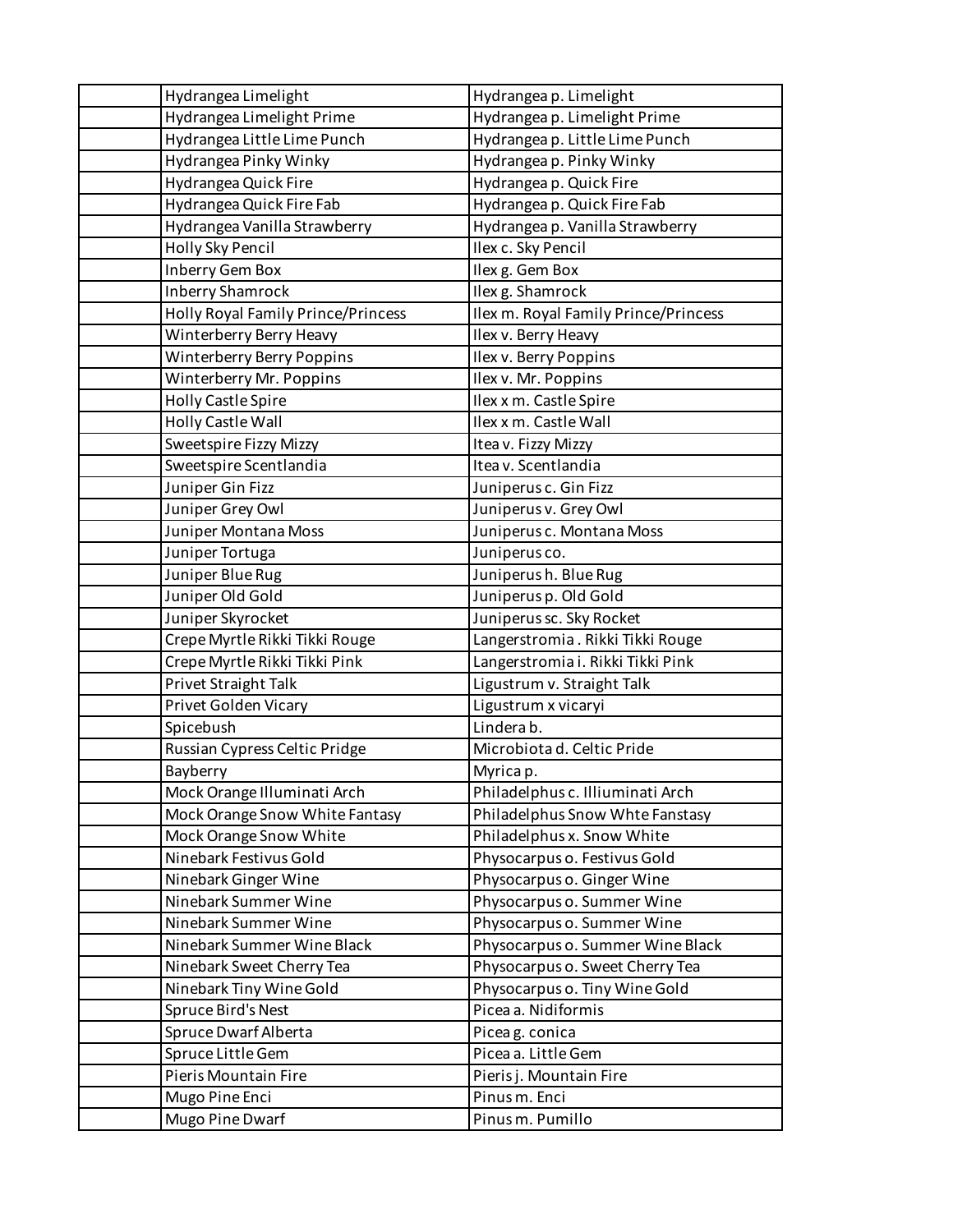| | | |
|---|---|---|
| | Hydrangea Limelight | Hydrangea p. Limelight |
| | Hydrangea Limelight Prime | Hydrangea p. Limelight Prime |
| | Hydrangea Little Lime Punch | Hydrangea p. Little Lime Punch |
| | Hydrangea Pinky Winky | Hydrangea p. Pinky Winky |
| | Hydrangea Quick Fire | Hydrangea p. Quick Fire |
| | Hydrangea Quick Fire Fab | Hydrangea p. Quick Fire Fab |
| | Hydrangea Vanilla Strawberry | Hydrangea p. Vanilla Strawberry |
| | Holly Sky Pencil | Ilex c. Sky Pencil |
| | Inberry Gem Box | Ilex g. Gem Box |
| | Inberry Shamrock | Ilex g. Shamrock |
| | Holly Royal Family Prince/Princess | Ilex m. Royal Family Prince/Princess |
| | Winterberry Berry Heavy | Ilex v. Berry Heavy |
| | Winterberry Berry Poppins | Ilex v. Berry Poppins |
| | Winterberry Mr. Poppins | Ilex v. Mr. Poppins |
| | Holly Castle Spire | Ilex x m. Castle Spire |
| | Holly Castle Wall | Ilex x m. Castle Wall |
| | Sweetspire Fizzy Mizzy | Itea v. Fizzy Mizzy |
| | Sweetspire Scentlandia | Itea v. Scentlandia |
| | Juniper Gin Fizz | Juniperus c. Gin Fizz |
| | Juniper Grey Owl | Juniperus v. Grey Owl |
| | Juniper Montana Moss | Juniperus c. Montana Moss |
| | Juniper Tortuga | Juniperus co. |
| | Juniper Blue Rug | Juniperus h. Blue Rug |
| | Juniper Old Gold | Juniperus p. Old Gold |
| | Juniper Skyrocket | Juniperus sc. Sky Rocket |
| | Crepe Myrtle Rikki Tikki Rouge | Langerstromia . Rikki Tikki Rouge |
| | Crepe Myrtle Rikki Tikki Pink | Langerstromia i. Rikki Tikki Pink |
| | Privet Straight Talk | Ligustrum v. Straight Talk |
| | Privet Golden Vicary | Ligustrum x vicaryi |
| | Spicebush | Lindera b. |
| | Russian Cypress Celtic Pridge | Microbiota d. Celtic Pride |
| | Bayberry | Myrica p. |
| | Mock Orange Illuminati Arch | Philadelphus c. Illiuminati Arch |
| | Mock Orange Snow White Fantasy | Philadelphus Snow Whte Fanstasy |
| | Mock Orange Snow White | Philadelphus x. Snow White |
| | Ninebark Festivus Gold | Physocarpus o. Festivus Gold |
| | Ninebark Ginger Wine | Physocarpus o. Ginger Wine |
| | Ninebark Summer Wine | Physocarpus o. Summer Wine |
| | Ninebark Summer Wine | Physocarpus o. Summer Wine |
| | Ninebark Summer Wine Black | Physocarpus o. Summer Wine Black |
| | Ninebark Sweet Cherry Tea | Physocarpus o. Sweet Cherry Tea |
| | Ninebark Tiny Wine Gold | Physocarpus o. Tiny Wine Gold |
| | Spruce Bird's Nest | Picea a. Nidiformis |
| | Spruce Dwarf Alberta | Picea g. conica |
| | Spruce Little Gem | Picea a. Little Gem |
| | Pieris Mountain Fire | Pieris j. Mountain Fire |
| | Mugo Pine Enci | Pinus m. Enci |
| | Mugo Pine Dwarf | Pinus m. Pumillo |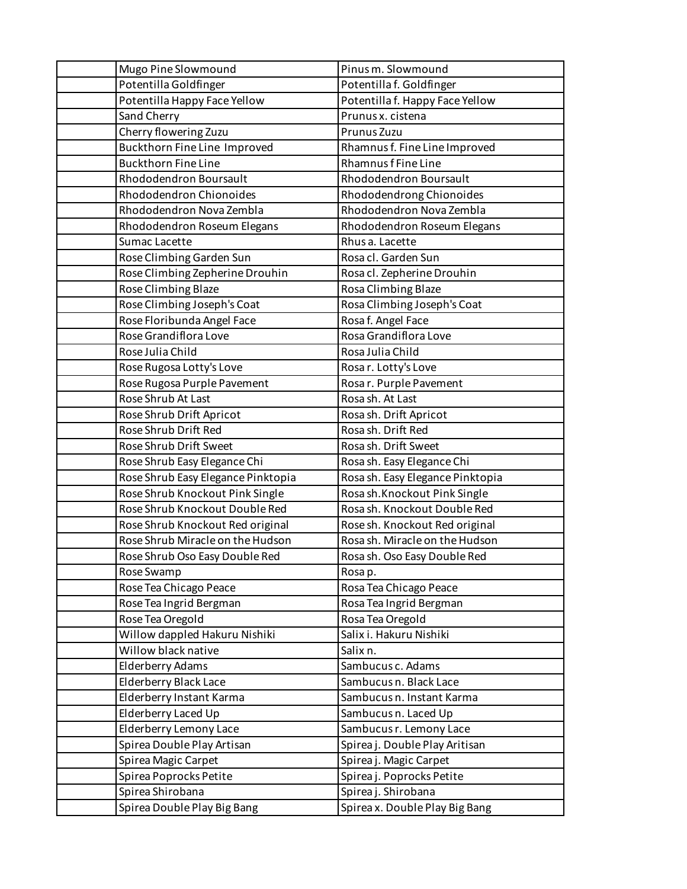| | | |
|---|---|---|
| | Mugo Pine Slowmound | Pinus m. Slowmound |
| | Potentilla Goldfinger | Potentilla f. Goldfinger |
| | Potentilla Happy Face Yellow | Potentilla f. Happy Face Yellow |
| | Sand Cherry | Prunus x. cistena |
| | Cherry flowering Zuzu | Prunus Zuzu |
| | Buckthorn Fine Line Improved | Rhamnus f. Fine Line Improved |
| | Buckthorn Fine Line | Rhamnus f Fine Line |
| | Rhododendron Boursault | Rhododendron Boursault |
| | Rhododendron Chionoides | Rhododendrong Chionoides |
| | Rhododendron Nova Zembla | Rhododendron Nova Zembla |
| | Rhododendron Roseum Elegans | Rhododendron Roseum Elegans |
| | Sumac Lacette | Rhus a. Lacette |
| | Rose Climbing Garden Sun | Rosa cl. Garden Sun |
| | Rose Climbing Zepherine Drouhin | Rosa cl. Zepherine Drouhin |
| | Rose Climbing Blaze | Rosa Climbing Blaze |
| | Rose Climbing Joseph's Coat | Rosa Climbing Joseph's Coat |
| | Rose Floribunda Angel Face | Rosa f. Angel Face |
| | Rose Grandiflora Love | Rosa Grandiflora Love |
| | Rose Julia Child | Rosa Julia Child |
| | Rose Rugosa Lotty's Love | Rosa r. Lotty's Love |
| | Rose Rugosa Purple Pavement | Rosa r. Purple Pavement |
| | Rose Shrub At Last | Rosa sh. At Last |
| | Rose Shrub Drift Apricot | Rosa sh. Drift Apricot |
| | Rose Shrub Drift Red | Rosa sh. Drift Red |
| | Rose Shrub Drift Sweet | Rosa sh. Drift Sweet |
| | Rose Shrub Easy Elegance Chi | Rosa sh. Easy Elegance Chi |
| | Rose Shrub Easy Elegance Pinktopia | Rosa sh. Easy Elegance Pinktopia |
| | Rose Shrub Knockout Pink Single | Rosa sh.Knockout Pink Single |
| | Rose Shrub Knockout Double Red | Rosa sh. Knockout Double Red |
| | Rose Shrub Knockout Red original | Rose sh. Knockout Red original |
| | Rose Shrub Miracle on the Hudson | Rosa sh. Miracle on the Hudson |
| | Rose Shrub Oso Easy Double Red | Rosa sh. Oso Easy Double Red |
| | Rose Swamp | Rosa p. |
| | Rose Tea Chicago Peace | Rosa Tea Chicago Peace |
| | Rose Tea Ingrid Bergman | Rosa Tea Ingrid Bergman |
| | Rose Tea Oregold | Rosa Tea Oregold |
| | Willow dappled Hakuru Nishiki | Salix i. Hakuru Nishiki |
| | Willow black native | Salix n. |
| | Elderberry Adams | Sambucus c. Adams |
| | Elderberry Black Lace | Sambucus n. Black Lace |
| | Elderberry Instant Karma | Sambucus n. Instant Karma |
| | Elderberry Laced Up | Sambucus n. Laced Up |
| | Elderberry Lemony Lace | Sambucus r. Lemony Lace |
| | Spirea Double Play Artisan | Spirea j. Double Play Aritisan |
| | Spirea Magic Carpet | Spirea j. Magic Carpet |
| | Spirea Poprocks Petite | Spirea j. Poprocks Petite |
| | Spirea Shirobana | Spirea j. Shirobana |
| | Spirea Double Play Big Bang | Spirea x. Double Play Big Bang |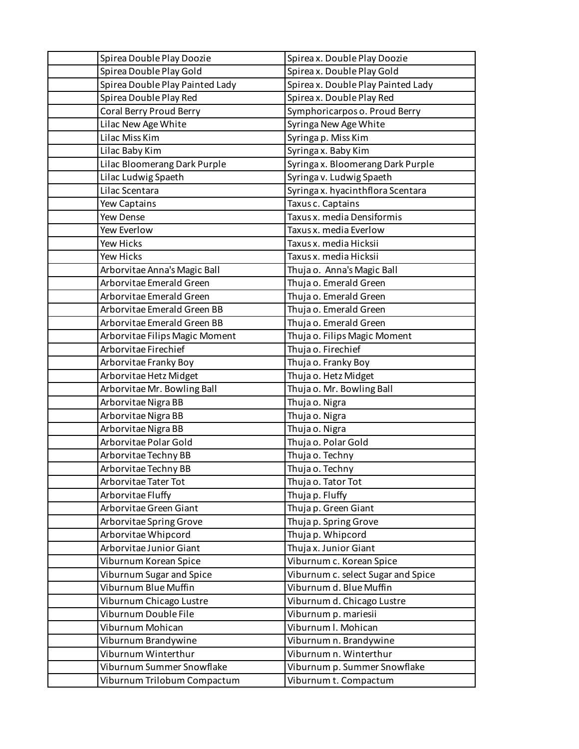| | | |
|---|---|---|
| | Spirea Double Play Doozie | Spirea x. Double Play Doozie |
| | Spirea Double Play Gold | Spirea x. Double Play Gold |
| | Spirea Double Play Painted Lady | Spirea x. Double Play Painted Lady |
| | Spirea Double Play Red | Spirea x. Double Play Red |
| | Coral Berry Proud Berry | Symphoricarpos o. Proud Berry |
| | Lilac New Age White | Syringa New Age White |
| | Lilac Miss Kim | Syringa p. Miss Kim |
| | Lilac Baby Kim | Syringa x. Baby Kim |
| | Lilac Bloomerang Dark Purple | Syringa x. Bloomerang Dark Purple |
| | Lilac Ludwig Spaeth | Syringa v. Ludwig Spaeth |
| | Lilac Scentara | Syringa x. hyacinthflora Scentara |
| | Yew Captains | Taxus c. Captains |
| | Yew Dense | Taxus x. media Densiformis |
| | Yew Everlow | Taxus x. media Everlow |
| | Yew Hicks | Taxus x. media Hicksii |
| | Yew Hicks | Taxus x. media Hicksii |
| | Arborvitae Anna's Magic Ball | Thuja o. Anna's Magic Ball |
| | Arborvitae Emerald Green | Thuja o. Emerald Green |
| | Arborvitae Emerald Green | Thuja o. Emerald Green |
| | Arborvitae Emerald Green BB | Thuja o. Emerald Green |
| | Arborvitae Emerald Green BB | Thuja o. Emerald Green |
| | Arborvitae Filips Magic Moment | Thuja o. Filips Magic Moment |
| | Arborvitae Firechief | Thuja o. Firechief |
| | Arborvitae Franky Boy | Thuja o. Franky Boy |
| | Arborvitae Hetz Midget | Thuja o. Hetz Midget |
| | Arborvitae Mr. Bowling Ball | Thuja o. Mr. Bowling Ball |
| | Arborvitae Nigra BB | Thuja o. Nigra |
| | Arborvitae Nigra BB | Thuja o. Nigra |
| | Arborvitae Nigra BB | Thuja o. Nigra |
| | Arborvitae Polar Gold | Thuja o. Polar Gold |
| | Arborvitae Techny BB | Thuja o. Techny |
| | Arborvitae Techny BB | Thuja o. Techny |
| | Arborvitae Tater Tot | Thuja o. Tator Tot |
| | Arborvitae Fluffy | Thuja p. Fluffy |
| | Arborvitae Green Giant | Thuja p. Green Giant |
| | Arborvitae Spring Grove | Thuja p. Spring Grove |
| | Arborvitae Whipcord | Thuja p. Whipcord |
| | Arborvitae Junior Giant | Thuja x. Junior Giant |
| | Viburnum Korean Spice | Viburnum c. Korean Spice |
| | Viburnum Sugar and Spice | Viburnum c. select Sugar and Spice |
| | Viburnum Blue Muffin | Viburnum d. Blue Muffin |
| | Viburnum Chicago Lustre | Viburnum d. Chicago Lustre |
| | Viburnum Double File | Viburnum p. mariesii |
| | Viburnum Mohican | Viburnum l. Mohican |
| | Viburnum Brandywine | Viburnum n. Brandywine |
| | Viburnum Winterthur | Viburnum n. Winterthur |
| | Viburnum Summer Snowflake | Viburnum p. Summer Snowflake |
| | Viburnum Trilobum Compactum | Viburnum t. Compactum |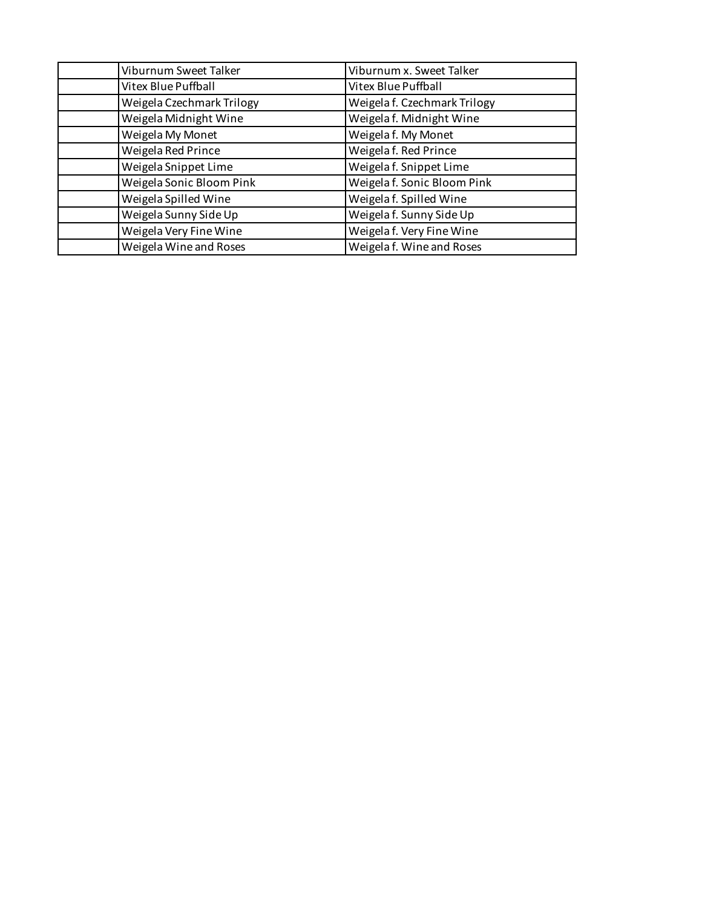| | | |
|---|---|---|
| | Viburnum Sweet Talker | Viburnum x. Sweet Talker |
| | Vitex Blue Puffball | Vitex Blue Puffball |
| | Weigela Czechmark Trilogy | Weigela f. Czechmark Trilogy |
| | Weigela Midnight Wine | Weigela f. Midnight Wine |
| | Weigela My Monet | Weigela f. My Monet |
| | Weigela Red Prince | Weigela f. Red Prince |
| | Weigela Snippet Lime | Weigela f. Snippet Lime |
| | Weigela Sonic Bloom Pink | Weigela f. Sonic Bloom Pink |
| | Weigela Spilled Wine | Weigela f. Spilled Wine |
| | Weigela Sunny Side Up | Weigela f. Sunny Side Up |
| | Weigela Very Fine Wine | Weigela f. Very Fine Wine |
| | Weigela Wine and Roses | Weigela f. Wine and Roses |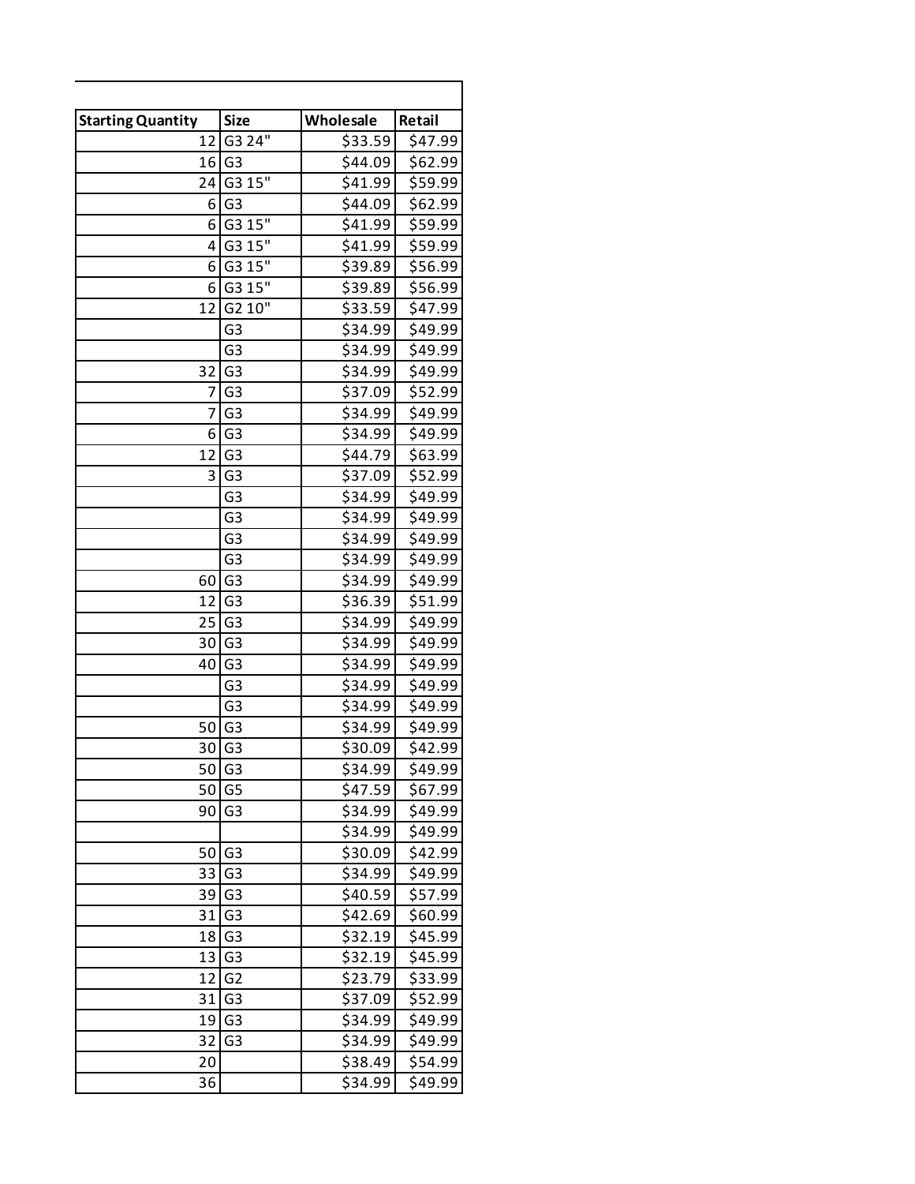| Starting Quantity | Size | Wholesale | Retail |
|---|---|---|---|
| 12 | G3 24" | $33.59 | $47.99 |
| 16 | G3 | $44.09 | $62.99 |
| 24 | G3 15" | $41.99 | $59.99 |
| 6 | G3 | $44.09 | $62.99 |
| 6 | G3 15" | $41.99 | $59.99 |
| 4 | G3 15" | $41.99 | $59.99 |
| 6 | G3 15" | $39.89 | $56.99 |
| 6 | G3 15" | $39.89 | $56.99 |
| 12 | G2 10" | $33.59 | $47.99 |
| | G3 | $34.99 | $49.99 |
| | G3 | $34.99 | $49.99 |
| 32 | G3 | $34.99 | $49.99 |
| 7 | G3 | $37.09 | $52.99 |
| 7 | G3 | $34.99 | $49.99 |
| 6 | G3 | $34.99 | $49.99 |
| 12 | G3 | $44.79 | $63.99 |
| 3 | G3 | $37.09 | $52.99 |
| | G3 | $34.99 | $49.99 |
| | G3 | $34.99 | $49.99 |
| | G3 | $34.99 | $49.99 |
| | G3 | $34.99 | $49.99 |
| 60 | G3 | $34.99 | $49.99 |
| 12 | G3 | $36.39 | $51.99 |
| 25 | G3 | $34.99 | $49.99 |
| 30 | G3 | $34.99 | $49.99 |
| 40 | G3 | $34.99 | $49.99 |
| | G3 | $34.99 | $49.99 |
| | G3 | $34.99 | $49.99 |
| 50 | G3 | $34.99 | $49.99 |
| 30 | G3 | $30.09 | $42.99 |
| 50 | G3 | $34.99 | $49.99 |
| 50 | G5 | $47.59 | $67.99 |
| 90 | G3 | $34.99 | $49.99 |
| | | $34.99 | $49.99 |
| 50 | G3 | $30.09 | $42.99 |
| 33 | G3 | $34.99 | $49.99 |
| 39 | G3 | $40.59 | $57.99 |
| 31 | G3 | $42.69 | $60.99 |
| 18 | G3 | $32.19 | $45.99 |
| 13 | G3 | $32.19 | $45.99 |
| 12 | G2 | $23.79 | $33.99 |
| 31 | G3 | $37.09 | $52.99 |
| 19 | G3 | $34.99 | $49.99 |
| 32 | G3 | $34.99 | $49.99 |
| 20 | | $38.49 | $54.99 |
| 36 | | $34.99 | $49.99 |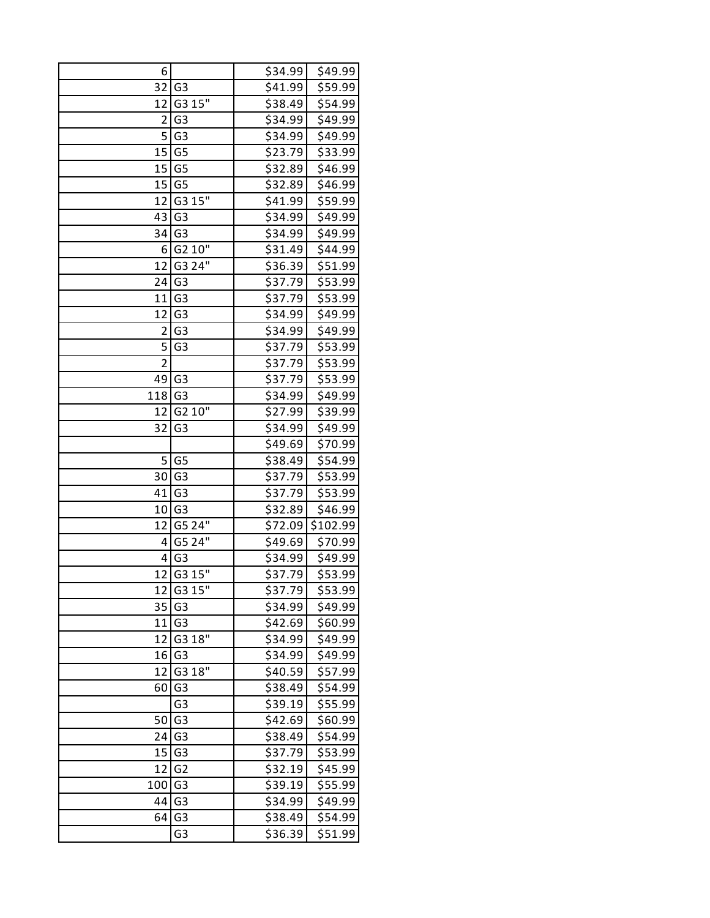| | | | |
|---|---|---|---|
| 6 | | $34.99 | $49.99 |
| 32 | G3 | $41.99 | $59.99 |
| 12 | G3 15" | $38.49 | $54.99 |
| 2 | G3 | $34.99 | $49.99 |
| 5 | G3 | $34.99 | $49.99 |
| 15 | G5 | $23.79 | $33.99 |
| 15 | G5 | $32.89 | $46.99 |
| 15 | G5 | $32.89 | $46.99 |
| 12 | G3 15" | $41.99 | $59.99 |
| 43 | G3 | $34.99 | $49.99 |
| 34 | G3 | $34.99 | $49.99 |
| 6 | G2 10" | $31.49 | $44.99 |
| 12 | G3 24" | $36.39 | $51.99 |
| 24 | G3 | $37.79 | $53.99 |
| 11 | G3 | $37.79 | $53.99 |
| 12 | G3 | $34.99 | $49.99 |
| 2 | G3 | $34.99 | $49.99 |
| 5 | G3 | $37.79 | $53.99 |
| 2 | | $37.79 | $53.99 |
| 49 | G3 | $37.79 | $53.99 |
| 118 | G3 | $34.99 | $49.99 |
| 12 | G2 10" | $27.99 | $39.99 |
| 32 | G3 | $34.99 | $49.99 |
| | | $49.69 | $70.99 |
| 5 | G5 | $38.49 | $54.99 |
| 30 | G3 | $37.79 | $53.99 |
| 41 | G3 | $37.79 | $53.99 |
| 10 | G3 | $32.89 | $46.99 |
| 12 | G5 24" | $72.09 | $102.99 |
| 4 | G5 24" | $49.69 | $70.99 |
| 4 | G3 | $34.99 | $49.99 |
| 12 | G3 15" | $37.79 | $53.99 |
| 12 | G3 15" | $37.79 | $53.99 |
| 35 | G3 | $34.99 | $49.99 |
| 11 | G3 | $42.69 | $60.99 |
| 12 | G3 18" | $34.99 | $49.99 |
| 16 | G3 | $34.99 | $49.99 |
| 12 | G3 18" | $40.59 | $57.99 |
| 60 | G3 | $38.49 | $54.99 |
| | G3 | $39.19 | $55.99 |
| 50 | G3 | $42.69 | $60.99 |
| 24 | G3 | $38.49 | $54.99 |
| 15 | G3 | $37.79 | $53.99 |
| 12 | G2 | $32.19 | $45.99 |
| 100 | G3 | $39.19 | $55.99 |
| 44 | G3 | $34.99 | $49.99 |
| 64 | G3 | $38.49 | $54.99 |
| | G3 | $36.39 | $51.99 |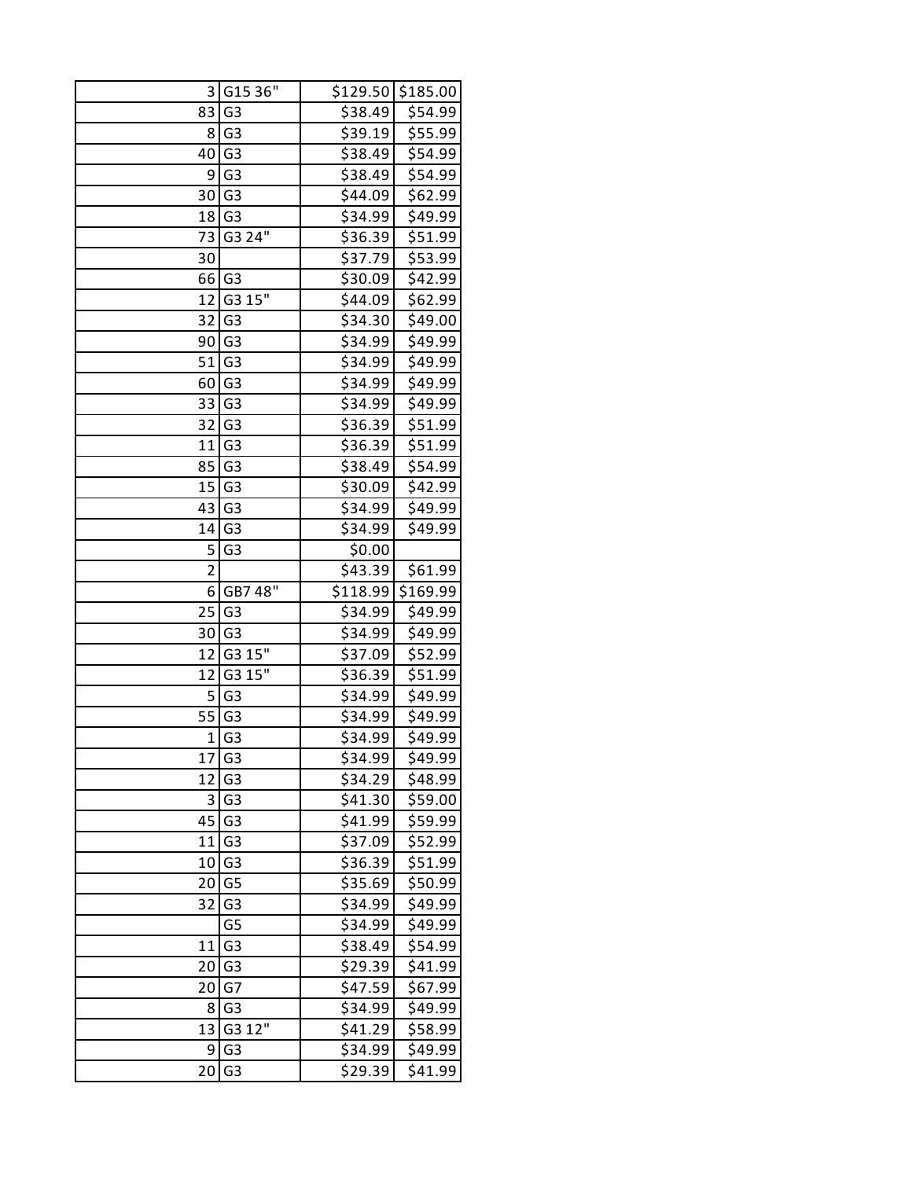| | | | |
|---|---|---|---|
| 3 | G15 36" | $129.50 | $185.00 |
| 83 | G3 | $38.49 | $54.99 |
| 8 | G3 | $39.19 | $55.99 |
| 40 | G3 | $38.49 | $54.99 |
| 9 | G3 | $38.49 | $54.99 |
| 30 | G3 | $44.09 | $62.99 |
| 18 | G3 | $34.99 | $49.99 |
| 73 | G3 24" | $36.39 | $51.99 |
| 30 | | $37.79 | $53.99 |
| 66 | G3 | $30.09 | $42.99 |
| 12 | G3 15" | $44.09 | $62.99 |
| 32 | G3 | $34.30 | $49.00 |
| 90 | G3 | $34.99 | $49.99 |
| 51 | G3 | $34.99 | $49.99 |
| 60 | G3 | $34.99 | $49.99 |
| 33 | G3 | $34.99 | $49.99 |
| 32 | G3 | $36.39 | $51.99 |
| 11 | G3 | $36.39 | $51.99 |
| 85 | G3 | $38.49 | $54.99 |
| 15 | G3 | $30.09 | $42.99 |
| 43 | G3 | $34.99 | $49.99 |
| 14 | G3 | $34.99 | $49.99 |
| 5 | G3 | $0.00 | |
| 2 | | $43.39 | $61.99 |
| 6 | GB7 48" | $118.99 | $169.99 |
| 25 | G3 | $34.99 | $49.99 |
| 30 | G3 | $34.99 | $49.99 |
| 12 | G3 15" | $37.09 | $52.99 |
| 12 | G3 15" | $36.39 | $51.99 |
| 5 | G3 | $34.99 | $49.99 |
| 55 | G3 | $34.99 | $49.99 |
| 1 | G3 | $34.99 | $49.99 |
| 17 | G3 | $34.99 | $49.99 |
| 12 | G3 | $34.29 | $48.99 |
| 3 | G3 | $41.30 | $59.00 |
| 45 | G3 | $41.99 | $59.99 |
| 11 | G3 | $37.09 | $52.99 |
| 10 | G3 | $36.39 | $51.99 |
| 20 | G5 | $35.69 | $50.99 |
| 32 | G3 | $34.99 | $49.99 |
| | G5 | $34.99 | $49.99 |
| 11 | G3 | $38.49 | $54.99 |
| 20 | G3 | $29.39 | $41.99 |
| 20 | G7 | $47.59 | $67.99 |
| 8 | G3 | $34.99 | $49.99 |
| 13 | G3 12" | $41.29 | $58.99 |
| 9 | G3 | $34.99 | $49.99 |
| 20 | G3 | $29.39 | $41.99 |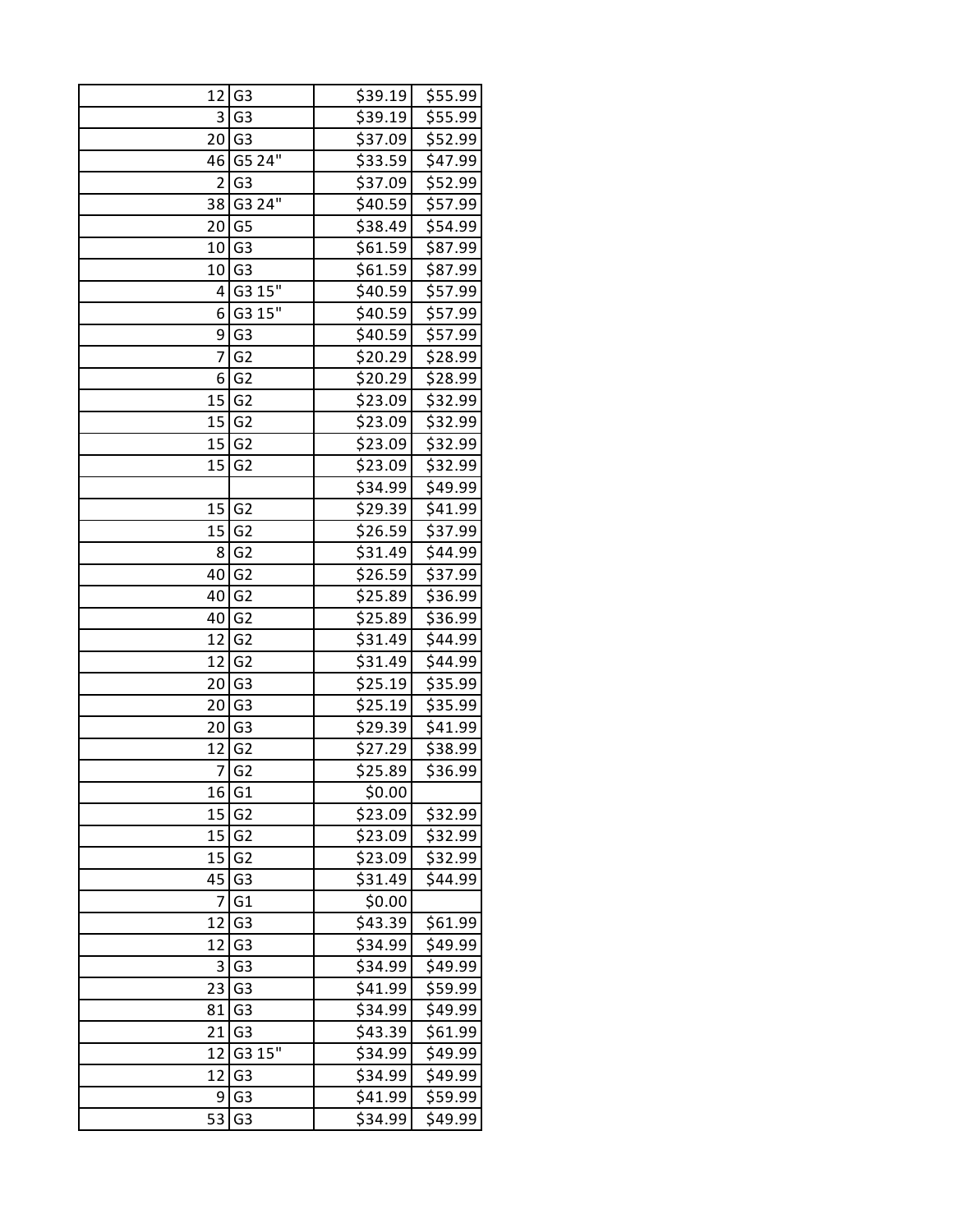| | | | |
|---|---|---|---|
| 12 | G3 | $39.19 | $55.99 |
| 3 | G3 | $39.19 | $55.99 |
| 20 | G3 | $37.09 | $52.99 |
| 46 | G5 24" | $33.59 | $47.99 |
| 2 | G3 | $37.09 | $52.99 |
| 38 | G3 24" | $40.59 | $57.99 |
| 20 | G5 | $38.49 | $54.99 |
| 10 | G3 | $61.59 | $87.99 |
| 10 | G3 | $61.59 | $87.99 |
| 4 | G3 15" | $40.59 | $57.99 |
| 6 | G3 15" | $40.59 | $57.99 |
| 9 | G3 | $40.59 | $57.99 |
| 7 | G2 | $20.29 | $28.99 |
| 6 | G2 | $20.29 | $28.99 |
| 15 | G2 | $23.09 | $32.99 |
| 15 | G2 | $23.09 | $32.99 |
| 15 | G2 | $23.09 | $32.99 |
| 15 | G2 | $23.09 | $32.99 |
| | | $34.99 | $49.99 |
| 15 | G2 | $29.39 | $41.99 |
| 15 | G2 | $26.59 | $37.99 |
| 8 | G2 | $31.49 | $44.99 |
| 40 | G2 | $26.59 | $37.99 |
| 40 | G2 | $25.89 | $36.99 |
| 40 | G2 | $25.89 | $36.99 |
| 12 | G2 | $31.49 | $44.99 |
| 12 | G2 | $31.49 | $44.99 |
| 20 | G3 | $25.19 | $35.99 |
| 20 | G3 | $25.19 | $35.99 |
| 20 | G3 | $29.39 | $41.99 |
| 12 | G2 | $27.29 | $38.99 |
| 7 | G2 | $25.89 | $36.99 |
| 16 | G1 | $0.00 | |
| 15 | G2 | $23.09 | $32.99 |
| 15 | G2 | $23.09 | $32.99 |
| 15 | G2 | $23.09 | $32.99 |
| 45 | G3 | $31.49 | $44.99 |
| 7 | G1 | $0.00 | |
| 12 | G3 | $43.39 | $61.99 |
| 12 | G3 | $34.99 | $49.99 |
| 3 | G3 | $34.99 | $49.99 |
| 23 | G3 | $41.99 | $59.99 |
| 81 | G3 | $34.99 | $49.99 |
| 21 | G3 | $43.39 | $61.99 |
| 12 | G3 15" | $34.99 | $49.99 |
| 12 | G3 | $34.99 | $49.99 |
| 9 | G3 | $41.99 | $59.99 |
| 53 | G3 | $34.99 | $49.99 |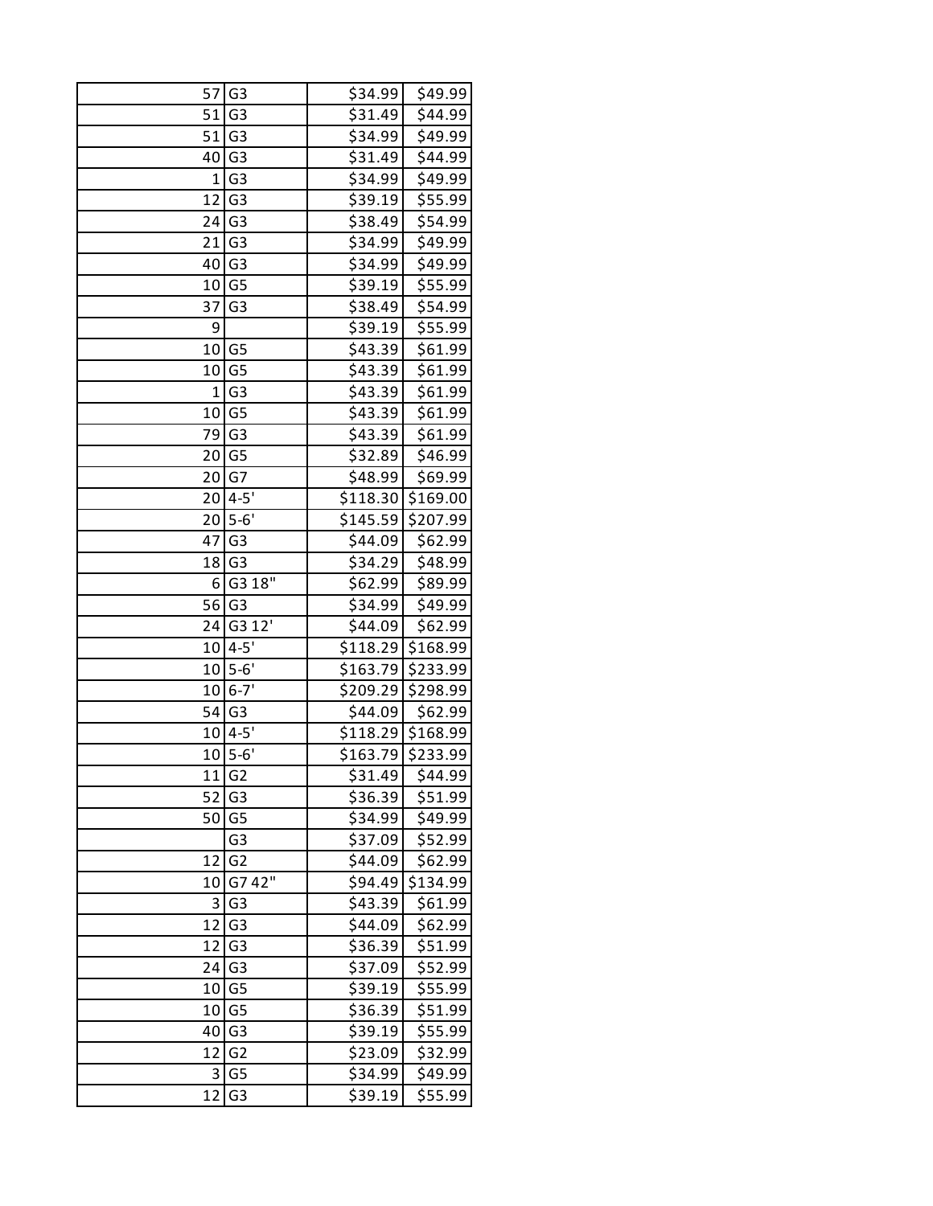| | | | |
|---|---|---|---|
| 57 | G3 | $34.99 | $49.99 |
| 51 | G3 | $31.49 | $44.99 |
| 51 | G3 | $34.99 | $49.99 |
| 40 | G3 | $31.49 | $44.99 |
| 1 | G3 | $34.99 | $49.99 |
| 12 | G3 | $39.19 | $55.99 |
| 24 | G3 | $38.49 | $54.99 |
| 21 | G3 | $34.99 | $49.99 |
| 40 | G3 | $34.99 | $49.99 |
| 10 | G5 | $39.19 | $55.99 |
| 37 | G3 | $38.49 | $54.99 |
| 9 | | $39.19 | $55.99 |
| 10 | G5 | $43.39 | $61.99 |
| 10 | G5 | $43.39 | $61.99 |
| 1 | G3 | $43.39 | $61.99 |
| 10 | G5 | $43.39 | $61.99 |
| 79 | G3 | $43.39 | $61.99 |
| 20 | G5 | $32.89 | $46.99 |
| 20 | G7 | $48.99 | $69.99 |
| 20 | 4-5' | $118.30 | $169.00 |
| 20 | 5-6' | $145.59 | $207.99 |
| 47 | G3 | $44.09 | $62.99 |
| 18 | G3 | $34.29 | $48.99 |
| 6 | G3 18" | $62.99 | $89.99 |
| 56 | G3 | $34.99 | $49.99 |
| 24 | G3 12' | $44.09 | $62.99 |
| 10 | 4-5' | $118.29 | $168.99 |
| 10 | 5-6' | $163.79 | $233.99 |
| 10 | 6-7' | $209.29 | $298.99 |
| 54 | G3 | $44.09 | $62.99 |
| 10 | 4-5' | $118.29 | $168.99 |
| 10 | 5-6' | $163.79 | $233.99 |
| 11 | G2 | $31.49 | $44.99 |
| 52 | G3 | $36.39 | $51.99 |
| 50 | G5 | $34.99 | $49.99 |
| | G3 | $37.09 | $52.99 |
| 12 | G2 | $44.09 | $62.99 |
| 10 | G7 42" | $94.49 | $134.99 |
| 3 | G3 | $43.39 | $61.99 |
| 12 | G3 | $44.09 | $62.99 |
| 12 | G3 | $36.39 | $51.99 |
| 24 | G3 | $37.09 | $52.99 |
| 10 | G5 | $39.19 | $55.99 |
| 10 | G5 | $36.39 | $51.99 |
| 40 | G3 | $39.19 | $55.99 |
| 12 | G2 | $23.09 | $32.99 |
| 3 | G5 | $34.99 | $49.99 |
| 12 | G3 | $39.19 | $55.99 |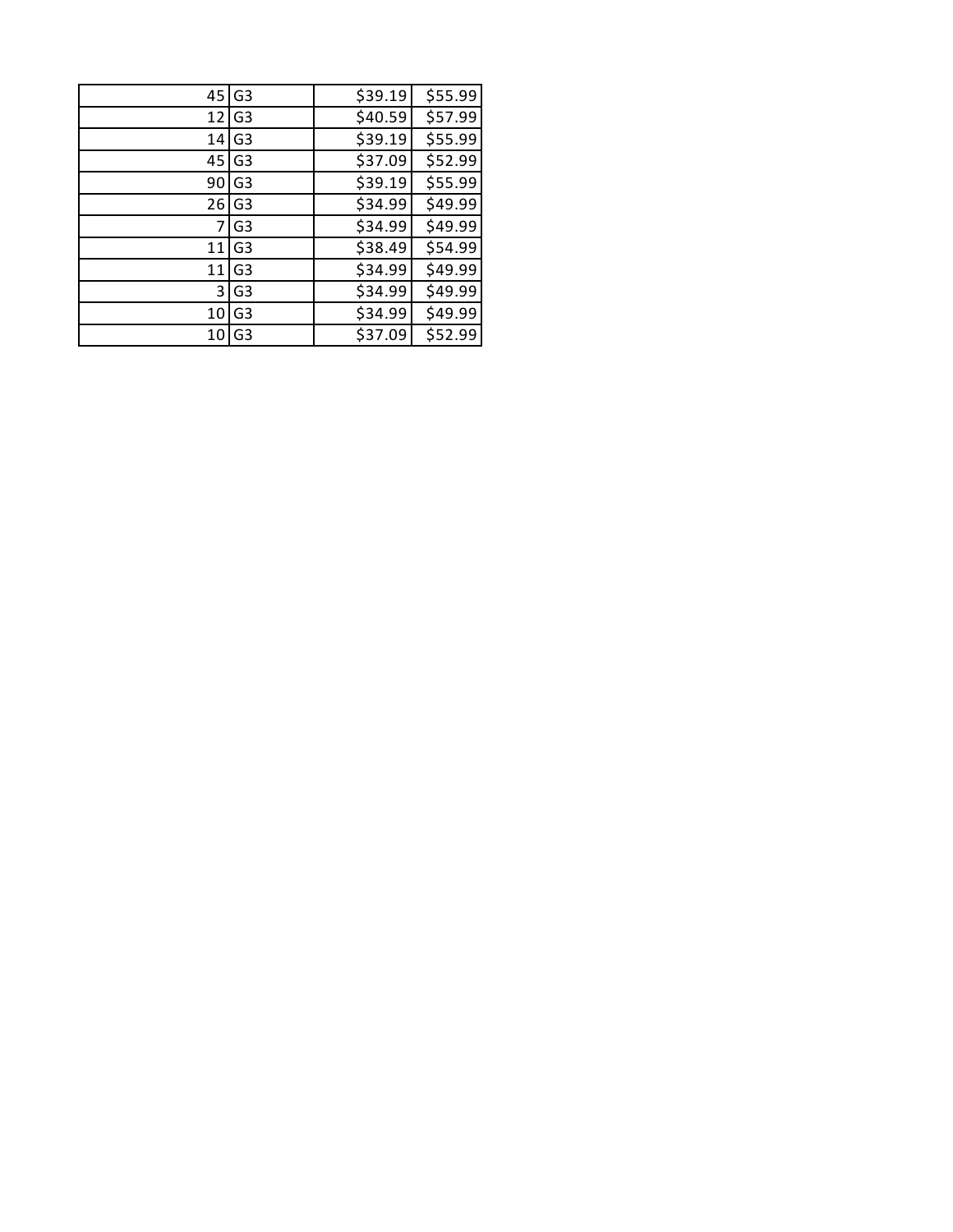| | | | | |
|---|---|---|---|---|
| 45 | G3 | | $39.19 | $55.99 |
| 12 | G3 | | $40.59 | $57.99 |
| 14 | G3 | | $39.19 | $55.99 |
| 45 | G3 | | $37.09 | $52.99 |
| 90 | G3 | | $39.19 | $55.99 |
| 26 | G3 | | $34.99 | $49.99 |
| 7 | G3 | | $34.99 | $49.99 |
| 11 | G3 | | $38.49 | $54.99 |
| 11 | G3 | | $34.99 | $49.99 |
| 3 | G3 | | $34.99 | $49.99 |
| 10 | G3 | | $34.99 | $49.99 |
| 10 | G3 | | $37.09 | $52.99 |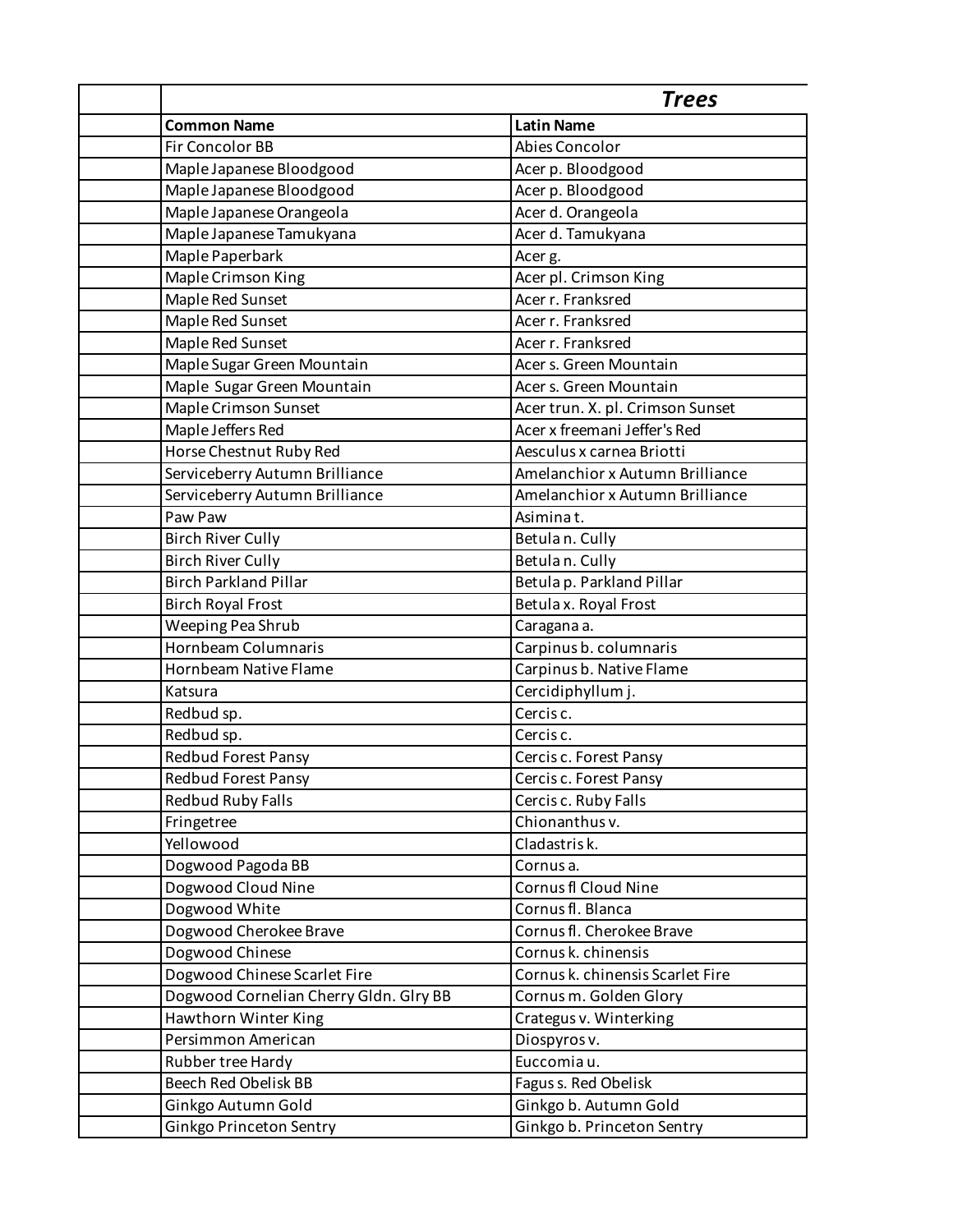|  | *Trees* |  |
|---|---|---|
|  | **Common Name** | **Latin Name** |
|  | Fir Concolor BB | Abies Concolor |
|  | Maple Japanese Bloodgood | Acer p. Bloodgood |
|  | Maple Japanese Bloodgood | Acer p. Bloodgood |
|  | Maple Japanese Orangeola | Acer d. Orangeola |
|  | Maple Japanese Tamukyana | Acer d. Tamukyana |
|  | Maple Paperbark | Acer g. |
|  | Maple Crimson King | Acer pl. Crimson King |
|  | Maple Red Sunset | Acer r. Franksred |
|  | Maple Red Sunset | Acer r. Franksred |
|  | Maple Red Sunset | Acer r. Franksred |
|  | Maple Sugar Green Mountain | Acer s. Green Mountain |
|  | Maple Sugar Green Mountain | Acer s. Green Mountain |
|  | Maple Crimson Sunset | Acer trun. X. pl. Crimson Sunset |
|  | Maple Jeffers Red | Acer x freemani Jeffer's Red |
|  | Horse Chestnut Ruby Red | Aesculus x carnea Briotti |
|  | Serviceberry Autumn Brilliance | Amelanchior x Autumn Brilliance |
|  | Serviceberry Autumn Brilliance | Amelanchior x Autumn Brilliance |
|  | Paw Paw | Asimina t. |
|  | Birch River Cully | Betula n. Cully |
|  | Birch River Cully | Betula n. Cully |
|  | Birch Parkland Pillar | Betula p. Parkland Pillar |
|  | Birch Royal Frost | Betula x. Royal Frost |
|  | Weeping Pea Shrub | Caragana a. |
|  | Hornbeam Columnaris | Carpinus b. columnaris |
|  | Hornbeam Native Flame | Carpinus b. Native Flame |
|  | Katsura | Cercidiphyllum j. |
|  | Redbud sp. | Cercis c. |
|  | Redbud sp. | Cercis c. |
|  | Redbud Forest Pansy | Cercis c. Forest Pansy |
|  | Redbud Forest Pansy | Cercis c. Forest Pansy |
|  | Redbud Ruby Falls | Cercis c. Ruby Falls |
|  | Fringetree | Chionanthus v. |
|  | Yellowood | Cladastris k. |
|  | Dogwood Pagoda BB | Cornus a. |
|  | Dogwood Cloud Nine | Cornus fl Cloud Nine |
|  | Dogwood White | Cornus fl. Blanca |
|  | Dogwood Cherokee Brave | Cornus fl. Cherokee Brave |
|  | Dogwood Chinese | Cornus k. chinensis |
|  | Dogwood Chinese Scarlet Fire | Cornus k. chinensis Scarlet Fire |
|  | Dogwood Cornelian Cherry Gldn. Glry BB | Cornus m. Golden Glory |
|  | Hawthorn Winter King | Crategus v. Winterking |
|  | Persimmon American | Diospyros v. |
|  | Rubber tree Hardy | Euccomia u. |
|  | Beech Red Obelisk BB | Fagus s. Red Obelisk |
|  | Ginkgo Autumn Gold | Ginkgo b. Autumn Gold |
|  | Ginkgo Princeton Sentry | Ginkgo b. Princeton Sentry |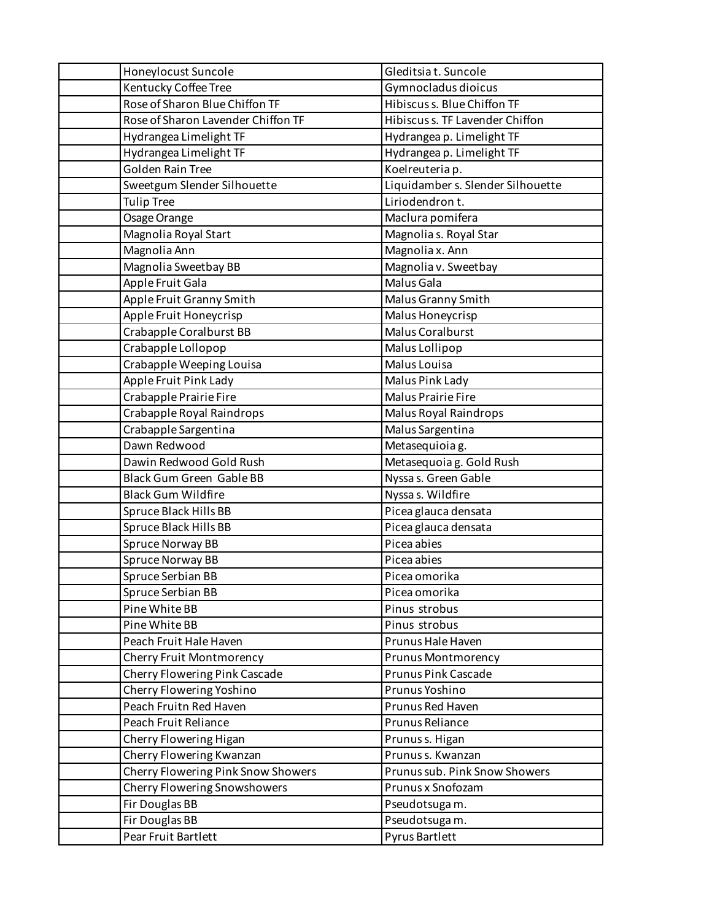| | | |
|---|---|---|
| | Honeylocust Suncole | Gleditsia t. Suncole |
| | Kentucky Coffee Tree | Gymnocladus dioicus |
| | Rose of Sharon Blue Chiffon TF | Hibiscus s. Blue Chiffon TF |
| | Rose of Sharon Lavender Chiffon TF | Hibiscus s. TF Lavender Chiffon |
| | Hydrangea Limelight TF | Hydrangea p. Limelight TF |
| | Hydrangea Limelight TF | Hydrangea p. Limelight TF |
| | Golden Rain Tree | Koelreuteria p. |
| | Sweetgum Slender Silhouette | Liquidamber s. Slender Silhouette |
| | Tulip Tree | Liriodendron t. |
| | Osage Orange | Maclura pomifera |
| | Magnolia Royal Start | Magnolia s. Royal Star |
| | Magnolia Ann | Magnolia x. Ann |
| | Magnolia Sweetbay BB | Magnolia v. Sweetbay |
| | Apple Fruit Gala | Malus Gala |
| | Apple Fruit Granny Smith | Malus Granny Smith |
| | Apple Fruit Honeycrisp | Malus Honeycrisp |
| | Crabapple Coralburst BB | Malus Coralburst |
| | Crabapple Lollopop | Malus Lollipop |
| | Crabapple Weeping Louisa | Malus Louisa |
| | Apple Fruit Pink Lady | Malus Pink Lady |
| | Crabapple Prairie Fire | Malus Prairie Fire |
| | Crabapple Royal Raindrops | Malus Royal Raindrops |
| | Crabapple Sargentina | Malus Sargentina |
| | Dawn Redwood | Metasequioia g. |
| | Dawin Redwood Gold Rush | Metasequoia g. Gold Rush |
| | Black Gum Green Gable BB | Nyssa s. Green Gable |
| | Black Gum Wildfire | Nyssa s. Wildfire |
| | Spruce Black Hills BB | Picea glauca densata |
| | Spruce Black Hills BB | Picea glauca densata |
| | Spruce Norway BB | Picea abies |
| | Spruce Norway BB | Picea abies |
| | Spruce Serbian BB | Picea omorika |
| | Spruce Serbian BB | Picea omorika |
| | Pine White BB | Pinus strobus |
| | Pine White BB | Pinus strobus |
| | Peach Fruit Hale Haven | Prunus Hale Haven |
| | Cherry Fruit Montmorency | Prunus Montmorency |
| | Cherry Flowering Pink Cascade | Prunus Pink Cascade |
| | Cherry Flowering Yoshino | Prunus Yoshino |
| | Peach Fruitn Red Haven | Prunus Red Haven |
| | Peach Fruit Reliance | Prunus Reliance |
| | Cherry Flowering Higan | Prunus s. Higan |
| | Cherry Flowering Kwanzan | Prunus s. Kwanzan |
| | Cherry Flowering Pink Snow Showers | Prunus sub. Pink Snow Showers |
| | Cherry Flowering Snowshowers | Prunus x Snofozam |
| | Fir Douglas BB | Pseudotsuga m. |
| | Fir Douglas BB | Pseudotsuga m. |
| | Pear Fruit Bartlett | Pyrus Bartlett |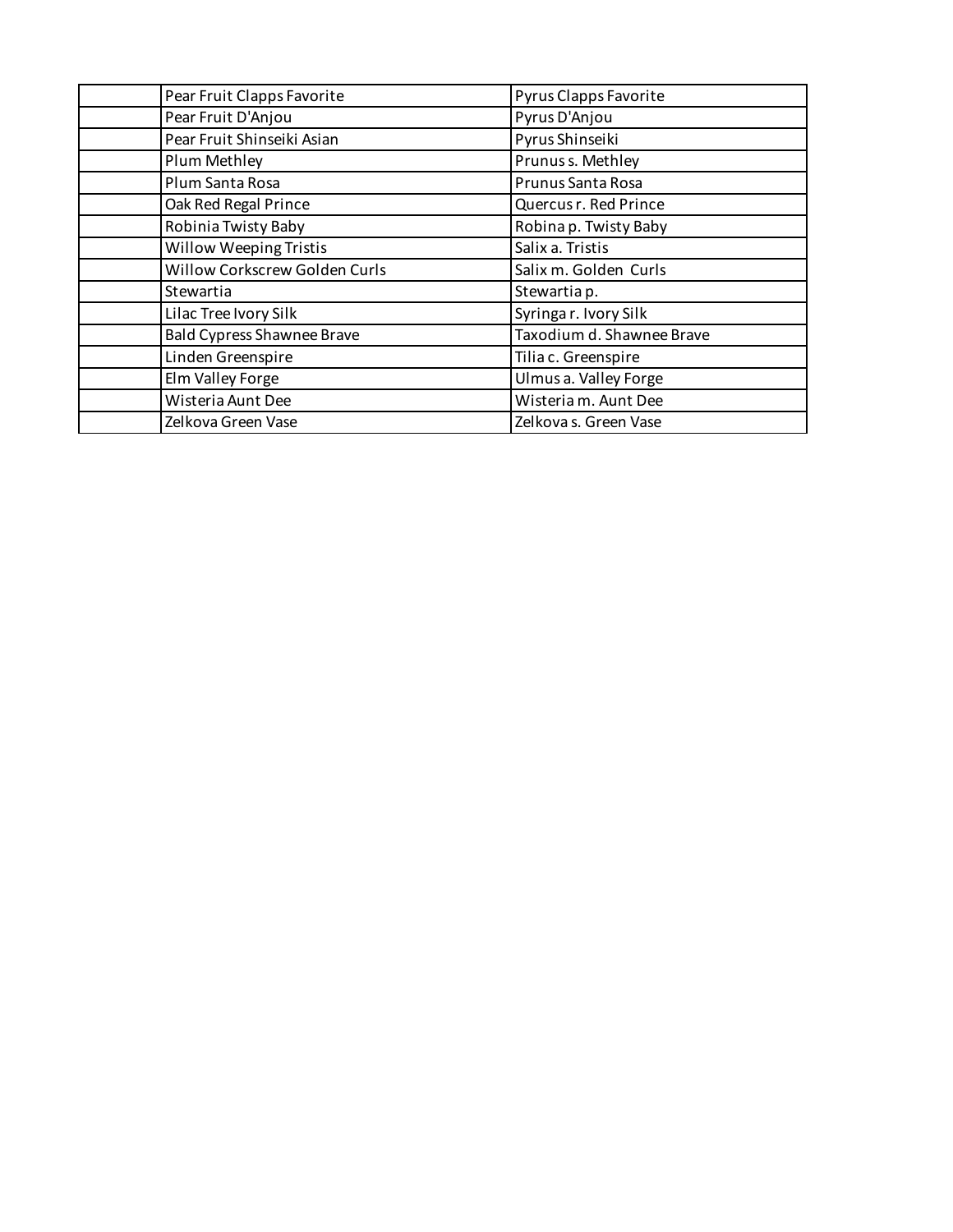| | | |
|---|---|---|
| | Pear Fruit Clapps Favorite | Pyrus Clapps Favorite |
| | Pear Fruit D'Anjou | Pyrus D'Anjou |
| | Pear Fruit Shinseiki Asian | Pyrus Shinseiki |
| | Plum Methley | Prunus s. Methley |
| | Plum Santa Rosa | Prunus Santa Rosa |
| | Oak Red Regal Prince | Quercus r. Red Prince |
| | Robinia Twisty Baby | Robina p. Twisty Baby |
| | Willow Weeping Tristis | Salix a. Tristis |
| | Willow Corkscrew Golden Curls | Salix m. Golden Curls |
| | Stewartia | Stewartia p. |
| | Lilac Tree Ivory Silk | Syringa r. Ivory Silk |
| | Bald Cypress Shawnee Brave | Taxodium d. Shawnee Brave |
| | Linden Greenspire | Tilia c. Greenspire |
| | Elm Valley Forge | Ulmus a. Valley Forge |
| | Wisteria Aunt Dee | Wisteria m. Aunt Dee |
| | Zelkova Green Vase | Zelkova s. Green Vase |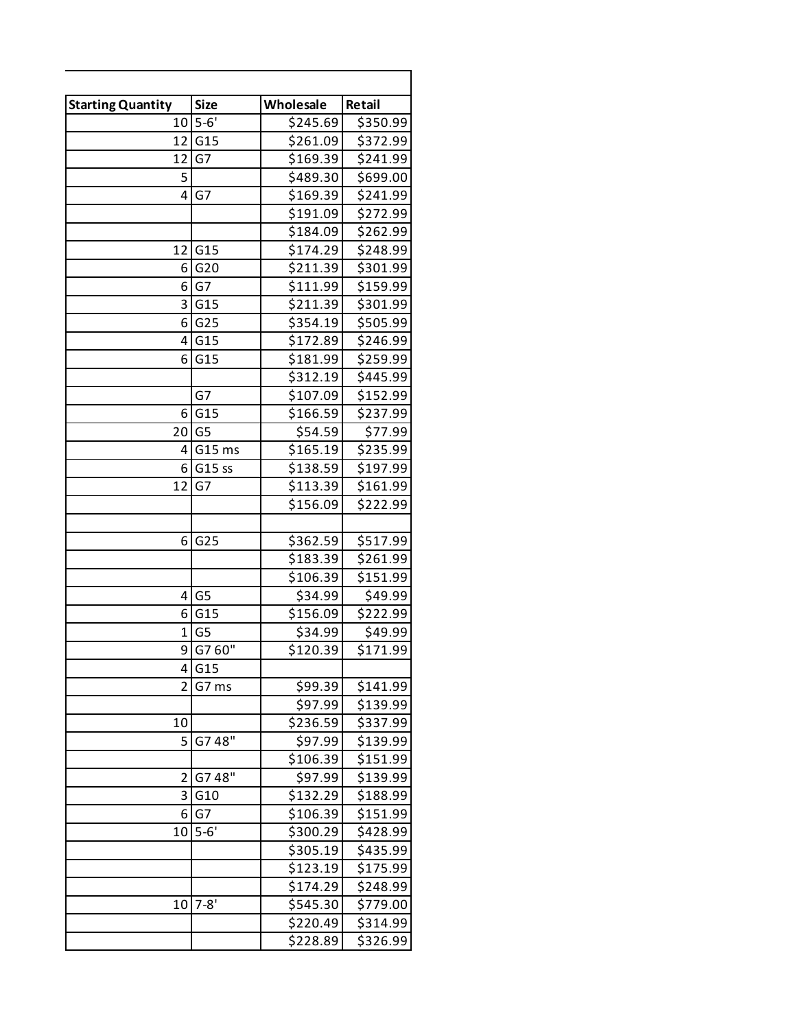| Starting Quantity | Size | Wholesale | Retail |
|---|---|---|---|
| 10 | 5-6' | $245.69 | $350.99 |
| 12 | G15 | $261.09 | $372.99 |
| 12 | G7 | $169.39 | $241.99 |
| 5 | | $489.30 | $699.00 |
| 4 | G7 | $169.39 | $241.99 |
| | | $191.09 | $272.99 |
| | | $184.09 | $262.99 |
| 12 | G15 | $174.29 | $248.99 |
| 6 | G20 | $211.39 | $301.99 |
| 6 | G7 | $111.99 | $159.99 |
| 3 | G15 | $211.39 | $301.99 |
| 6 | G25 | $354.19 | $505.99 |
| 4 | G15 | $172.89 | $246.99 |
| 6 | G15 | $181.99 | $259.99 |
| | | $312.19 | $445.99 |
| | G7 | $107.09 | $152.99 |
| 6 | G15 | $166.59 | $237.99 |
| 20 | G5 | $54.59 | $77.99 |
| 4 | G15 ms | $165.19 | $235.99 |
| 6 | G15 ss | $138.59 | $197.99 |
| 12 | G7 | $113.39 | $161.99 |
| | | $156.09 | $222.99 |
| | | | |
| 6 | G25 | $362.59 | $517.99 |
| | | $183.39 | $261.99 |
| | | $106.39 | $151.99 |
| 4 | G5 | $34.99 | $49.99 |
| 6 | G15 | $156.09 | $222.99 |
| 1 | G5 | $34.99 | $49.99 |
| 9 | G7 60" | $120.39 | $171.99 |
| 4 | G15 | | |
| 2 | G7 ms | $99.39 | $141.99 |
| | | $97.99 | $139.99 |
| 10 | | $236.59 | $337.99 |
| 5 | G7 48" | $97.99 | $139.99 |
| | | $106.39 | $151.99 |
| 2 | G7 48" | $97.99 | $139.99 |
| 3 | G10 | $132.29 | $188.99 |
| 6 | G7 | $106.39 | $151.99 |
| 10 | 5-6' | $300.29 | $428.99 |
| | | $305.19 | $435.99 |
| | | $123.19 | $175.99 |
| | | $174.29 | $248.99 |
| 10 | 7-8' | $545.30 | $779.00 |
| | | $220.49 | $314.99 |
| | | $228.89 | $326.99 |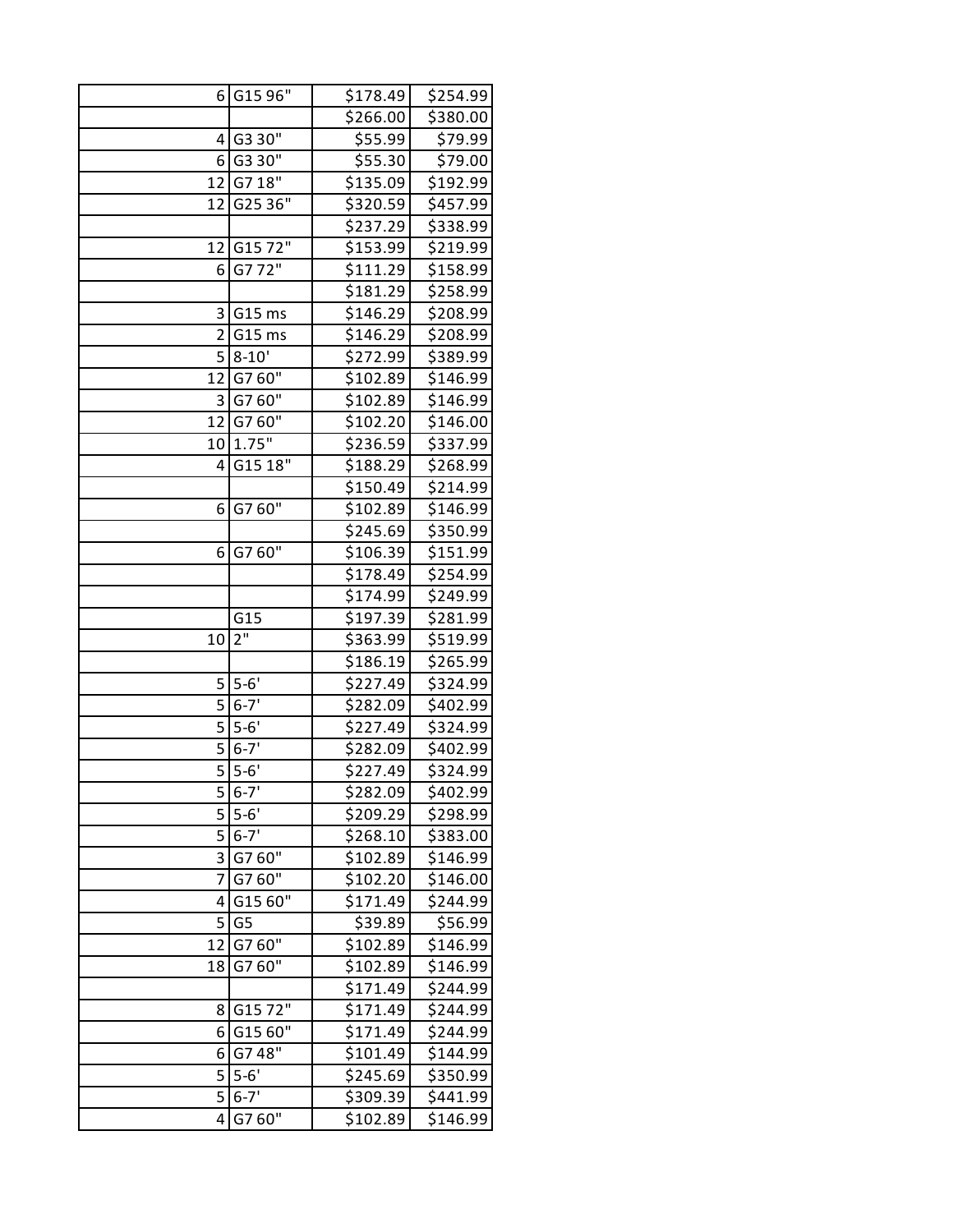| | | | |
|---|---|---|---|
| 6 | G15 96" | $178.49 | $254.99 |
| | | $266.00 | $380.00 |
| 4 | G3 30" | $55.99 | $79.99 |
| 6 | G3 30" | $55.30 | $79.00 |
| 12 | G7 18" | $135.09 | $192.99 |
| 12 | G25 36" | $320.59 | $457.99 |
| | | $237.29 | $338.99 |
| 12 | G15 72" | $153.99 | $219.99 |
| 6 | G7 72" | $111.29 | $158.99 |
| | | $181.29 | $258.99 |
| 3 | G15 ms | $146.29 | $208.99 |
| 2 | G15 ms | $146.29 | $208.99 |
| 5 | 8-10' | $272.99 | $389.99 |
| 12 | G7 60" | $102.89 | $146.99 |
| 3 | G7 60" | $102.89 | $146.99 |
| 12 | G7 60" | $102.20 | $146.00 |
| 10 | 1.75" | $236.59 | $337.99 |
| 4 | G15 18" | $188.29 | $268.99 |
| | | $150.49 | $214.99 |
| 6 | G7 60" | $102.89 | $146.99 |
| | | $245.69 | $350.99 |
| 6 | G7 60" | $106.39 | $151.99 |
| | | $178.49 | $254.99 |
| | | $174.99 | $249.99 |
| | G15 | $197.39 | $281.99 |
| 10 | 2" | $363.99 | $519.99 |
| | | $186.19 | $265.99 |
| 5 | 5-6' | $227.49 | $324.99 |
| 5 | 6-7' | $282.09 | $402.99 |
| 5 | 5-6' | $227.49 | $324.99 |
| 5 | 6-7' | $282.09 | $402.99 |
| 5 | 5-6' | $227.49 | $324.99 |
| 5 | 6-7' | $282.09 | $402.99 |
| 5 | 5-6' | $209.29 | $298.99 |
| 5 | 6-7' | $268.10 | $383.00 |
| 3 | G7 60" | $102.89 | $146.99 |
| 7 | G7 60" | $102.20 | $146.00 |
| 4 | G15 60" | $171.49 | $244.99 |
| 5 | G5 | $39.89 | $56.99 |
| 12 | G7 60" | $102.89 | $146.99 |
| 18 | G7 60" | $102.89 | $146.99 |
| | | $171.49 | $244.99 |
| 8 | G15 72" | $171.49 | $244.99 |
| 6 | G15 60" | $171.49 | $244.99 |
| 6 | G7 48" | $101.49 | $144.99 |
| 5 | 5-6' | $245.69 | $350.99 |
| 5 | 6-7' | $309.39 | $441.99 |
| 4 | G7 60" | $102.89 | $146.99 |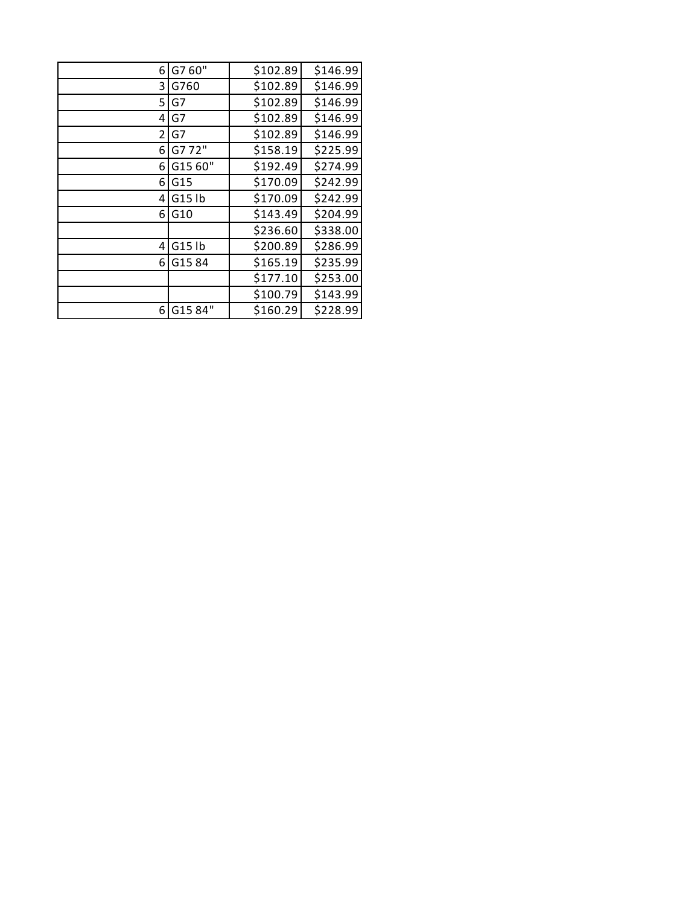| | | | |
|---|---|---|---|
| 6 | G7 60" | $102.89 | $146.99 |
| 3 | G760 | $102.89 | $146.99 |
| 5 | G7 | $102.89 | $146.99 |
| 4 | G7 | $102.89 | $146.99 |
| 2 | G7 | $102.89 | $146.99 |
| 6 | G7 72" | $158.19 | $225.99 |
| 6 | G15 60" | $192.49 | $274.99 |
| 6 | G15 | $170.09 | $242.99 |
| 4 | G15 lb | $170.09 | $242.99 |
| 6 | G10 | $143.49 | $204.99 |
| | | $236.60 | $338.00 |
| 4 | G15 lb | $200.89 | $286.99 |
| 6 | G15 84 | $165.19 | $235.99 |
| | | $177.10 | $253.00 |
| | | $100.79 | $143.99 |
| 6 | G15 84" | $160.29 | $228.99 |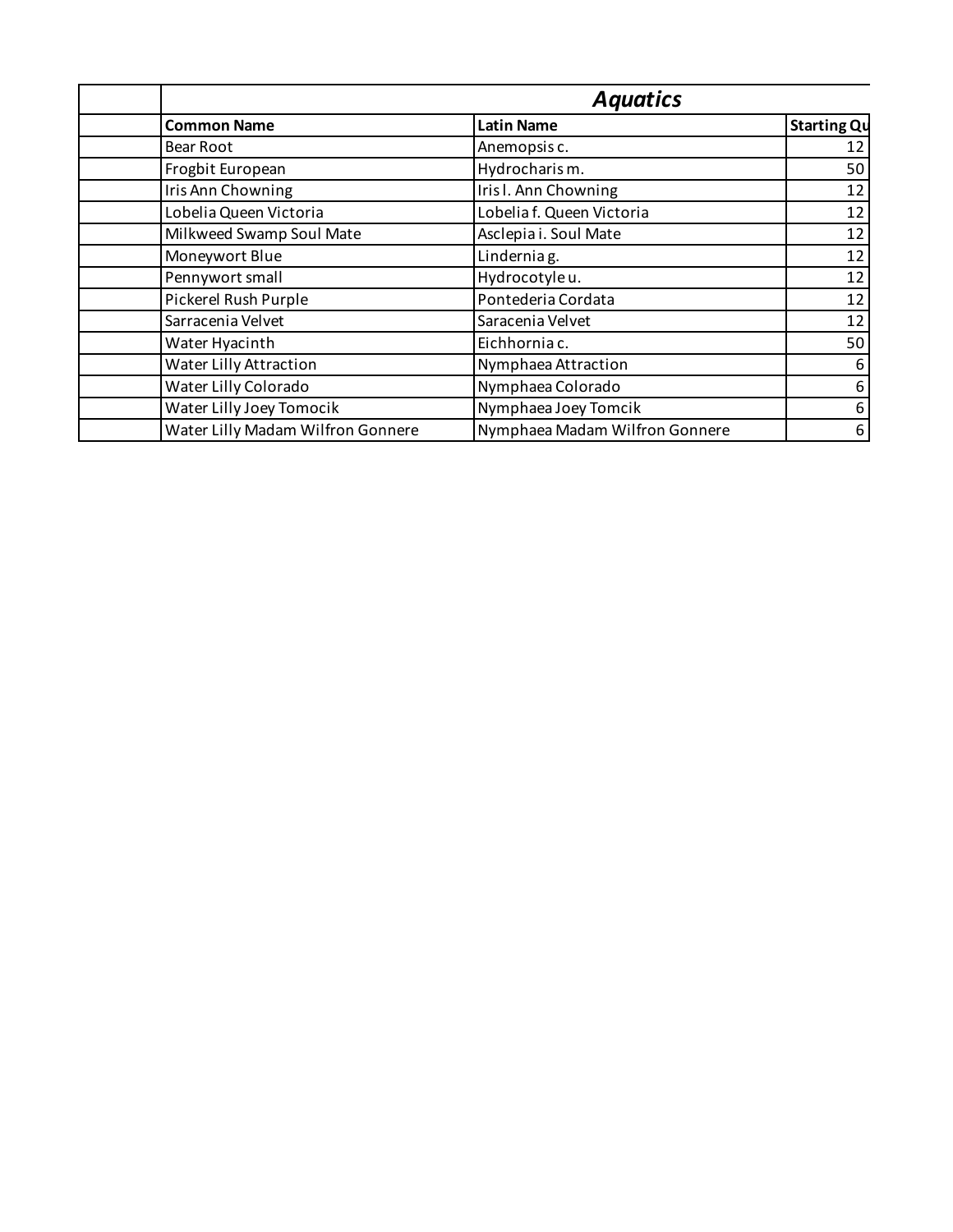| | Aquatics | | |
|---|---|---|---|
| | **Common Name** | **Latin Name** | **Starting Qu** |
| | Bear Root | Anemopsis c. | 12 |
| | Frogbit European | Hydrocharis m. | 50 |
| | Iris Ann Chowning | Iris l. Ann Chowning | 12 |
| | Lobelia Queen Victoria | Lobelia f. Queen Victoria | 12 |
| | Milkweed Swamp Soul Mate | Asclepia i. Soul Mate | 12 |
| | Moneywort Blue | Lindernia g. | 12 |
| | Pennywort small | Hydrocotyle u. | 12 |
| | Pickerel Rush Purple | Pontederia Cordata | 12 |
| | Sarracenia Velvet | Saracenia Velvet | 12 |
| | Water Hyacinth | Eichhornia c. | 50 |
| | Water Lilly Attraction | Nymphaea Attraction | 6 |
| | Water Lilly Colorado | Nymphaea Colorado | 6 |
| | Water Lilly Joey Tomocik | Nymphaea Joey Tomcik | 6 |
| | Water Lilly Madam Wilfron Gonnere | Nymphaea Madam Wilfron Gonnere | 6 |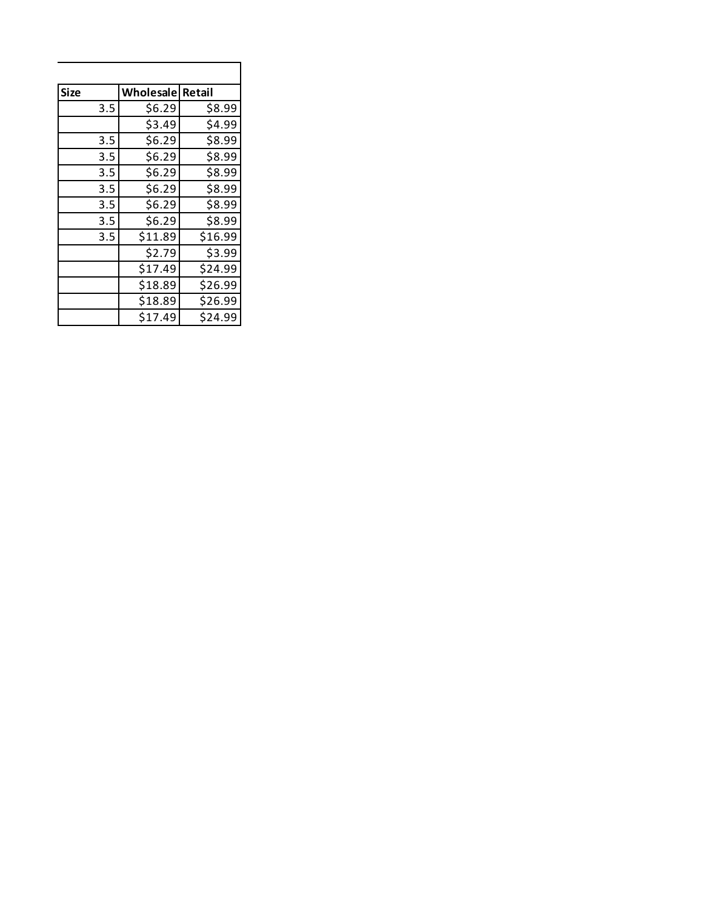| Size | Wholesale | Retail |
|---|---|---|
| 3.5 | $6.29 | $8.99 |
| | $3.49 | $4.99 |
| 3.5 | $6.29 | $8.99 |
| 3.5 | $6.29 | $8.99 |
| 3.5 | $6.29 | $8.99 |
| 3.5 | $6.29 | $8.99 |
| 3.5 | $6.29 | $8.99 |
| 3.5 | $6.29 | $8.99 |
| 3.5 | $11.89 | $16.99 |
| | $2.79 | $3.99 |
| | $17.49 | $24.99 |
| | $18.89 | $26.99 |
| | $18.89 | $26.99 |
| | $17.49 | $24.99 |